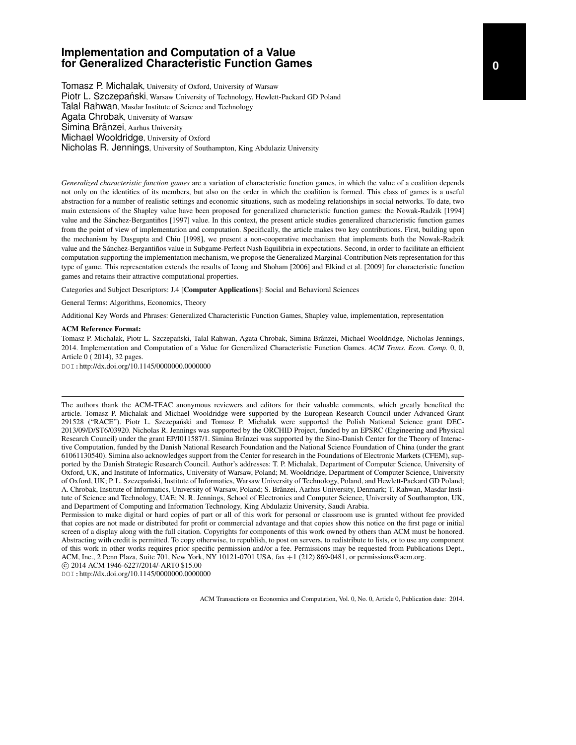# Implementation and Computation of a Value for Generalized Characteristic Function Games

Tomasz P. Michalak, University of Oxford, University of Warsaw
Piotr L. Szczepański, Warsaw University of Technology, Hewlett-Packard GD Poland
Talal Rahwan, Masdar Institute of Science and Technology
Agata Chrobak, University of Warsaw
Simina Brânzei, Aarhus University
Michael Wooldridge, University of Oxford
Nicholas R. Jennings, University of Southampton, King Abdulaziz University

*Generalized characteristic function games* are a variation of characteristic function games, in which the value of a coalition depends not only on the identities of its members, but also on the order in which the coalition is formed. This class of games is a useful abstraction for a number of realistic settings and economic situations, such as modeling relationships in social networks. To date, two main extensions of the Shapley value have been proposed for generalized characteristic function games: the Nowak-Radzik [1994] value and the Sánchez-Bergantiños [1997] value. In this context, the present article studies generalized characteristic function games from the point of view of implementation and computation. Specifically, the article makes two key contributions. First, building upon the mechanism by Dasgupta and Chiu [1998], we present a non-cooperative mechanism that implements both the Nowak-Radzik value and the Sánchez-Bergantiños value in Subgame-Perfect Nash Equilibria in expectations. Second, in order to facilitate an efficient computation supporting the implementation mechanism, we propose the Generalized Marginal-Contribution Nets representation for this type of game. This representation extends the results of Ieong and Shoham [2006] and Elkind et al. [2009] for characteristic function games and retains their attractive computational properties.

Categories and Subject Descriptors: J.4 [**Computer Applications**]: Social and Behavioral Sciences

General Terms: Algorithms, Economics, Theory

Additional Key Words and Phrases: Generalized Characteristic Function Games, Shapley value, implementation, representation

**ACM Reference Format:**

Tomasz P. Michalak, Piotr L. Szczepański, Talal Rahwan, Agata Chrobak, Simina Brânzei, Michael Wooldridge, Nicholas Jennings, 2014. Implementation and Computation of a Value for Generalized Characteristic Function Games. *ACM Trans. Econ. Comp.* 0, 0, Article 0 ( 2014), 32 pages.
DOI: http://dx.doi.org/10.1145/0000000.0000000

---

The authors thank the ACM-TEAC anonymous reviewers and editors for their valuable comments, which greatly benefited the article. Tomasz P. Michalak and Michael Wooldridge were supported by the European Research Council under Advanced Grant 291528 ("RACE"). Piotr L. Szczepański and Tomasz P. Michalak were supported the Polish National Science grant DEC-2013/09/D/ST6/03920. Nicholas R. Jennings was supported by the ORCHID Project, funded by an EPSRC (Engineering and Physical Research Council) under the grant EP/I011587/1. Simina Brânzei was supported by the Sino-Danish Center for the Theory of Interactive Computation, funded by the Danish National Research Foundation and the National Science Foundation of China (under the grant 61061130540). Simina also acknowledges support from the Center for research in the Foundations of Electronic Markets (CFEM), supported by the Danish Strategic Research Council. Author's addresses: T. P. Michalak, Department of Computer Science, University of Oxford, UK, and Institute of Informatics, University of Warsaw, Poland; M. Wooldridge, Department of Computer Science, University of Oxford, UK; P. L. Szczepański, Institute of Informatics, Warsaw University of Technology, Poland, and Hewlett-Packard GD Poland; A. Chrobak, Institute of Informatics, University of Warsaw, Poland; S. Brânzei, Aarhus University, Denmark; T. Rahwan, Masdar Institute of Science and Technology, UAE; N. R. Jennings, School of Electronics and Computer Science, University of Southampton, UK, and Department of Computing and Information Technology, King Abdulaziz University, Saudi Arabia.

Permission to make digital or hard copies of part or all of this work for personal or classroom use is granted without fee provided that copies are not made or distributed for profit or commercial advantage and that copies show this notice on the first page or initial screen of a display along with the full citation. Copyrights for components of this work owned by others than ACM must be honored. Abstracting with credit is permitted. To copy otherwise, to republish, to post on servers, to redistribute to lists, or to use any component of this work in other works requires prior specific permission and/or a fee. Permissions may be requested from Publications Dept., ACM, Inc., 2 Penn Plaza, Suite 701, New York, NY 10121-0701 USA, fax +1 (212) 869-0481, or permissions@acm.org.
© 2014 ACM 1946-6227/2014/-ART0 $15.00
DOI: http://dx.doi.org/10.1145/0000000.0000000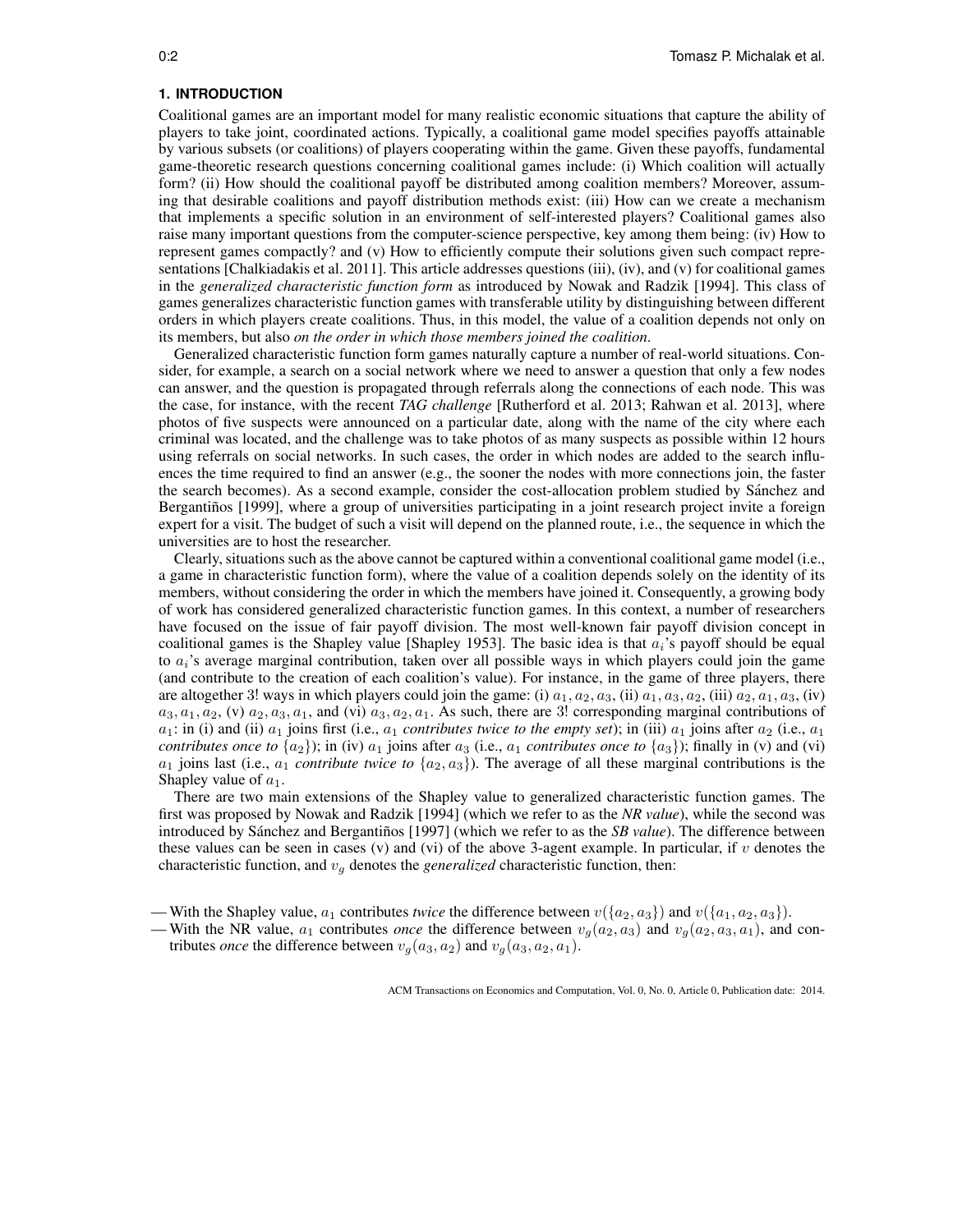## 1. INTRODUCTION

Coalitional games are an important model for many realistic economic situations that capture the ability of players to take joint, coordinated actions. Typically, a coalitional game model specifies payoffs attainable by various subsets (or coalitions) of players cooperating within the game. Given these payoffs, fundamental game-theoretic research questions concerning coalitional games include: (i) Which coalition will actually form? (ii) How should the coalitional payoff be distributed among coalition members? Moreover, assuming that desirable coalitions and payoff distribution methods exist: (iii) How can we create a mechanism that implements a specific solution in an environment of self-interested players? Coalitional games also raise many important questions from the computer-science perspective, key among them being: (iv) How to represent games compactly? and (v) How to efficiently compute their solutions given such compact representations [Chalkiadakis et al. 2011]. This article addresses questions (iii), (iv), and (v) for coalitional games in the *generalized characteristic function form* as introduced by Nowak and Radzik [1994]. This class of games generalizes characteristic function games with transferable utility by distinguishing between different orders in which players create coalitions. Thus, in this model, the value of a coalition depends not only on its members, but also *on the order in which those members joined the coalition*.

Generalized characteristic function form games naturally capture a number of real-world situations. Consider, for example, a search on a social network where we need to answer a question that only a few nodes can answer, and the question is propagated through referrals along the connections of each node. This was the case, for instance, with the recent *TAG challenge* [Rutherford et al. 2013; Rahwan et al. 2013], where photos of five suspects were announced on a particular date, along with the name of the city where each criminal was located, and the challenge was to take photos of as many suspects as possible within 12 hours using referrals on social networks. In such cases, the order in which nodes are added to the search influences the time required to find an answer (e.g., the sooner the nodes with more connections join, the faster the search becomes). As a second example, consider the cost-allocation problem studied by Sánchez and Bergantiños [1999], where a group of universities participating in a joint research project invite a foreign expert for a visit. The budget of such a visit will depend on the planned route, i.e., the sequence in which the universities are to host the researcher.

Clearly, situations such as the above cannot be captured within a conventional coalitional game model (i.e., a game in characteristic function form), where the value of a coalition depends solely on the identity of its members, without considering the order in which the members have joined it. Consequently, a growing body of work has considered generalized characteristic function games. In this context, a number of researchers have focused on the issue of fair payoff division. The most well-known fair payoff division concept in coalitional games is the Shapley value [Shapley 1953]. The basic idea is that $a_i$'s payoff should be equal to $a_i$'s average marginal contribution, taken over all possible ways in which players could join the game (and contribute to the creation of each coalition's value). For instance, in the game of three players, there are altogether 3! ways in which players could join the game: (i) $a_1, a_2, a_3$, (ii) $a_1, a_3, a_2$, (iii) $a_2, a_1, a_3$, (iv) $a_3, a_1, a_2$, (v) $a_2, a_3, a_1$, and (vi) $a_3, a_2, a_1$. As such, there are 3! corresponding marginal contributions of $a_1$: in (i) and (ii) $a_1$ joins first (i.e., $a_1$ *contributes twice to the empty set*); in (iii) $a_1$ joins after $a_2$ (i.e., $a_1$ *contributes once to* $\{a_2\}$); in (iv) $a_1$ joins after $a_3$ (i.e., $a_1$ *contributes once to* $\{a_3\}$); finally in (v) and (vi) $a_1$ joins last (i.e., $a_1$ *contribute twice to* $\{a_2, a_3\}$). The average of all these marginal contributions is the Shapley value of $a_1$.

There are two main extensions of the Shapley value to generalized characteristic function games. The first was proposed by Nowak and Radzik [1994] (which we refer to as the *NR value*), while the second was introduced by Sánchez and Bergantiños [1997] (which we refer to as the *SB value*). The difference between these values can be seen in cases (v) and (vi) of the above 3-agent example. In particular, if $v$ denotes the characteristic function, and $v_g$ denotes the *generalized* characteristic function, then:

— With the Shapley value, $a_1$ contributes *twice* the difference between $v(\{a_2, a_3\})$ and $v(\{a_1, a_2, a_3\})$.

— With the NR value, $a_1$ contributes *once* the difference between $v_g(a_2, a_3)$ and $v_g(a_2, a_3, a_1)$, and contributes *once* the difference between $v_g(a_3, a_2)$ and $v_g(a_3, a_2, a_1)$.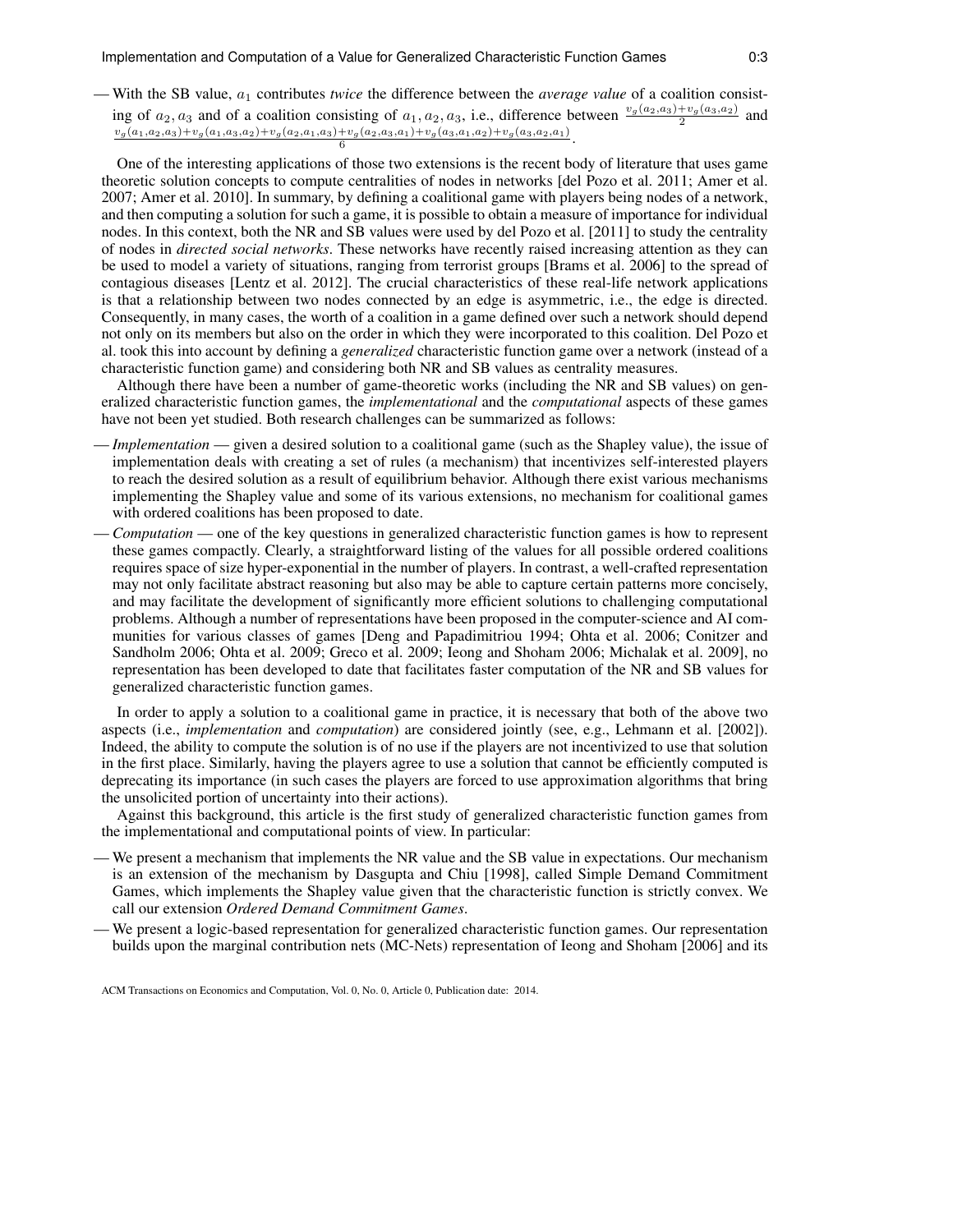— With the SB value, $a_1$ contributes *twice* the difference between the *average value* of a coalition consisting of $a_2, a_3$ and of a coalition consisting of $a_1, a_2, a_3$, i.e., difference between $\frac{v_g(a_2,a_3)+v_g(a_3,a_2)}{2}$ and $\frac{v_g(a_1,a_2,a_3)+v_g(a_1,a_3,a_2)+v_g(a_2,a_1,a_3)+v_g(a_2,a_3,a_1)+v_g(a_3,a_1,a_2)+v_g(a_3,a_2,a_1)}{6}$.

One of the interesting applications of those two extensions is the recent body of literature that uses game theoretic solution concepts to compute centralities of nodes in networks [del Pozo et al. 2011; Amer et al. 2007; Amer et al. 2010]. In summary, by defining a coalitional game with players being nodes of a network, and then computing a solution for such a game, it is possible to obtain a measure of importance for individual nodes. In this context, both the NR and SB values were used by del Pozo et al. [2011] to study the centrality of nodes in *directed social networks*. These networks have recently raised increasing attention as they can be used to model a variety of situations, ranging from terrorist groups [Brams et al. 2006] to the spread of contagious diseases [Lentz et al. 2012]. The crucial characteristics of these real-life network applications is that a relationship between two nodes connected by an edge is asymmetric, i.e., the edge is directed. Consequently, in many cases, the worth of a coalition in a game defined over such a network should depend not only on its members but also on the order in which they were incorporated to this coalition. Del Pozo et al. took this into account by defining a *generalized* characteristic function game over a network (instead of a characteristic function game) and considering both NR and SB values as centrality measures.

Although there have been a number of game-theoretic works (including the NR and SB values) on generalized characteristic function games, the *implementational* and the *computational* aspects of these games have not been yet studied. Both research challenges can be summarized as follows:

— *Implementation* — given a desired solution to a coalitional game (such as the Shapley value), the issue of implementation deals with creating a set of rules (a mechanism) that incentivizes self-interested players to reach the desired solution as a result of equilibrium behavior. Although there exist various mechanisms implementing the Shapley value and some of its various extensions, no mechanism for coalitional games with ordered coalitions has been proposed to date.

— *Computation* — one of the key questions in generalized characteristic function games is how to represent these games compactly. Clearly, a straightforward listing of the values for all possible ordered coalitions requires space of size hyper-exponential in the number of players. In contrast, a well-crafted representation may not only facilitate abstract reasoning but also may be able to capture certain patterns more concisely, and may facilitate the development of significantly more efficient solutions to challenging computational problems. Although a number of representations have been proposed in the computer-science and AI communities for various classes of games [Deng and Papadimitriou 1994; Ohta et al. 2006; Conitzer and Sandholm 2006; Ohta et al. 2009; Greco et al. 2009; Ieong and Shoham 2006; Michalak et al. 2009], no representation has been developed to date that facilitates faster computation of the NR and SB values for generalized characteristic function games.

In order to apply a solution to a coalitional game in practice, it is necessary that both of the above two aspects (i.e., *implementation* and *computation*) are considered jointly (see, e.g., Lehmann et al. [2002]). Indeed, the ability to compute the solution is of no use if the players are not incentivized to use that solution in the first place. Similarly, having the players agree to use a solution that cannot be efficiently computed is deprecating its importance (in such cases the players are forced to use approximation algorithms that bring the unsolicited portion of uncertainty into their actions).

Against this background, this article is the first study of generalized characteristic function games from the implementational and computational points of view. In particular:

— We present a mechanism that implements the NR value and the SB value in expectations. Our mechanism is an extension of the mechanism by Dasgupta and Chiu [1998], called Simple Demand Commitment Games, which implements the Shapley value given that the characteristic function is strictly convex. We call our extension *Ordered Demand Commitment Games*.

— We present a logic-based representation for generalized characteristic function games. Our representation builds upon the marginal contribution nets (MC-Nets) representation of Ieong and Shoham [2006] and its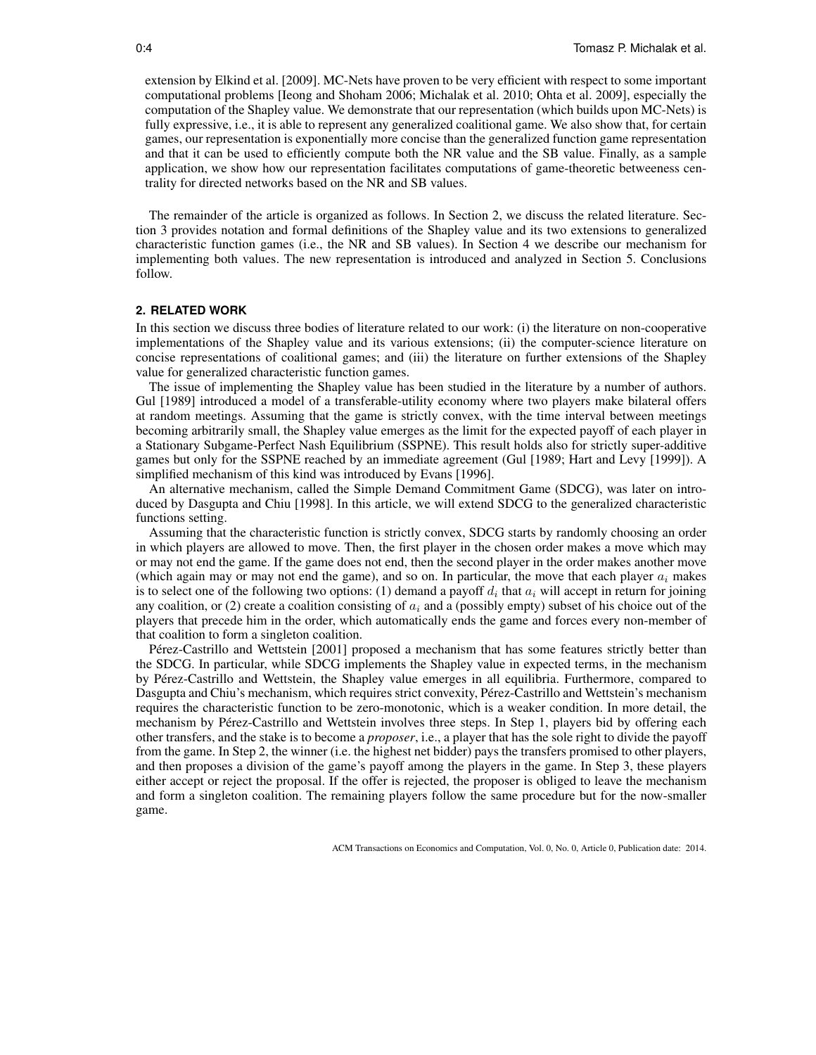extension by Elkind et al. [2009]. MC-Nets have proven to be very efficient with respect to some important computational problems [Ieong and Shoham 2006; Michalak et al. 2010; Ohta et al. 2009], especially the computation of the Shapley value. We demonstrate that our representation (which builds upon MC-Nets) is fully expressive, i.e., it is able to represent any generalized coalitional game. We also show that, for certain games, our representation is exponentially more concise than the generalized function game representation and that it can be used to efficiently compute both the NR value and the SB value. Finally, as a sample application, we show how our representation facilitates computations of game-theoretic betweeness centrality for directed networks based on the NR and SB values.

The remainder of the article is organized as follows. In Section 2, we discuss the related literature. Section 3 provides notation and formal definitions of the Shapley value and its two extensions to generalized characteristic function games (i.e., the NR and SB values). In Section 4 we describe our mechanism for implementing both values. The new representation is introduced and analyzed in Section 5. Conclusions follow.

## 2. RELATED WORK

In this section we discuss three bodies of literature related to our work: (i) the literature on non-cooperative implementations of the Shapley value and its various extensions; (ii) the computer-science literature on concise representations of coalitional games; and (iii) the literature on further extensions of the Shapley value for generalized characteristic function games.

The issue of implementing the Shapley value has been studied in the literature by a number of authors. Gul [1989] introduced a model of a transferable-utility economy where two players make bilateral offers at random meetings. Assuming that the game is strictly convex, with the time interval between meetings becoming arbitrarily small, the Shapley value emerges as the limit for the expected payoff of each player in a Stationary Subgame-Perfect Nash Equilibrium (SSPNE). This result holds also for strictly super-additive games but only for the SSPNE reached by an immediate agreement (Gul [1989; Hart and Levy [1999]). A simplified mechanism of this kind was introduced by Evans [1996].

An alternative mechanism, called the Simple Demand Commitment Game (SDCG), was later on introduced by Dasgupta and Chiu [1998]. In this article, we will extend SDCG to the generalized characteristic functions setting.

Assuming that the characteristic function is strictly convex, SDCG starts by randomly choosing an order in which players are allowed to move. Then, the first player in the chosen order makes a move which may or may not end the game. If the game does not end, then the second player in the order makes another move (which again may or may not end the game), and so on. In particular, the move that each player $a_i$ makes is to select one of the following two options: (1) demand a payoff $d_i$ that $a_i$ will accept in return for joining any coalition, or (2) create a coalition consisting of $a_i$ and a (possibly empty) subset of his choice out of the players that precede him in the order, which automatically ends the game and forces every non-member of that coalition to form a singleton coalition.

Pérez-Castrillo and Wettstein [2001] proposed a mechanism that has some features strictly better than the SDCG. In particular, while SDCG implements the Shapley value in expected terms, in the mechanism by Pérez-Castrillo and Wettstein, the Shapley value emerges in all equilibria. Furthermore, compared to Dasgupta and Chiu's mechanism, which requires strict convexity, Pérez-Castrillo and Wettstein's mechanism requires the characteristic function to be zero-monotonic, which is a weaker condition. In more detail, the mechanism by Pérez-Castrillo and Wettstein involves three steps. In Step 1, players bid by offering each other transfers, and the stake is to become a *proposer*, i.e., a player that has the sole right to divide the payoff from the game. In Step 2, the winner (i.e. the highest net bidder) pays the transfers promised to other players, and then proposes a division of the game's payoff among the players in the game. In Step 3, these players either accept or reject the proposal. If the offer is rejected, the proposer is obliged to leave the mechanism and form a singleton coalition. The remaining players follow the same procedure but for the now-smaller game.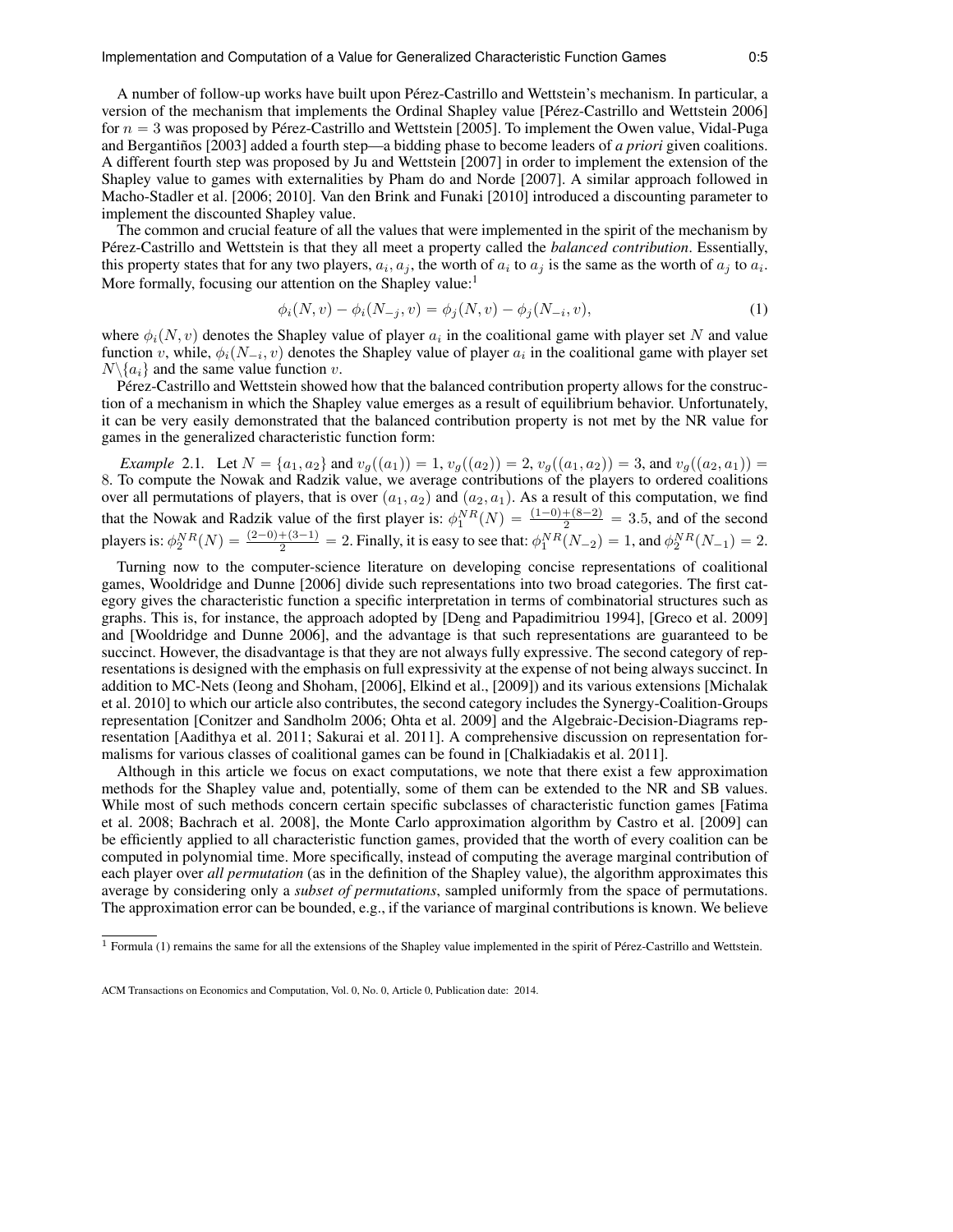A number of follow-up works have built upon Pérez-Castrillo and Wettstein's mechanism. In particular, a version of the mechanism that implements the Ordinal Shapley value [Pérez-Castrillo and Wettstein 2006] for $n = 3$ was proposed by Pérez-Castrillo and Wettstein [2005]. To implement the Owen value, Vidal-Puga and Bergantiños [2003] added a fourth step—a bidding phase to become leaders of *a priori* given coalitions. A different fourth step was proposed by Ju and Wettstein [2007] in order to implement the extension of the Shapley value to games with externalities by Pham do and Norde [2007]. A similar approach followed in Macho-Stadler et al. [2006; 2010]. Van den Brink and Funaki [2010] introduced a discounting parameter to implement the discounted Shapley value.

The common and crucial feature of all the values that were implemented in the spirit of the mechanism by Pérez-Castrillo and Wettstein is that they all meet a property called the *balanced contribution*. Essentially, this property states that for any two players, $a_i, a_j$, the worth of $a_i$ to $a_j$ is the same as the worth of $a_j$ to $a_i$. More formally, focusing our attention on the Shapley value:[1]

$$\phi_i(N, v) - \phi_i(N_{-j}, v) = \phi_j(N, v) - \phi_j(N_{-i}, v), \tag{1}$$

where $\phi_i(N, v)$ denotes the Shapley value of player $a_i$ in the coalitional game with player set $N$ and value function $v$, while, $\phi_i(N_{-i}, v)$ denotes the Shapley value of player $a_i$ in the coalitional game with player set $N \backslash \{a_i\}$ and the same value function $v$.

Pérez-Castrillo and Wettstein showed how that the balanced contribution property allows for the construction of a mechanism in which the Shapley value emerges as a result of equilibrium behavior. Unfortunately, it can be very easily demonstrated that the balanced contribution property is not met by the NR value for games in the generalized characteristic function form:

*Example* 2.1. Let $N = \{a_1, a_2\}$ and $v_g((a_1)) = 1$, $v_g((a_2)) = 2$, $v_g((a_1, a_2)) = 3$, and $v_g((a_2, a_1)) = 8$. To compute the Nowak and Radzik value, we average contributions of the players to ordered coalitions over all permutations of players, that is over $(a_1, a_2)$ and $(a_2, a_1)$. As a result of this computation, we find that the Nowak and Radzik value of the first player is: $\phi_1^{NR}(N) = \frac{(1-0)+(8-2)}{2} = 3.5$, and of the second players is: $\phi_2^{NR}(N) = \frac{(2-0)+(3-1)}{2} = 2$. Finally, it is easy to see that: $\phi_1^{NR}(N_{-2}) = 1$, and $\phi_2^{NR}(N_{-1}) = 2$.

Turning now to the computer-science literature on developing concise representations of coalitional games, Wooldridge and Dunne [2006] divide such representations into two broad categories. The first category gives the characteristic function a specific interpretation in terms of combinatorial structures such as graphs. This is, for instance, the approach adopted by [Deng and Papadimitriou 1994], [Greco et al. 2009] and [Wooldridge and Dunne 2006], and the advantage is that such representations are guaranteed to be succinct. However, the disadvantage is that they are not always fully expressive. The second category of representations is designed with the emphasis on full expressivity at the expense of not being always succinct. In addition to MC-Nets (Ieong and Shoham, [2006], Elkind et al., [2009]) and its various extensions [Michalak et al. 2010] to which our article also contributes, the second category includes the Synergy-Coalition-Groups representation [Conitzer and Sandholm 2006; Ohta et al. 2009] and the Algebraic-Decision-Diagrams representation [Aadithya et al. 2011; Sakurai et al. 2011]. A comprehensive discussion on representation formalisms for various classes of coalitional games can be found in [Chalkiadakis et al. 2011].

Although in this article we focus on exact computations, we note that there exist a few approximation methods for the Shapley value and, potentially, some of them can be extended to the NR and SB values. While most of such methods concern certain specific subclasses of characteristic function games [Fatima et al. 2008; Bachrach et al. 2008], the Monte Carlo approximation algorithm by Castro et al. [2009] can be efficiently applied to all characteristic function games, provided that the worth of every coalition can be computed in polynomial time. More specifically, instead of computing the average marginal contribution of each player over *all permutation* (as in the definition of the Shapley value), the algorithm approximates this average by considering only a *subset of permutations*, sampled uniformly from the space of permutations. The approximation error can be bounded, e.g., if the variance of marginal contributions is known. We believe

[1] Formula (1) remains the same for all the extensions of the Shapley value implemented in the spirit of Pérez-Castrillo and Wettstein.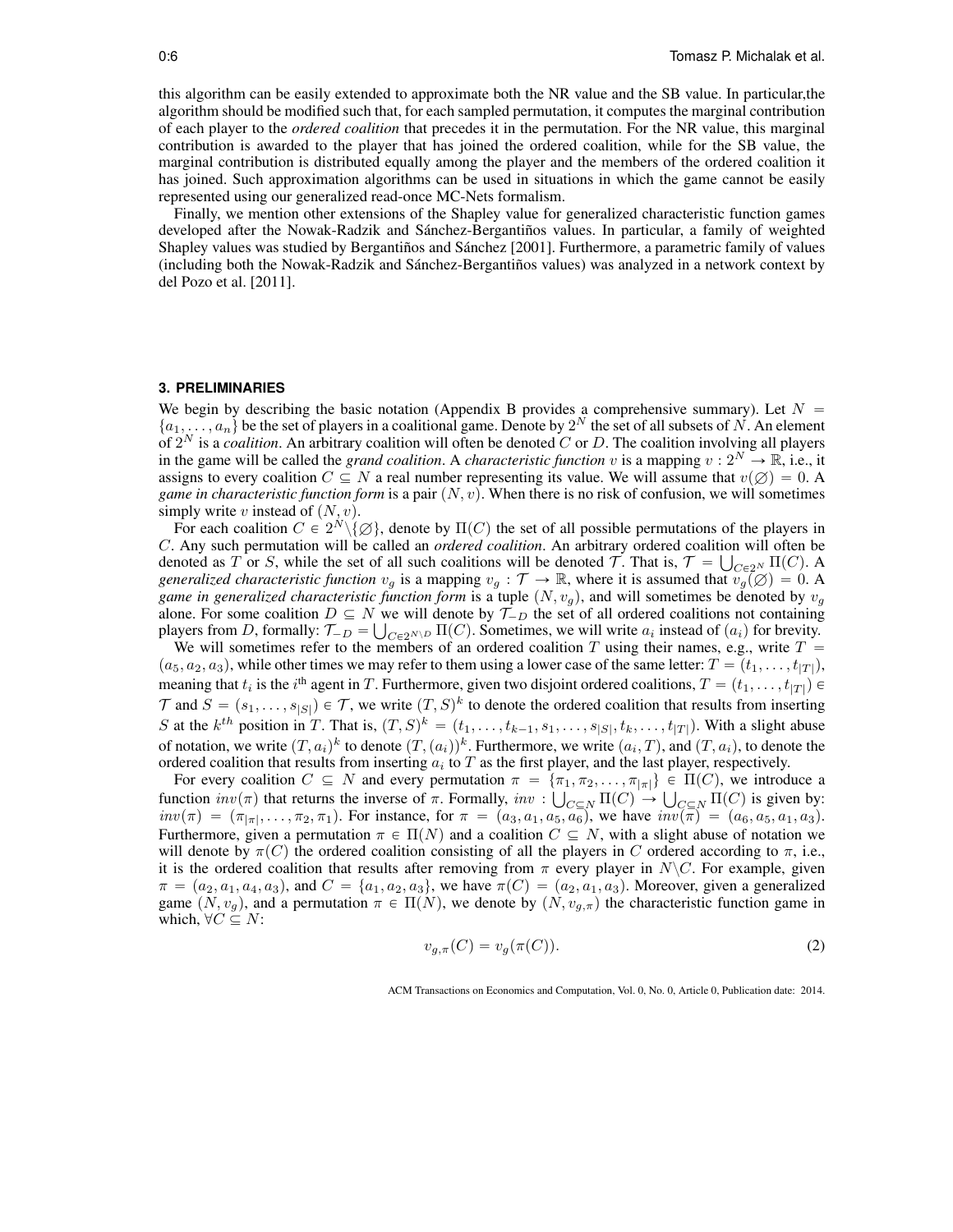this algorithm can be easily extended to approximate both the NR value and the SB value. In particular,the algorithm should be modified such that, for each sampled permutation, it computes the marginal contribution of each player to the *ordered coalition* that precedes it in the permutation. For the NR value, this marginal contribution is awarded to the player that has joined the ordered coalition, while for the SB value, the marginal contribution is distributed equally among the player and the members of the ordered coalition it has joined. Such approximation algorithms can be used in situations in which the game cannot be easily represented using our generalized read-once MC-Nets formalism.

Finally, we mention other extensions of the Shapley value for generalized characteristic function games developed after the Nowak-Radzik and Sánchez-Bergantiños values. In particular, a family of weighted Shapley values was studied by Bergantiños and Sánchez [2001]. Furthermore, a parametric family of values (including both the Nowak-Radzik and Sánchez-Bergantiños values) was analyzed in a network context by del Pozo et al. [2011].

## 3. PRELIMINARIES

We begin by describing the basic notation (Appendix B provides a comprehensive summary). Let $N = \{a_1, \ldots, a_n\}$ be the set of players in a coalitional game. Denote by $2^N$ the set of all subsets of $N$. An element of $2^N$ is a *coalition*. An arbitrary coalition will often be denoted $C$ or $D$. The coalition involving all players in the game will be called the *grand coalition*. A *characteristic function* $v$ is a mapping $v : 2^N \to \mathbb{R}$, i.e., it assigns to every coalition $C \subseteq N$ a real number representing its value. We will assume that $v(\varnothing) = 0$. A *game in characteristic function form* is a pair $(N, v)$. When there is no risk of confusion, we will sometimes simply write $v$ instead of $(N, v)$.

For each coalition $C \in 2^N \backslash \{\varnothing\}$, denote by $\Pi(C)$ the set of all possible permutations of the players in $C$. Any such permutation will be called an *ordered coalition*. An arbitrary ordered coalition will often be denoted as $T$ or $S$, while the set of all such coalitions will be denoted $\mathcal{T}$. That is, $\mathcal{T} = \bigcup_{C \in 2^N} \Pi(C)$. A *generalized characteristic function* $v_g$ is a mapping $v_g : \mathcal{T} \to \mathbb{R}$, where it is assumed that $v_g(\varnothing) = 0$. A *game in generalized characteristic function form* is a tuple $(N, v_g)$, and will sometimes be denoted by $v_g$ alone. For some coalition $D \subseteq N$ we will denote by $\mathcal{T}_{-D}$ the set of all ordered coalitions not containing players from $D$, formally: $\mathcal{T}_{-D} = \bigcup_{C \in 2^{N \backslash D}} \Pi(C)$. Sometimes, we will write $a_i$ instead of $(a_i)$ for brevity.

We will sometimes refer to the members of an ordered coalition $T$ using their names, e.g., write $T = (a_5, a_2, a_3)$, while other times we may refer to them using a lower case of the same letter: $T = (t_1, \ldots, t_{|T|})$, meaning that $t_i$ is the $i^{\text{th}}$ agent in $T$. Furthermore, given two disjoint ordered coalitions, $T = (t_1, \ldots, t_{|T|}) \in \mathcal{T}$ and $S = (s_1, \ldots, s_{|S|}) \in \mathcal{T}$, we write $(T, S)^k$ to denote the ordered coalition that results from inserting $S$ at the $k^{th}$ position in $T$. That is, $(T, S)^k = (t_1, \ldots, t_{k-1}, s_1, \ldots, s_{|S|}, t_k, \ldots, t_{|T|})$. With a slight abuse of notation, we write $(T, a_i)^k$ to denote $(T, (a_i))^k$. Furthermore, we write $(a_i, T)$, and $(T, a_i)$, to denote the ordered coalition that results from inserting $a_i$ to $T$ as the first player, and the last player, respectively.

For every coalition $C \subseteq N$ and every permutation $\pi = \{\pi_1, \pi_2, \ldots, \pi_{|\pi|}\} \in \Pi(C)$, we introduce a function $inv(\pi)$ that returns the inverse of $\pi$. Formally, $inv : \bigcup_{C \subseteq N} \Pi(C) \to \bigcup_{C \subseteq N} \Pi(C)$ is given by: $inv(\pi) = (\pi_{|\pi|}, \ldots, \pi_2, \pi_1)$. For instance, for $\pi = (a_3, a_1, a_5, a_6)$, we have $inv(\pi) = (a_6, a_5, a_1, a_3)$. Furthermore, given a permutation $\pi \in \Pi(N)$ and a coalition $C \subseteq N$, with a slight abuse of notation we will denote by $\pi(C)$ the ordered coalition consisting of all the players in $C$ ordered according to $\pi$, i.e., it is the ordered coalition that results after removing from $\pi$ every player in $N \backslash C$. For example, given $\pi = (a_2, a_1, a_4, a_3)$, and $C = \{a_1, a_2, a_3\}$, we have $\pi(C) = (a_2, a_1, a_3)$. Moreover, given a generalized game $(N, v_g)$, and a permutation $\pi \in \Pi(N)$, we denote by $(N, v_{g,\pi})$ the characteristic function game in which, $\forall C \subseteq N$:

$$v_{g,\pi}(C) = v_g(\pi(C)). \tag{2}$$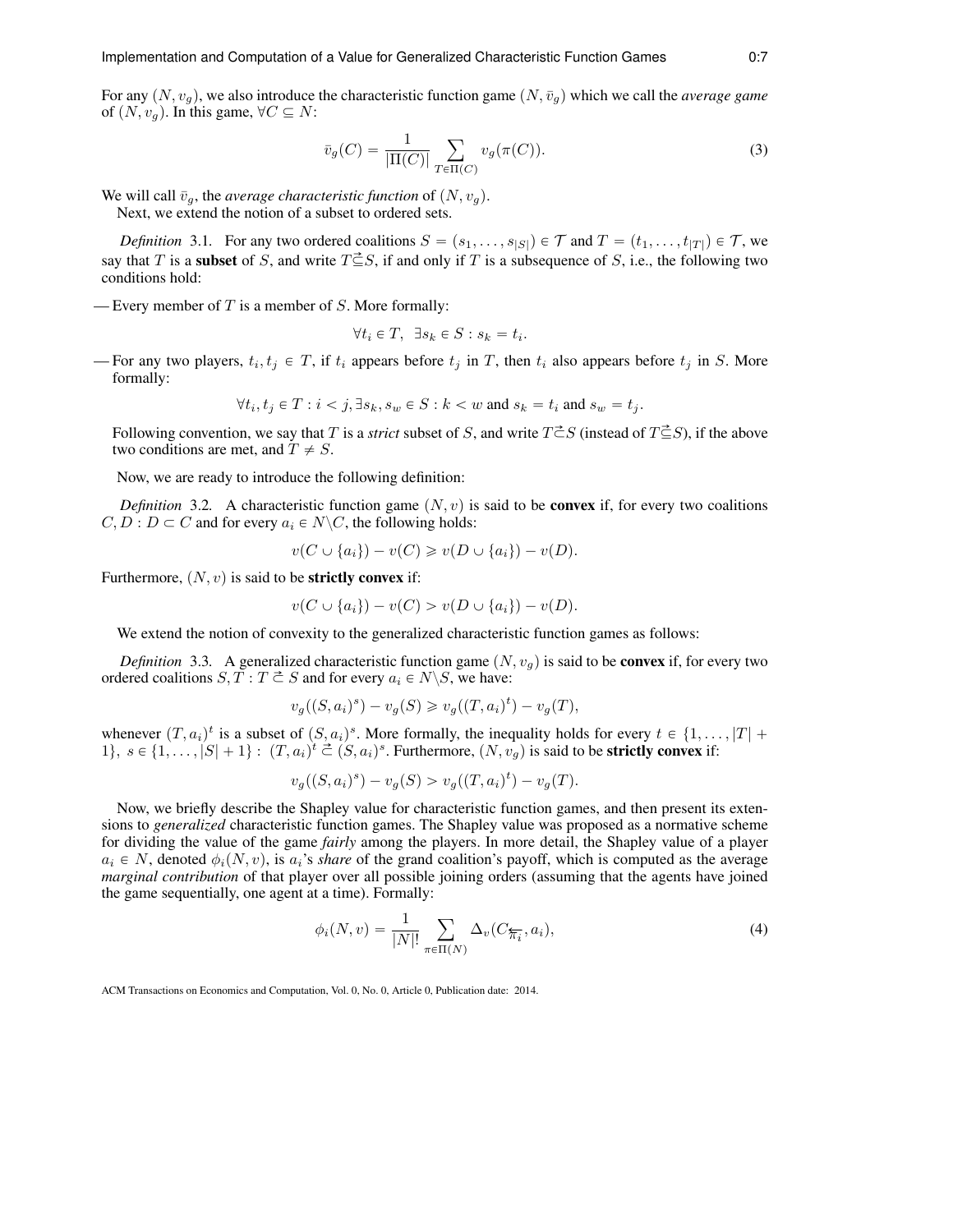For any $(N, v_g)$, we also introduce the characteristic function game $(N, \bar{v}_g)$ which we call the *average game* of $(N, v_g)$. In this game, $\forall C \subseteq N$:

$$\bar{v}_g(C) = \frac{1}{|\Pi(C)|} \sum_{T \in \Pi(C)} v_g(\pi(C)). \tag{3}$$

We will call $\bar{v}_g$, the *average characteristic function* of $(N, v_g)$.

Next, we extend the notion of a subset to ordered sets.

*Definition* 3.1. For any two ordered coalitions $S = (s_1, \ldots, s_{|S|}) \in \mathcal{T}$ and $T = (t_1, \ldots, t_{|T|}) \in \mathcal{T}$, we say that $T$ is a **subset** of $S$, and write $T \vec{\subseteq} S$, if and only if $T$ is a subsequence of $S$, i.e., the following two conditions hold:

— Every member of $T$ is a member of $S$. More formally:

$$\forall t_i \in T, \;\; \exists s_k \in S : s_k = t_i.$$

— For any two players, $t_i, t_j \in T$, if $t_i$ appears before $t_j$ in $T$, then $t_i$ also appears before $t_j$ in $S$. More formally:

$$\forall t_i, t_j \in T : i < j, \exists s_k, s_w \in S : k < w \text{ and } s_k = t_i \text{ and } s_w = t_j.$$

Following convention, we say that $T$ is a *strict* subset of $S$, and write $T \vec{\subset} S$ (instead of $T \vec{\subseteq} S$), if the above two conditions are met, and $T \neq S$.

Now, we are ready to introduce the following definition:

*Definition* 3.2. A characteristic function game $(N, v)$ is said to be **convex** if, for every two coalitions $C, D : D \subset C$ and for every $a_i \in N \backslash C$, the following holds:

$$v(C \cup \{a_i\}) - v(C) \geqslant v(D \cup \{a_i\}) - v(D).$$

Furthermore, $(N, v)$ is said to be **strictly convex** if:

$$v(C \cup \{a_i\}) - v(C) > v(D \cup \{a_i\}) - v(D).$$

We extend the notion of convexity to the generalized characteristic function games as follows:

*Definition* 3.3. A generalized characteristic function game $(N, v_g)$ is said to be **convex** if, for every two ordered coalitions $S, T : T \vec{\subset} S$ and for every $a_i \in N \backslash S$, we have:

$$v_g((S, a_i)^s) - v_g(S) \geqslant v_g((T, a_i)^t) - v_g(T),$$

whenever $(T, a_i)^t$ is a subset of $(S, a_i)^s$. More formally, the inequality holds for every $t \in \{1, \ldots, |T| + 1\}, \; s \in \{1, \ldots, |S| + 1\} : \; (T, a_i)^t \vec{\subset} (S, a_i)^s$. Furthermore, $(N, v_g)$ is said to be **strictly convex** if:

$$v_g((S, a_i)^s) - v_g(S) > v_g((T, a_i)^t) - v_g(T).$$

Now, we briefly describe the Shapley value for characteristic function games, and then present its extensions to *generalized* characteristic function games. The Shapley value was proposed as a normative scheme for dividing the value of the game *fairly* among the players. In more detail, the Shapley value of a player $a_i \in N$, denoted $\phi_i(N, v)$, is $a_i$'s *share* of the grand coalition's payoff, which is computed as the average *marginal contribution* of that player over all possible joining orders (assuming that the agents have joined the game sequentially, one agent at a time). Formally:

$$\phi_i(N, v) = \frac{1}{|N|!} \sum_{\pi \in \Pi(N)} \Delta_v(C_{\overleftarrow{\pi_i}}, a_i), \tag{4}$$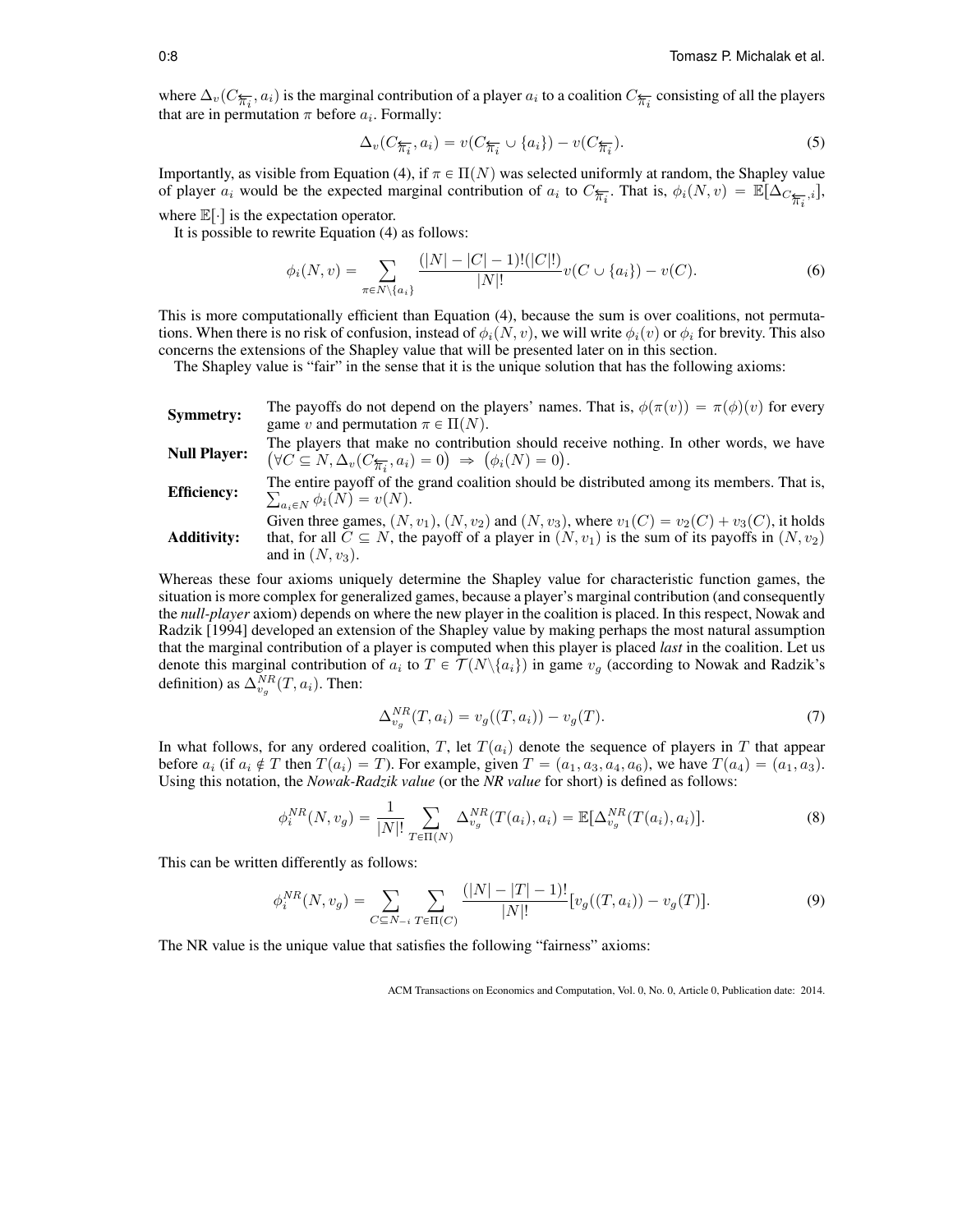where $\Delta_v(C_{\overleftarrow{\pi_i}}, a_i)$ is the marginal contribution of a player $a_i$ to a coalition $C_{\overleftarrow{\pi_i}}$ consisting of all the players that are in permutation $\pi$ before $a_i$. Formally:

$$\Delta_v(C_{\overleftarrow{\pi_i}}, a_i) = v(C_{\overleftarrow{\pi_i}} \cup \{a_i\}) - v(C_{\overleftarrow{\pi_i}}). \tag{5}$$

Importantly, as visible from Equation (4), if $\pi \in \Pi(N)$ was selected uniformly at random, the Shapley value of player $a_i$ would be the expected marginal contribution of $a_i$ to $C_{\overleftarrow{\pi_i}}$. That is, $\phi_i(N, v) = \mathbb{E}[\Delta_{C_{\overleftarrow{\pi_i}}, i}]$, where $\mathbb{E}[\cdot]$ is the expectation operator.

It is possible to rewrite Equation (4) as follows:

$$\phi_i(N, v) = \sum_{\pi \in N \setminus \{a_i\}} \frac{(|N| - |C| - 1)!(|C|!)}{|N|!} v(C \cup \{a_i\}) - v(C). \tag{6}$$

This is more computationally efficient than Equation (4), because the sum is over coalitions, not permutations. When there is no risk of confusion, instead of $\phi_i(N, v)$, we will write $\phi_i(v)$ or $\phi_i$ for brevity. This also concerns the extensions of the Shapley value that will be presented later on in this section.

The Shapley value is "fair" in the sense that it is the unique solution that has the following axioms:

**Symmetry:** The payoffs do not depend on the players' names. That is, $\phi(\pi(v)) = \pi(\phi)(v)$ for every game $v$ and permutation $\pi \in \Pi(N)$.

**Null Player:** The players that make no contribution should receive nothing. In other words, we have $\big(\forall C \subseteq N, \Delta_v(C_{\overleftarrow{\pi_i}}, a_i) = 0\big) \Rightarrow \big(\phi_i(N) = 0\big)$.

**Efficiency:** The entire payoff of the grand coalition should be distributed among its members. That is, $\sum_{a_i \in N} \phi_i(N) = v(N)$.

**Additivity:** Given three games, $(N, v_1)$, $(N, v_2)$ and $(N, v_3)$, where $v_1(C) = v_2(C) + v_3(C)$, it holds that, for all $C \subseteq N$, the payoff of a player in $(N, v_1)$ is the sum of its payoffs in $(N, v_2)$ and in $(N, v_3)$.

Whereas these four axioms uniquely determine the Shapley value for characteristic function games, the situation is more complex for generalized games, because a player's marginal contribution (and consequently the *null-player* axiom) depends on where the new player in the coalition is placed. In this respect, Nowak and Radzik [1994] developed an extension of the Shapley value by making perhaps the most natural assumption that the marginal contribution of a player is computed when this player is placed *last* in the coalition. Let us denote this marginal contribution of $a_i$ to $T \in \mathcal{T}(N \setminus \{a_i\})$ in game $v_g$ (according to Nowak and Radzik's definition) as $\Delta^{NR}_{v_g}(T, a_i)$. Then:

$$\Delta^{NR}_{v_g}(T, a_i) = v_g((T, a_i)) - v_g(T). \tag{7}$$

In what follows, for any ordered coalition, $T$, let $T(a_i)$ denote the sequence of players in $T$ that appear before $a_i$ (if $a_i \notin T$ then $T(a_i) = T$). For example, given $T = (a_1, a_3, a_4, a_6)$, we have $T(a_4) = (a_1, a_3)$. Using this notation, the *Nowak-Radzik value* (or the *NR value* for short) is defined as follows:

$$\phi^{NR}_i(N, v_g) = \frac{1}{|N|!} \sum_{T \in \Pi(N)} \Delta^{NR}_{v_g}(T(a_i), a_i) = \mathbb{E}[\Delta^{NR}_{v_g}(T(a_i), a_i)]. \tag{8}$$

This can be written differently as follows:

$$\phi^{NR}_i(N, v_g) = \sum_{C \subseteq N_{-i}} \sum_{T \in \Pi(C)} \frac{(|N| - |T| - 1)!}{|N|!} [v_g((T, a_i)) - v_g(T)]. \tag{9}$$

The NR value is the unique value that satisfies the following "fairness" axioms: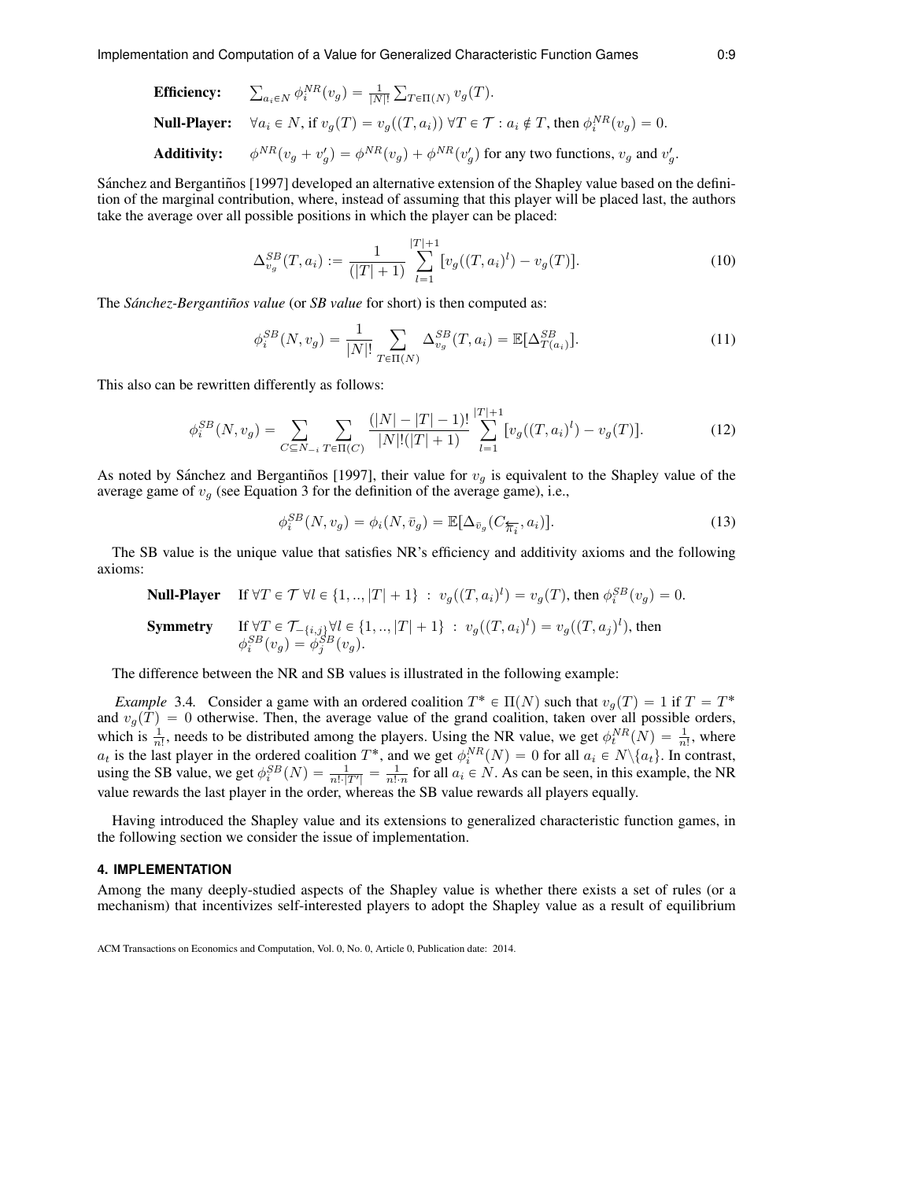**Efficiency:** $\sum_{a_i \in N} \phi_i^{NR}(v_g) = \frac{1}{|N|!} \sum_{T \in \Pi(N)} v_g(T)$.

**Null-Player:** $\forall a_i \in N$, if $v_g(T) = v_g((T, a_i)) \; \forall T \in \mathcal{T} : a_i \notin T$, then $\phi_i^{NR}(v_g) = 0$.

**Additivity:** $\phi^{NR}(v_g + v'_g) = \phi^{NR}(v_g) + \phi^{NR}(v'_g)$ for any two functions, $v_g$ and $v'_g$.

Sánchez and Bergantiños [1997] developed an alternative extension of the Shapley value based on the definition of the marginal contribution, where, instead of assuming that this player will be placed last, the authors take the average over all possible positions in which the player can be placed:

$$\Delta_{v_g}^{SB}(T, a_i) := \frac{1}{(|T| + 1)} \sum_{l=1}^{|T|+1} [v_g((T, a_i)^l) - v_g(T)]. \tag{10}$$

The *Sánchez-Bergantiños value* (or *SB value* for short) is then computed as:

$$\phi_i^{SB}(N, v_g) = \frac{1}{|N|!} \sum_{T \in \Pi(N)} \Delta_{v_g}^{SB}(T, a_i) = \mathbb{E}[\Delta_{T(a_i)}^{SB}]. \tag{11}$$

This also can be rewritten differently as follows:

$$\phi_i^{SB}(N, v_g) = \sum_{C \subseteq N_{-i}} \sum_{T \in \Pi(C)} \frac{(|N| - |T| - 1)!}{|N|!(|T| + 1)} \sum_{l=1}^{|T|+1} [v_g((T, a_i)^l) - v_g(T)]. \tag{12}$$

As noted by Sánchez and Bergantiños [1997], their value for $v_g$ is equivalent to the Shapley value of the average game of $v_g$ (see Equation 3 for the definition of the average game), i.e.,

$$\phi_i^{SB}(N, v_g) = \phi_i(N, \bar{v}_g) = \mathbb{E}[\Delta_{\bar{v}_g}(C_{\overleftarrow{\pi_i}}, a_i)]. \tag{13}$$

The SB value is the unique value that satisfies NR's efficiency and additivity axioms and the following axioms:

**Null-Player** If $\forall T \in \mathcal{T} \; \forall l \in \{1, .., |T| + 1\} \; : \; v_g((T, a_i)^l) = v_g(T)$, then $\phi_i^{SB}(v_g) = 0$.

**Symmetry** If $\forall T \in \mathcal{T}_{-\{i,j\}} \forall l \in \{1, .., |T| + 1\} \; : \; v_g((T, a_i)^l) = v_g((T, a_j)^l)$, then $\phi_i^{SB}(v_g) = \phi_j^{SB}(v_g)$.

The difference between the NR and SB values is illustrated in the following example:

*Example* 3.4. Consider a game with an ordered coalition $T^* \in \Pi(N)$ such that $v_g(T) = 1$ if $T = T^*$ and $v_g(T) = 0$ otherwise. Then, the average value of the grand coalition, taken over all possible orders, which is $\frac{1}{n!}$, needs to be distributed among the players. Using the NR value, we get $\phi_t^{NR}(N) = \frac{1}{n!}$, where $a_t$ is the last player in the ordered coalition $T^*$, and we get $\phi_i^{NR}(N) = 0$ for all $a_i \in N \backslash \{a_t\}$. In contrast, using the SB value, we get $\phi_i^{SB}(N) = \frac{1}{n! \cdot |T'|} = \frac{1}{n! \cdot n}$ for all $a_i \in N$. As can be seen, in this example, the NR value rewards the last player in the order, whereas the SB value rewards all players equally.

Having introduced the Shapley value and its extensions to generalized characteristic function games, in the following section we consider the issue of implementation.

## 4. IMPLEMENTATION

Among the many deeply-studied aspects of the Shapley value is whether there exists a set of rules (or a mechanism) that incentivizes self-interested players to adopt the Shapley value as a result of equilibrium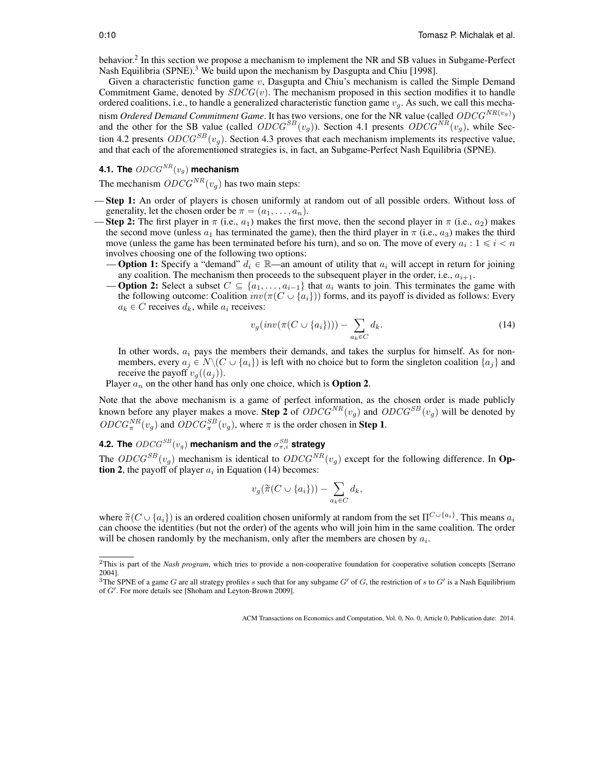behavior.[2] In this section we propose a mechanism to implement the NR and SB values in Subgame-Perfect Nash Equilibria (SPNE).[3] We build upon the mechanism by Dasgupta and Chiu [1998].

Given a characteristic function game $v$, Dasgupta and Chiu's mechanism is called the Simple Demand Commitment Game, denoted by $SDCG(v)$. The mechanism proposed in this section modifies it to handle ordered coalitions, i.e., to handle a generalized characteristic function game $v_g$. As such, we call this mechanism *Ordered Demand Commitment Game*. It has two versions, one for the NR value (called $ODCG^{NR(v_g)}$) and the other for the SB value (called $ODCG^{SB}(v_g)$). Section 4.1 presents $ODCG^{NR}(v_g)$, while Section 4.2 presents $ODCG^{SB}(v_g)$. Section 4.3 proves that each mechanism implements its respective value, and that each of the aforementioned strategies is, in fact, an Subgame-Perfect Nash Equilibria (SPNE).

### 4.1. The $ODCG^{NR}(v_g)$ mechanism

The mechanism $ODCG^{NR}(v_g)$ has two main steps:

- **Step 1:** An order of players is chosen uniformly at random out of all possible orders. Without loss of generality, let the chosen order be $\pi = (a_1, \ldots, a_n)$.
- **Step 2:** The first player in $\pi$ (i.e., $a_1$) makes the first move, then the second player in $\pi$ (i.e., $a_2$) makes the second move (unless $a_1$ has terminated the game), then the third player in $\pi$ (i.e., $a_3$) makes the third move (unless the game has been terminated before his turn), and so on. The move of every $a_i : 1 \leqslant i < n$ involves choosing one of the following two options:
  - **Option 1:** Specify a "demand" $d_i \in \mathbb{R}$—an amount of utility that $a_i$ will accept in return for joining any coalition. The mechanism then proceeds to the subsequent player in the order, i.e., $a_{i+1}$.
  - **Option 2:** Select a subset $C \subseteq \{a_1, \ldots, a_{i-1}\}$ that $a_i$ wants to join. This terminates the game with the following outcome: Coalition $inv(\pi(C \cup \{a_i\}))$ forms, and its payoff is divided as follows: Every $a_k \in C$ receives $d_k$, while $a_i$ receives:

$$v_g(inv(\pi(C \cup \{a_i\}))) - \sum_{a_k \in C} d_k. \tag{14}$$

  In other words, $a_i$ pays the members their demands, and takes the surplus for himself. As for non-members, every $a_j \in N \backslash (C \cup \{a_i\})$ is left with no choice but to form the singleton coalition $\{a_j\}$ and receive the payoff $v_g((a_j))$.

  Player $a_n$ on the other hand has only one choice, which is **Option 2**.

Note that the above mechanism is a game of perfect information, as the chosen order is made publicly known before any player makes a move. **Step 2** of $ODCG^{NR}(v_g)$ and $ODCG^{SB}(v_g)$ will be denoted by $ODCG^{NR}_{\pi}(v_g)$ and $ODCG^{SB}_{\pi}(v_g)$, where $\pi$ is the order chosen in **Step 1**.

### 4.2. The $ODCG^{SB}(v_g)$ mechanism and the $\sigma^{SB}_{\pi,i}$ strategy

The $ODCG^{SB}(v_g)$ mechanism is identical to $ODCG^{NR}(v_g)$ except for the following difference. In **Option 2**, the payoff of player $a_i$ in Equation (14) becomes:

$$v_g(\widetilde{\pi}(C \cup \{a_i\})) - \sum_{a_k \in C} d_k,$$

where $\widetilde{\pi}(C \cup \{a_i\})$ is an ordered coalition chosen uniformly at random from the set $\Pi^{C \cup \{a_i\}}$. This means $a_i$ can choose the identities (but not the order) of the agents who will join him in the same coalition. The order will be chosen randomly by the mechanism, only after the members are chosen by $a_i$.

---

[2] This is part of the *Nash program*, which tries to provide a non-cooperative foundation for cooperative solution concepts [Serrano 2004].

[3] The SPNE of a game $G$ are all strategy profiles $s$ such that for any subgame $G'$ of $G$, the restriction of $s$ to $G'$ is a Nash Equilibrium of $G'$. For more details see [Shoham and Leyton-Brown 2009].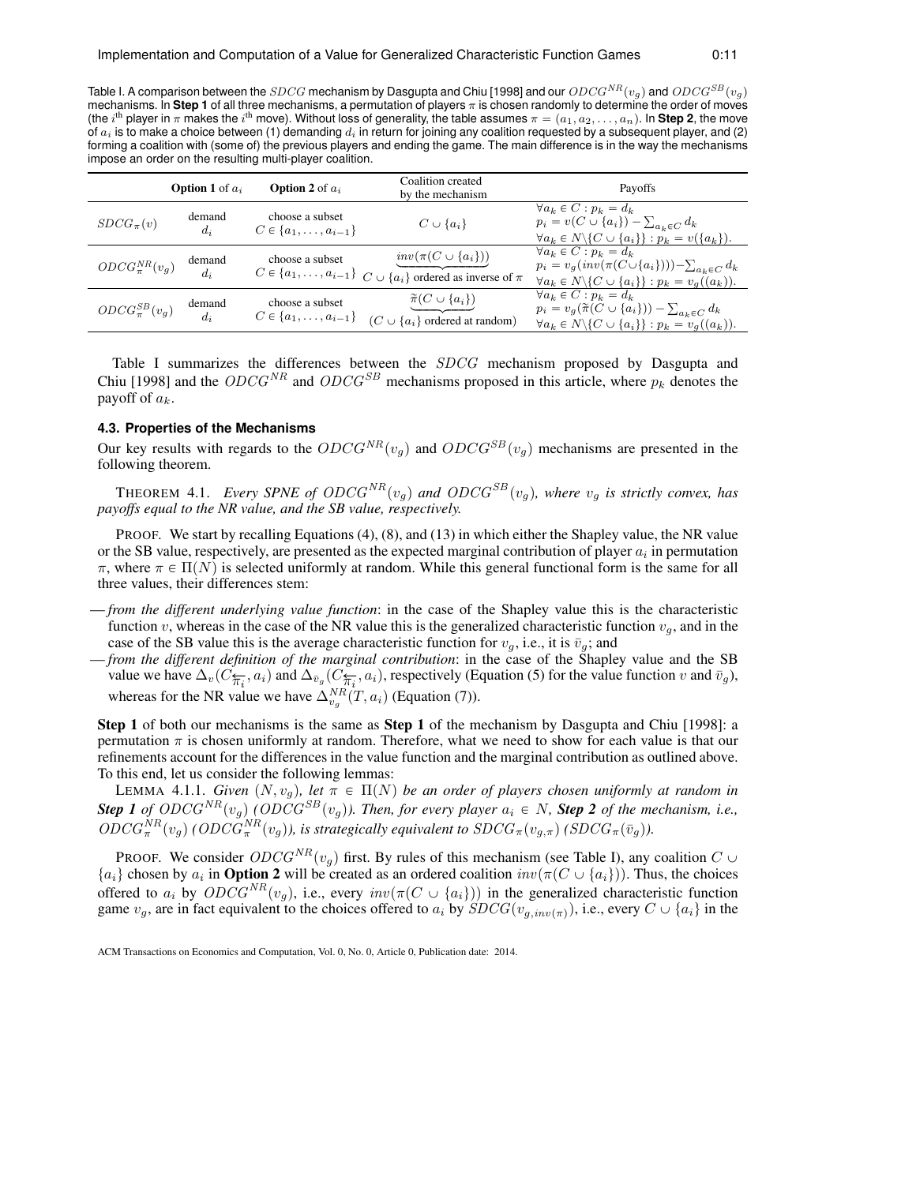Table I. A comparison between the $SDCG$ mechanism by Dasgupta and Chiu [1998] and our $ODCG^{NR}(v_g)$ and $ODCG^{SB}(v_g)$ mechanisms. In **Step 1** of all three mechanisms, a permutation of players $\pi$ is chosen randomly to determine the order of moves (the $i^{\text{th}}$ player in $\pi$ makes the $i^{\text{th}}$ move). Without loss of generality, the table assumes $\pi = (a_1, a_2, \ldots, a_n)$. In **Step 2**, the move of $a_i$ is to make a choice between (1) demanding $d_i$ in return for joining any coalition requested by a subsequent player, and (2) forming a coalition with (some of) the previous players and ending the game. The main difference is in the way the mechanisms impose an order on the resulting multi-player coalition.

| | **Option 1** of $a_i$ | **Option 2** of $a_i$ | Coalition created by the mechanism | Payoffs |
|---|---|---|---|---|
| $SDCG_\pi(v)$ | demand $d_i$ | choose a subset $C \in \{a_1, \ldots, a_{i-1}\}$ | $C \cup \{a_i\}$ | $\forall a_k \in C : p_k = d_k$ <br> $p_i = v(C \cup \{a_i\}) - \sum_{a_k \in C} d_k$ <br> $\forall a_k \in N \backslash \{C \cup \{a_i\}\} : p_k = v(\{a_k\})$. |
| $ODCG_\pi^{NR}(v_g)$ | demand $d_i$ | choose a subset $C \in \{a_1, \ldots, a_{i-1}\}$ | $\underbrace{inv(\pi(C \cup \{a_i\}))}_{C \cup \{a_i\} \text{ ordered as inverse of } \pi}$ | $\forall a_k \in C : p_k = d_k$ <br> $p_i = v_g(inv(\pi(C \cup \{a_i\}))) - \sum_{a_k \in C} d_k$ <br> $\forall a_k \in N \backslash \{C \cup \{a_i\}\} : p_k = v_g((a_k))$. |
| $ODCG_\pi^{SB}(v_g)$ | demand $d_i$ | choose a subset $C \in \{a_1, \ldots, a_{i-1}\}$ | $\underbrace{\widetilde{\pi}(C \cup \{a_i\})}_{(C \cup \{a_i\} \text{ ordered at random})}$ | $\forall a_k \in C : p_k = d_k$ <br> $p_i = v_g(\widetilde{\pi}(C \cup \{a_i\})) - \sum_{a_k \in C} d_k$ <br> $\forall a_k \in N \backslash \{C \cup \{a_i\}\} : p_k = v_g((a_k))$. |

Table I summarizes the differences between the $SDCG$ mechanism proposed by Dasgupta and Chiu [1998] and the $ODCG^{NR}$ and $ODCG^{SB}$ mechanisms proposed in this article, where $p_k$ denotes the payoff of $a_k$.

### 4.3. Properties of the Mechanisms

Our key results with regards to the $ODCG^{NR}(v_g)$ and $ODCG^{SB}(v_g)$ mechanisms are presented in the following theorem.

THEOREM 4.1. *Every SPNE of $ODCG^{NR}(v_g)$ and $ODCG^{SB}(v_g)$, where $v_g$ is strictly convex, has payoffs equal to the NR value, and the SB value, respectively.*

PROOF. We start by recalling Equations (4), (8), and (13) in which either the Shapley value, the NR value or the SB value, respectively, are presented as the expected marginal contribution of player $a_i$ in permutation $\pi$, where $\pi \in \Pi(N)$ is selected uniformly at random. While this general functional form is the same for all three values, their differences stem:

— *from the different underlying value function*: in the case of the Shapley value this is the characteristic function $v$, whereas in the case of the NR value this is the generalized characteristic function $v_g$, and in the case of the SB value this is the average characteristic function for $v_g$, i.e., it is $\bar{v}_g$; and

— *from the different definition of the marginal contribution*: in the case of the Shapley value and the SB value we have $\Delta_v(C_{\overleftarrow{\pi_i}}, a_i)$ and $\Delta_{\bar{v}_g}(C_{\overleftarrow{\pi_i}}, a_i)$, respectively (Equation (5) for the value function $v$ and $\bar{v}_g$), whereas for the NR value we have $\Delta_{v_g}^{NR}(T, a_i)$ (Equation (7)).

**Step 1** of both our mechanisms is the same as **Step 1** of the mechanism by Dasgupta and Chiu [1998]: a permutation $\pi$ is chosen uniformly at random. Therefore, what we need to show for each value is that our refinements account for the differences in the value function and the marginal contribution as outlined above. To this end, let us consider the following lemmas:

LEMMA 4.1.1. *Given $(N, v_g)$, let $\pi \in \Pi(N)$ be an order of players chosen uniformly at random in **Step 1** of $ODCG^{NR}(v_g)$ ($ODCG^{SB}(v_g)$). Then, for every player $a_i \in N$, **Step 2** of the mechanism, i.e., $ODCG_\pi^{NR}(v_g)$ ($ODCG_\pi^{NR}(v_g)$), is strategically equivalent to $SDCG_\pi(v_{g,\pi})$ ($SDCG_\pi(\bar{v}_g)$).*

PROOF. We consider $ODCG^{NR}(v_g)$ first. By rules of this mechanism (see Table I), any coalition $C \cup \{a_i\}$ chosen by $a_i$ in **Option 2** will be created as an ordered coalition $inv(\pi(C \cup \{a_i\}))$. Thus, the choices offered to $a_i$ by $ODCG^{NR}(v_g)$, i.e., every $inv(\pi(C \cup \{a_i\}))$ in the generalized characteristic function game $v_g$, are in fact equivalent to the choices offered to $a_i$ by $SDCG(v_{g,inv(\pi)})$, i.e., every $C \cup \{a_i\}$ in the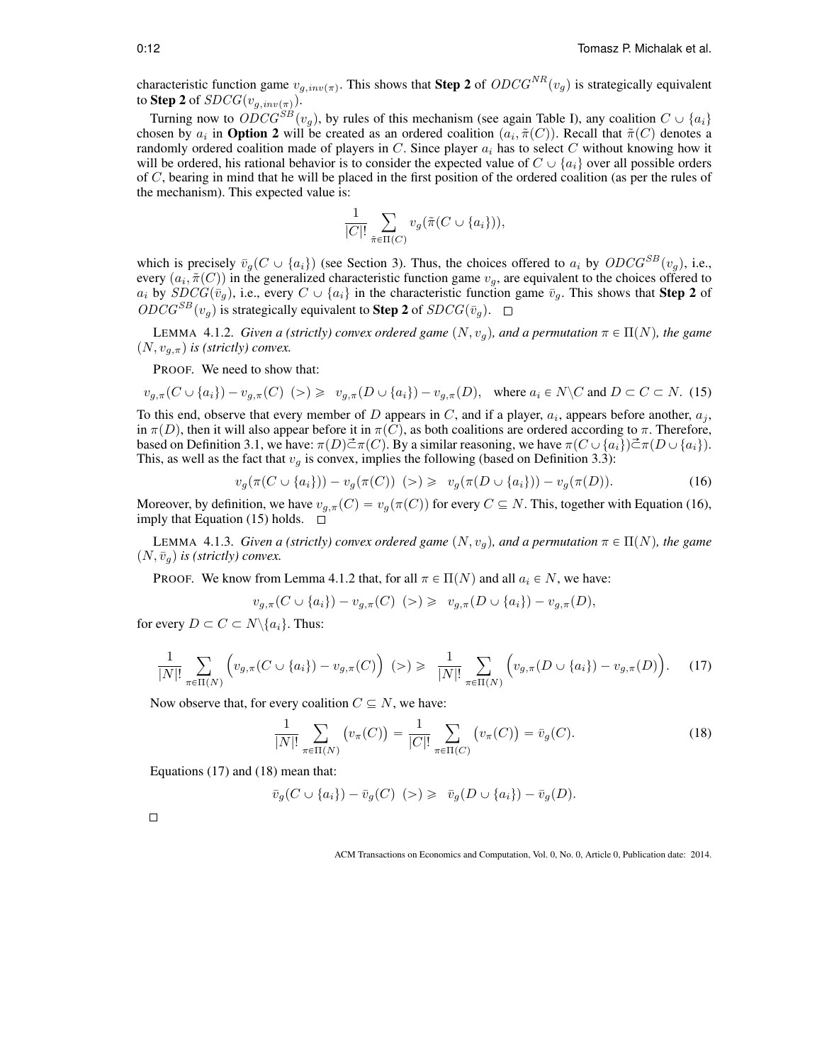characteristic function game $v_{g,inv(\pi)}$. This shows that **Step 2** of $ODCG^{NR}(v_g)$ is strategically equivalent to **Step 2** of $SDCG(v_{g,inv(\pi)})$.

Turning now to $ODCG^{SB}(v_g)$, by rules of this mechanism (see again Table I), any coalition $C \cup \{a_i\}$ chosen by $a_i$ in **Option 2** will be created as an ordered coalition $(a_i, \tilde{\pi}(C))$. Recall that $\tilde{\pi}(C)$ denotes a randomly ordered coalition made of players in $C$. Since player $a_i$ has to select $C$ without knowing how it will be ordered, his rational behavior is to consider the expected value of $C \cup \{a_i\}$ over all possible orders of $C$, bearing in mind that he will be placed in the first position of the ordered coalition (as per the rules of the mechanism). This expected value is:

$$\frac{1}{|C|!} \sum_{\tilde{\pi} \in \Pi(C)} v_g(\tilde{\pi}(C \cup \{a_i\})),$$

which is precisely $\bar{v}_g(C \cup \{a_i\})$ (see Section 3). Thus, the choices offered to $a_i$ by $ODCG^{SB}(v_g)$, i.e., every $(a_i, \tilde{\pi}(C))$ in the generalized characteristic function game $v_g$, are equivalent to the choices offered to $a_i$ by $SDCG(\bar{v}_g)$, i.e., every $C \cup \{a_i\}$ in the characteristic function game $\bar{v}_g$. This shows that **Step 2** of $ODCG^{SB}(v_g)$ is strategically equivalent to **Step 2** of $SDCG(\bar{v}_g)$. □

LEMMA 4.1.2. *Given a (strictly) convex ordered game $(N, v_g)$, and a permutation $\pi \in \Pi(N)$, the game $(N, v_{g,\pi})$ is (strictly) convex.*

PROOF. We need to show that:

$$v_{g,\pi}(C \cup \{a_i\}) - v_{g,\pi}(C) \;\; (>) \geqslant \;\; v_{g,\pi}(D \cup \{a_i\}) - v_{g,\pi}(D), \quad \text{where } a_i \in N \backslash C \text{ and } D \subset C \subset N. \quad (15)$$

To this end, observe that every member of $D$ appears in $C$, and if a player, $a_i$, appears before another, $a_j$, in $\pi(D)$, then it will also appear before it in $\pi(C)$, as both coalitions are ordered according to $\pi$. Therefore, based on Definition 3.1, we have: $\pi(D) \vec{\subset} \pi(C)$. By a similar reasoning, we have $\pi(C \cup \{a_i\}) \vec{\subset} \pi(D \cup \{a_i\})$. This, as well as the fact that $v_g$ is convex, implies the following (based on Definition 3.3):

$$v_g(\pi(C \cup \{a_i\})) - v_g(\pi(C)) \;\; (>) \geqslant \;\; v_g(\pi(D \cup \{a_i\})) - v_g(\pi(D)). \quad (16)$$

Moreover, by definition, we have $v_{g,\pi}(C) = v_g(\pi(C))$ for every $C \subseteq N$. This, together with Equation (16), imply that Equation (15) holds. □

LEMMA 4.1.3. *Given a (strictly) convex ordered game $(N, v_g)$, and a permutation $\pi \in \Pi(N)$, the game $(N, \bar{v}_g)$ is (strictly) convex.*

PROOF. We know from Lemma 4.1.2 that, for all $\pi \in \Pi(N)$ and all $a_i \in N$, we have:

$$v_{g,\pi}(C \cup \{a_i\}) - v_{g,\pi}(C) \;\; (>) \geqslant \;\; v_{g,\pi}(D \cup \{a_i\}) - v_{g,\pi}(D),$$

for every $D \subset C \subset N \backslash \{a_i\}$. Thus:

$$\frac{1}{|N|!} \sum_{\pi \in \Pi(N)} \Big( v_{g,\pi}(C \cup \{a_i\}) - v_{g,\pi}(C) \Big) \;\; (>) \geqslant \;\; \frac{1}{|N|!} \sum_{\pi \in \Pi(N)} \Big( v_{g,\pi}(D \cup \{a_i\}) - v_{g,\pi}(D) \Big). \quad (17)$$

Now observe that, for every coalition $C \subseteq N$, we have:

$$\frac{1}{|N|!} \sum_{\pi \in \Pi(N)} \big( v_\pi(C) \big) = \frac{1}{|C|!} \sum_{\pi \in \Pi(C)} \big( v_\pi(C) \big) = \bar{v}_g(C). \quad (18)$$

Equations (17) and (18) mean that:

$$\bar{v}_g(C \cup \{a_i\}) - \bar{v}_g(C) \;\; (>) \geqslant \;\; \bar{v}_g(D \cup \{a_i\}) - \bar{v}_g(D).$$

□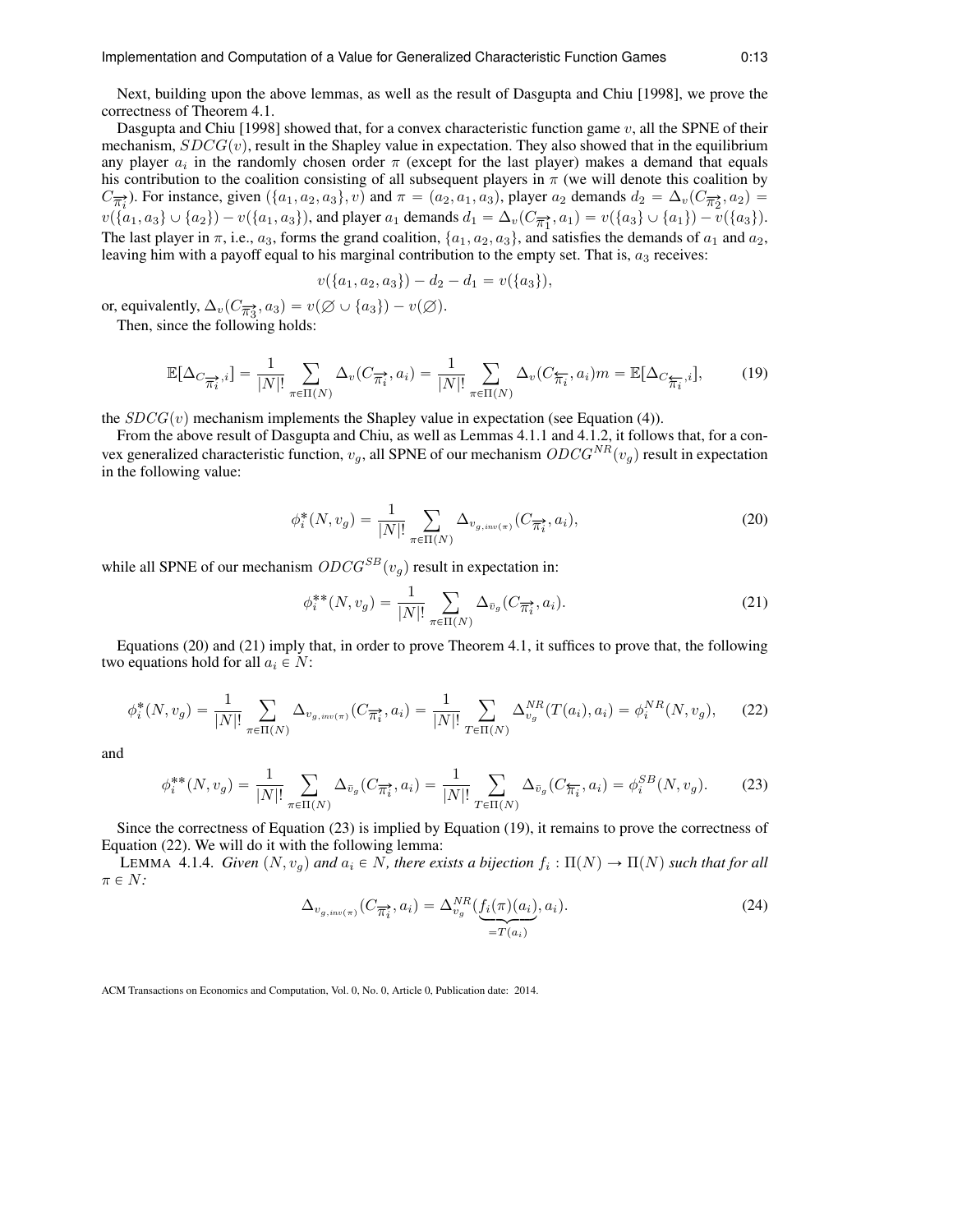Next, building upon the above lemmas, as well as the result of Dasgupta and Chiu [1998], we prove the correctness of Theorem 4.1.

Dasgupta and Chiu [1998] showed that, for a convex characteristic function game $v$, all the SPNE of their mechanism, $SDCG(v)$, result in the Shapley value in expectation. They also showed that in the equilibrium any player $a_i$ in the randomly chosen order $\pi$ (except for the last player) makes a demand that equals his contribution to the coalition consisting of all subsequent players in $\pi$ (we will denote this coalition by $C_{\overrightarrow{\pi_i}}$). For instance, given $(\{a_1, a_2, a_3\}, v)$ and $\pi = (a_2, a_1, a_3)$, player $a_2$ demands $d_2 = \Delta_v(C_{\overrightarrow{\pi_2}}, a_2) = v(\{a_1, a_3\} \cup \{a_2\}) - v(\{a_1, a_3\})$, and player $a_1$ demands $d_1 = \Delta_v(C_{\overrightarrow{\pi_1}}, a_1) = v(\{a_3\} \cup \{a_1\}) - v(\{a_3\})$. The last player in $\pi$, i.e., $a_3$, forms the grand coalition, $\{a_1, a_2, a_3\}$, and satisfies the demands of $a_1$ and $a_2$, leaving him with a payoff equal to his marginal contribution to the empty set. That is, $a_3$ receives:

$$v(\{a_1, a_2, a_3\}) - d_2 - d_1 = v(\{a_3\}),$$

or, equivalently, $\Delta_v(C_{\overrightarrow{\pi_3}}, a_3) = v(\varnothing \cup \{a_3\}) - v(\varnothing)$.

Then, since the following holds:

$$\mathbb{E}[\Delta_{C_{\overrightarrow{\pi_i}}, i}] = \frac{1}{|N|!} \sum_{\pi \in \Pi(N)} \Delta_v(C_{\overrightarrow{\pi_i}}, a_i) = \frac{1}{|N|!} \sum_{\pi \in \Pi(N)} \Delta_v(C_{\overleftarrow{\pi_i}}, a_i) m = \mathbb{E}[\Delta_{C_{\overleftarrow{\pi_i}}, i}], \tag{19}$$

the $SDCG(v)$ mechanism implements the Shapley value in expectation (see Equation (4)).

From the above result of Dasgupta and Chiu, as well as Lemmas 4.1.1 and 4.1.2, it follows that, for a convex generalized characteristic function, $v_g$, all SPNE of our mechanism $ODCG^{NR}(v_g)$ result in expectation in the following value:

$$\phi_i^*(N, v_g) = \frac{1}{|N|!} \sum_{\pi \in \Pi(N)} \Delta_{v_{g,inv(\pi)}}(C_{\overrightarrow{\pi_i}}, a_i), \tag{20}$$

while all SPNE of our mechanism $ODCG^{SB}(v_g)$ result in expectation in:

$$\phi_i^{**}(N, v_g) = \frac{1}{|N|!} \sum_{\pi \in \Pi(N)} \Delta_{\bar{v}_g}(C_{\overrightarrow{\pi_i}}, a_i). \tag{21}$$

Equations (20) and (21) imply that, in order to prove Theorem 4.1, it suffices to prove that, the following two equations hold for all $a_i \in N$:

$$\phi_i^*(N, v_g) = \frac{1}{|N|!} \sum_{\pi \in \Pi(N)} \Delta_{v_{g,inv(\pi)}}(C_{\overrightarrow{\pi_i}}, a_i) = \frac{1}{|N|!} \sum_{T \in \Pi(N)} \Delta_{v_g}^{NR}(T(a_i), a_i) = \phi_i^{NR}(N, v_g), \tag{22}$$

and

$$\phi_i^{**}(N, v_g) = \frac{1}{|N|!} \sum_{\pi \in \Pi(N)} \Delta_{\bar{v}_g}(C_{\overrightarrow{\pi_i}}, a_i) = \frac{1}{|N|!} \sum_{T \in \Pi(N)} \Delta_{\bar{v}_g}(C_{\overleftarrow{\pi_i}}, a_i) = \phi_i^{SB}(N, v_g). \tag{23}$$

Since the correctness of Equation (23) is implied by Equation (19), it remains to prove the correctness of Equation (22). We will do it with the following lemma:

LEMMA 4.1.4. *Given $(N, v_g)$ and $a_i \in N$, there exists a bijection $f_i : \Pi(N) \to \Pi(N)$ such that for all $\pi \in N$:*

$$\Delta_{v_{g,inv(\pi)}}(C_{\overrightarrow{\pi_i}}, a_i) = \Delta_{v_g}^{NR}(\underbrace{f_i(\pi)(a_i)}_{=T(a_i)}, a_i). \tag{24}$$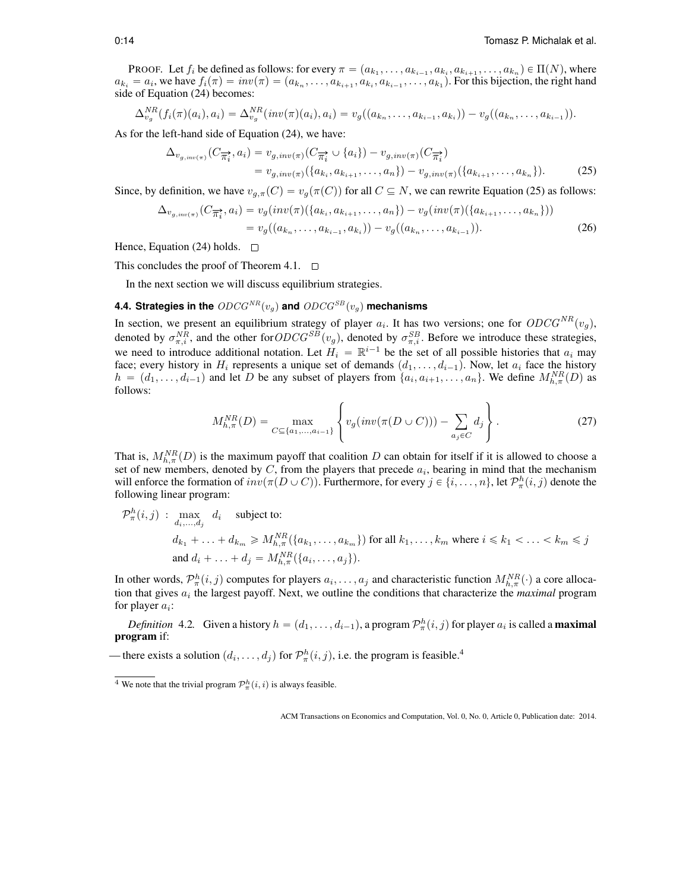PROOF. Let $f_i$ be defined as follows: for every $\pi = (a_{k_1}, \dots, a_{k_{i-1}}, a_{k_i}, a_{k_{i+1}}, \dots, a_{k_n}) \in \Pi(N)$, where $a_{k_i} = a_i$, we have $f_i(\pi) = inv(\pi) = (a_{k_n}, \dots, a_{k_{i+1}}, a_{k_i}, a_{k_{i-1}}, \dots, a_{k_1})$. For this bijection, the right hand side of Equation (24) becomes:

$$\Delta^{NR}_{v_g}(f_i(\pi)(a_i), a_i) = \Delta^{NR}_{v_g}(inv(\pi)(a_i), a_i) = v_g((a_{k_n}, \dots, a_{k_{i-1}}, a_{k_i})) - v_g((a_{k_n}, \dots, a_{k_{i-1}})).$$

As for the left-hand side of Equation (24), we have:

$$\begin{aligned}
\Delta_{v_{g,inv(\pi)}}(C_{\overrightarrow{\pi_i}}, a_i) &= v_{g,inv(\pi)}(C_{\overrightarrow{\pi_i}} \cup \{a_i\}) - v_{g,inv(\pi)}(C_{\overrightarrow{\pi_i}}) \\
&= v_{g,inv(\pi)}(\{a_{k_i}, a_{k_{i+1}}, \dots, a_n\}) - v_{g,inv(\pi)}(\{a_{k_{i+1}}, \dots, a_{k_n}\}). \qquad (25)
\end{aligned}$$

Since, by definition, we have $v_{g,\pi}(C) = v_g(\pi(C))$ for all $C \subseteq N$, we can rewrite Equation (25) as follows:

$$\begin{aligned}
\Delta_{v_{g,inv(\pi)}}(C_{\overrightarrow{\pi_i}}, a_i) &= v_g(inv(\pi)(\{a_{k_i}, a_{k_{i+1}}, \dots, a_n\}) - v_g(inv(\pi)(\{a_{k_{i+1}}, \dots, a_{k_n}\})) \\
&= v_g((a_{k_n}, \dots, a_{k_{i-1}}, a_{k_i})) - v_g((a_{k_n}, \dots, a_{k_{i-1}})). \qquad (26)
\end{aligned}$$

Hence, Equation (24) holds. □

This concludes the proof of Theorem 4.1. □

In the next section we will discuss equilibrium strategies.

### 4.4. Strategies in the $ODCG^{NR}(v_g)$ and $ODCG^{SB}(v_g)$ mechanisms

In section, we present an equilibrium strategy of player $a_i$. It has two versions; one for $ODCG^{NR}(v_g)$, denoted by $\sigma^{NR}_{\pi,i}$, and the other for $ODCG^{SB}(v_g)$, denoted by $\sigma^{SB}_{\pi,i}$. Before we introduce these strategies, we need to introduce additional notation. Let $H_i = \mathbb{R}^{i-1}$ be the set of all possible histories that $a_i$ may face; every history in $H_i$ represents a unique set of demands $(d_1, \dots, d_{i-1})$. Now, let $a_i$ face the history $h = (d_1, \dots, d_{i-1})$ and let $D$ be any subset of players from $\{a_i, a_{i+1}, \dots, a_n\}$. We define $M^{NR}_{h,\pi}(D)$ as follows:

$$M^{NR}_{h,\pi}(D) = \max_{C \subseteq \{a_1, \dots, a_{i-1}\}} \left\{ v_g(inv(\pi(D \cup C))) - \sum_{a_j \in C} d_j \right\}. \qquad (27)$$

That is, $M^{NR}_{h,\pi}(D)$ is the maximum payoff that coalition $D$ can obtain for itself if it is allowed to choose a set of new members, denoted by $C$, from the players that precede $a_i$, bearing in mind that the mechanism will enforce the formation of $inv(\pi(D \cup C))$. Furthermore, for every $j \in \{i, \dots, n\}$, let $\mathcal{P}^h_\pi(i, j)$ denote the following linear program:

$$\begin{aligned}
\mathcal{P}^h_\pi(i, j) \ : \ \max_{d_i, \dots, d_j} \ d_i \quad & \text{subject to:} \\
& d_{k_1} + \ldots + d_{k_m} \geqslant M^{NR}_{h,\pi}(\{a_{k_1}, \dots, a_{k_m}\}) \text{ for all } k_1, \dots, k_m \text{ where } i \leqslant k_1 < \ldots < k_m \leqslant j \\
& \text{and } d_i + \ldots + d_j = M^{NR}_{h,\pi}(\{a_i, \dots, a_j\}).
\end{aligned}$$

In other words, $\mathcal{P}^h_\pi(i, j)$ computes for players $a_i, \dots, a_j$ and characteristic function $M^{NR}_{h,\pi}(\cdot)$ a core allocation that gives $a_i$ the largest payoff. Next, we outline the conditions that characterize the *maximal* program for player $a_i$:

*Definition* 4.2. Given a history $h = (d_1, \dots, d_{i-1})$, a program $\mathcal{P}^h_\pi(i, j)$ for player $a_i$ is called a **maximal program** if:

— there exists a solution $(d_i, \dots, d_j)$ for $\mathcal{P}^h_\pi(i, j)$, i.e. the program is feasible.[4]

[4] We note that the trivial program $\mathcal{P}^h_\pi(i, i)$ is always feasible.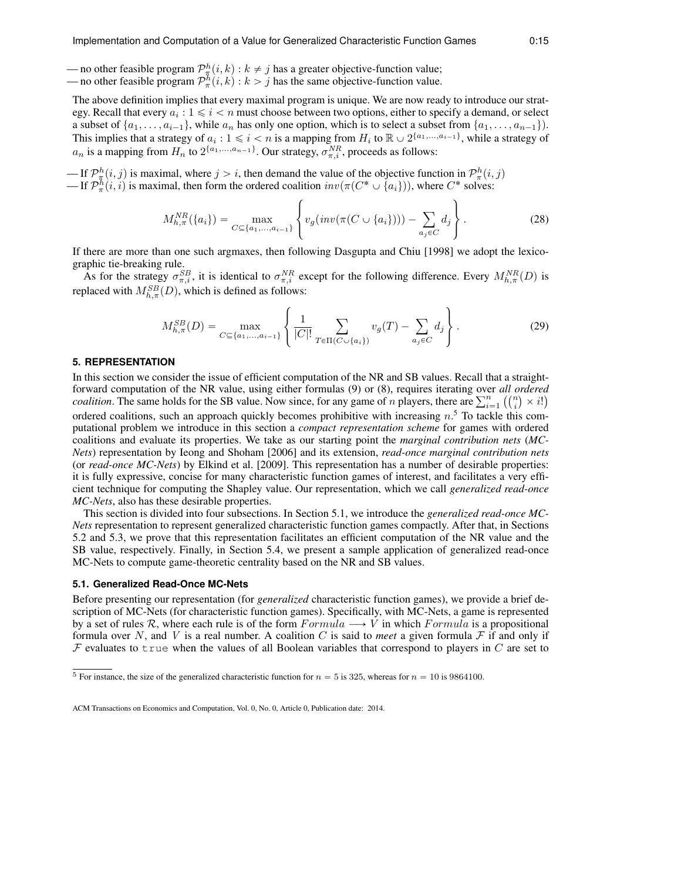— no other feasible program $\mathcal{P}^h_\pi(i,k) : k \neq j$ has a greater objective-function value;
— no other feasible program $\mathcal{P}^h_\pi(i,k) : k > j$ has the same objective-function value.

The above definition implies that every maximal program is unique. We are now ready to introduce our strategy. Recall that every $a_i : 1 \leqslant i < n$ must choose between two options, either to specify a demand, or select a subset of $\{a_1, \ldots, a_{i-1}\}$, while $a_n$ has only one option, which is to select a subset from $\{a_1, \ldots, a_{n-1}\}$). This implies that a strategy of $a_i : 1 \leqslant i < n$ is a mapping from $H_i$ to $\mathbb{R} \cup 2^{\{a_1,\ldots,a_{i-1}\}}$, while a strategy of $a_n$ is a mapping from $H_n$ to $2^{\{a_1,\ldots,a_{n-1}\}}$. Our strategy, $\sigma^{NR}_{\pi,i}$, proceeds as follows:

— If $\mathcal{P}^h_\pi(i,j)$ is maximal, where $j > i$, then demand the value of the objective function in $\mathcal{P}^h_\pi(i,j)$
— If $\mathcal{P}^h_\pi(i,i)$ is maximal, then form the ordered coalition $inv(\pi(C^* \cup \{a_i\}))$, where $C^*$ solves:

$$M^{NR}_{h,\pi}(\{a_i\}) = \max_{C \subseteq \{a_1,\ldots,a_{i-1}\}} \left\{ v_g(inv(\pi(C \cup \{a_i\}))) - \sum_{a_j \in C} d_j \right\}. \tag{28}$$

If there are more than one such argmaxes, then following Dasgupta and Chiu [1998] we adopt the lexicographic tie-breaking rule.

As for the strategy $\sigma^{SB}_{\pi,i}$, it is identical to $\sigma^{NR}_{\pi,i}$ except for the following difference. Every $M^{NR}_{h,\pi}(D)$ is replaced with $M^{SB}_{h,\pi}(D)$, which is defined as follows:

$$M^{SB}_{h,\pi}(D) = \max_{C \subseteq \{a_1,\ldots,a_{i-1}\}} \left\{ \frac{1}{|C|!} \sum_{T \in \Pi(C \cup \{a_i\})} v_g(T) - \sum_{a_j \in C} d_j \right\}. \tag{29}$$

## 5. REPRESENTATION

In this section we consider the issue of efficient computation of the NR and SB values. Recall that a straightforward computation of the NR value, using either formulas (9) or (8), requires iterating over *all ordered coalition*. The same holds for the SB value. Now since, for any game of $n$ players, there are $\sum_{i=1}^{n} \left(\binom{n}{i} \times i!\right)$ ordered coalitions, such an approach quickly becomes prohibitive with increasing $n$.[5] To tackle this computational problem we introduce in this section a *compact representation scheme* for games with ordered coalitions and evaluate its properties. We take as our starting point the *marginal contribution nets* (*MC-Nets*) representation by Ieong and Shoham [2006] and its extension, *read-once marginal contribution nets* (or *read-once MC-Nets*) by Elkind et al. [2009]. This representation has a number of desirable properties: it is fully expressive, concise for many characteristic function games of interest, and facilitates a very efficient technique for computing the Shapley value. Our representation, which we call *generalized read-once MC-Nets*, also has these desirable properties.

This section is divided into four subsections. In Section 5.1, we introduce the *generalized read-once MC-Nets* representation to represent generalized characteristic function games compactly. After that, in Sections 5.2 and 5.3, we prove that this representation facilitates an efficient computation of the NR value and the SB value, respectively. Finally, in Section 5.4, we present a sample application of generalized read-once MC-Nets to compute game-theoretic centrality based on the NR and SB values.

### 5.1. Generalized Read-Once MC-Nets

Before presenting our representation (for *generalized* characteristic function games), we provide a brief description of MC-Nets (for characteristic function games). Specifically, with MC-Nets, a game is represented by a set of rules $\mathcal{R}$, where each rule is of the form $Formula \longrightarrow V$ in which $Formula$ is a propositional formula over $N$, and $V$ is a real number. A coalition $C$ is said to *meet* a given formula $\mathcal{F}$ if and only if $\mathcal{F}$ evaluates to `true` when the values of all Boolean variables that correspond to players in $C$ are set to

[5] For instance, the size of the generalized characteristic function for $n = 5$ is 325, whereas for $n = 10$ is 9864100.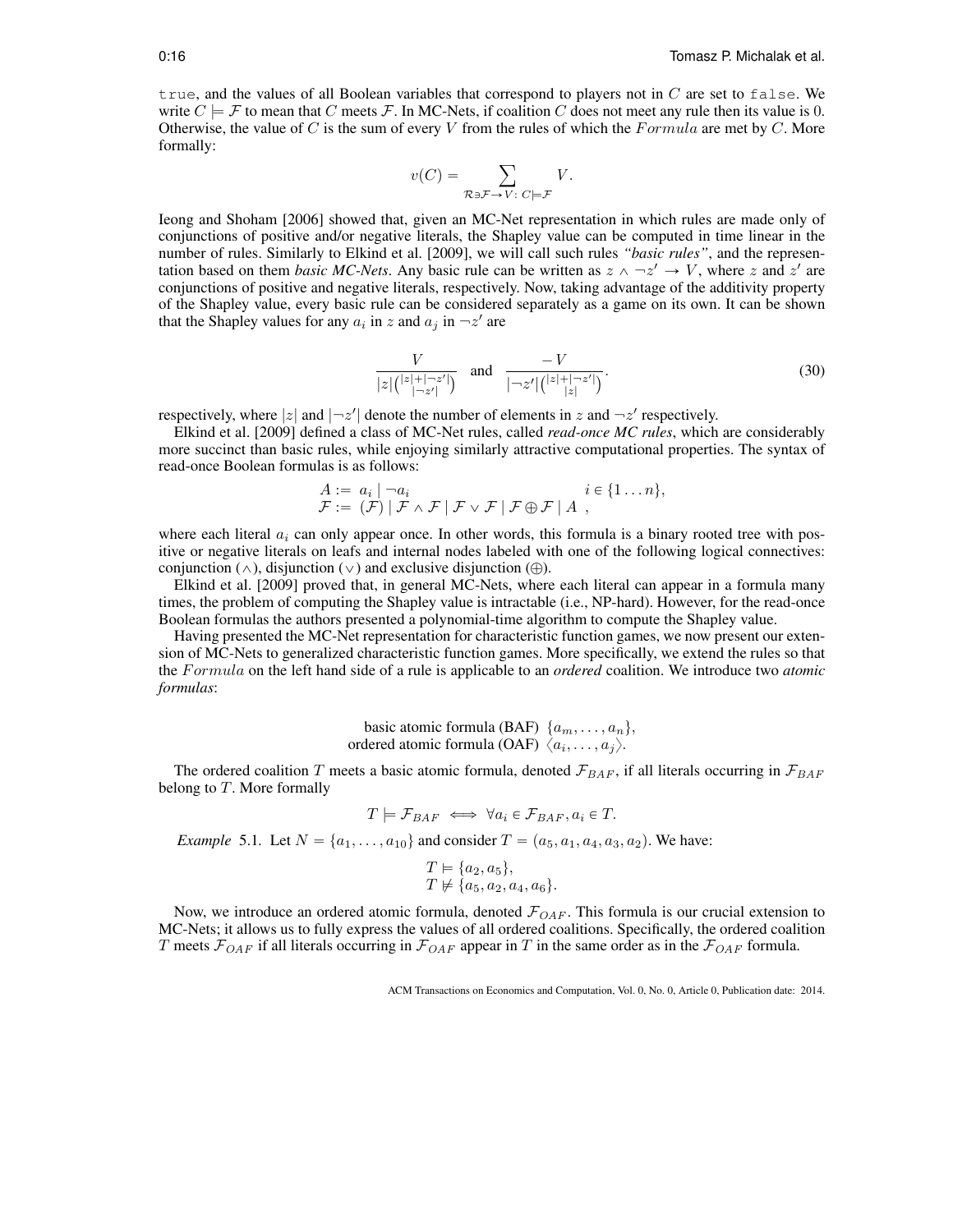`true`, and the values of all Boolean variables that correspond to players not in $C$ are set to `false`. We write $C \models \mathcal{F}$ to mean that $C$ meets $\mathcal{F}$. In MC-Nets, if coalition $C$ does not meet any rule then its value is 0. Otherwise, the value of $C$ is the sum of every $V$ from the rules of which the $Formula$ are met by $C$. More formally:

$$v(C) = \sum_{\mathcal{R} \ni \mathcal{F} \to V:\ C \models \mathcal{F}} V.$$

Ieong and Shoham [2006] showed that, given an MC-Net representation in which rules are made only of conjunctions of positive and/or negative literals, the Shapley value can be computed in time linear in the number of rules. Similarly to Elkind et al. [2009], we will call such rules *"basic rules"*, and the representation based on them *basic MC-Nets*. Any basic rule can be written as $z \wedge \neg z' \to V$, where $z$ and $z'$ are conjunctions of positive and negative literals, respectively. Now, taking advantage of the additivity property of the Shapley value, every basic rule can be considered separately as a game on its own. It can be shown that the Shapley values for any $a_i$ in $z$ and $a_j$ in $\neg z'$ are

$$\frac{V}{|z|\binom{|z|+|\neg z'|}{|\neg z'|}} \quad \text{and} \quad \frac{-V}{|\neg z'|\binom{|z|+|\neg z'|}{|z|}}. \tag{30}$$

respectively, where $|z|$ and $|\neg z'|$ denote the number of elements in $z$ and $\neg z'$ respectively.

Elkind et al. [2009] defined a class of MC-Net rules, called *read-once MC rules*, which are considerably more succinct than basic rules, while enjoying similarly attractive computational properties. The syntax of read-once Boolean formulas is as follows:

$$\begin{aligned} A &:= \ a_i \mid \neg a_i & i \in \{1 \dots n\}, \\ \mathcal{F} &:= \ (\mathcal{F}) \mid \mathcal{F} \wedge \mathcal{F} \mid \mathcal{F} \vee \mathcal{F} \mid \mathcal{F} \oplus \mathcal{F} \mid A & , \end{aligned}$$

where each literal $a_i$ can only appear once. In other words, this formula is a binary rooted tree with positive or negative literals on leafs and internal nodes labeled with one of the following logical connectives: conjunction ($\wedge$), disjunction ($\vee$) and exclusive disjunction ($\oplus$).

Elkind et al. [2009] proved that, in general MC-Nets, where each literal can appear in a formula many times, the problem of computing the Shapley value is intractable (i.e., NP-hard). However, for the read-once Boolean formulas the authors presented a polynomial-time algorithm to compute the Shapley value.

Having presented the MC-Net representation for characteristic function games, we now present our extension of MC-Nets to generalized characteristic function games. More specifically, we extend the rules so that the $Formula$ on the left hand side of a rule is applicable to an *ordered* coalition. We introduce two *atomic formulas*:

$$\begin{aligned} &\text{basic atomic formula (BAF)}\ \ \{a_m, \dots, a_n\}, \\ &\text{ordered atomic formula (OAF)}\ \ \langle a_i, \dots, a_j \rangle. \end{aligned}$$

The ordered coalition $T$ meets a basic atomic formula, denoted $\mathcal{F}_{BAF}$, if all literals occurring in $\mathcal{F}_{BAF}$ belong to $T$. More formally

$$T \models \mathcal{F}_{BAF} \iff \forall a_i \in \mathcal{F}_{BAF}, a_i \in T.$$

*Example* 5.1. Let $N = \{a_1, \dots, a_{10}\}$ and consider $T = (a_5, a_1, a_4, a_3, a_2)$. We have:

$$\begin{aligned} &T \models \{a_2, a_5\}, \\ &T \not\models \{a_5, a_2, a_4, a_6\}. \end{aligned}$$

Now, we introduce an ordered atomic formula, denoted $\mathcal{F}_{OAF}$. This formula is our crucial extension to MC-Nets; it allows us to fully express the values of all ordered coalitions. Specifically, the ordered coalition $T$ meets $\mathcal{F}_{OAF}$ if all literals occurring in $\mathcal{F}_{OAF}$ appear in $T$ in the same order as in the $\mathcal{F}_{OAF}$ formula.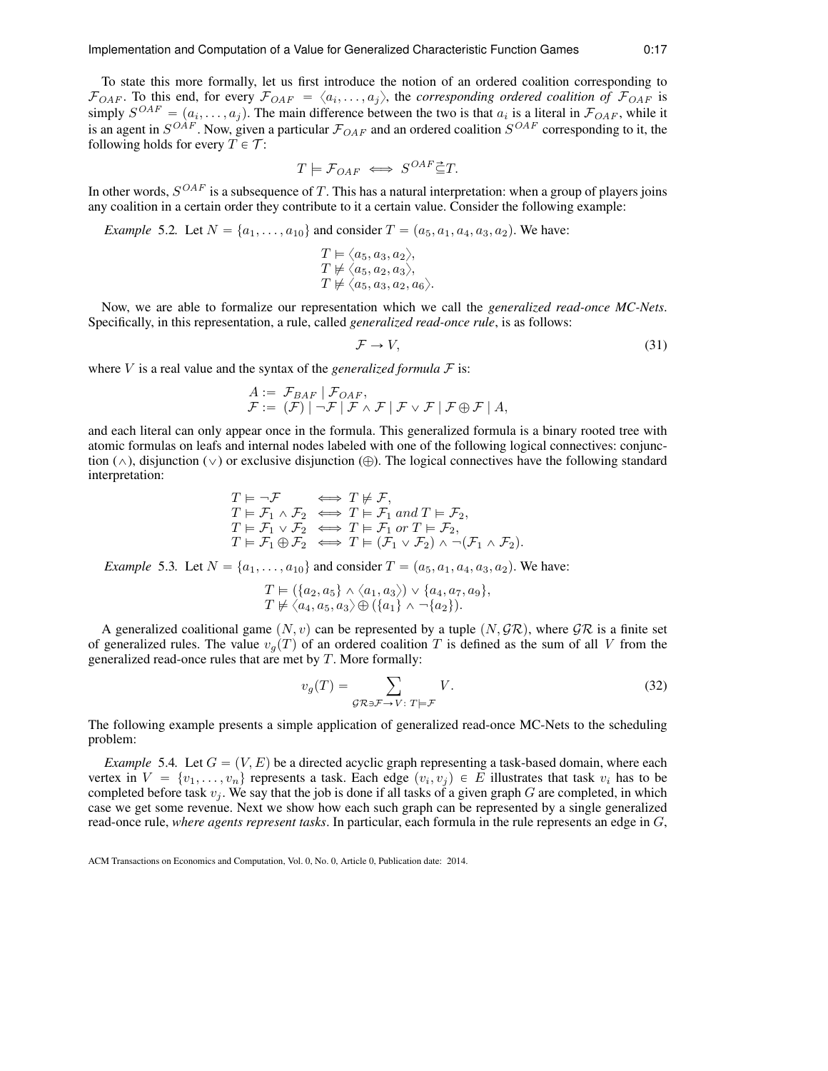To state this more formally, let us first introduce the notion of an ordered coalition corresponding to $\mathcal{F}_{OAF}$. To this end, for every $\mathcal{F}_{OAF} = \langle a_i, \ldots, a_j \rangle$, the *corresponding ordered coalition of* $\mathcal{F}_{OAF}$ is simply $S^{OAF} = (a_i, \ldots, a_j)$. The main difference between the two is that $a_i$ is a literal in $\mathcal{F}_{OAF}$, while it is an agent in $S^{OAF}$. Now, given a particular $\mathcal{F}_{OAF}$ and an ordered coalition $S^{OAF}$ corresponding to it, the following holds for every $T \in \mathcal{T}$:

$$T \models \mathcal{F}_{OAF} \iff S^{OAF} \vec{\subseteq} T.$$

In other words, $S^{OAF}$ is a subsequence of $T$. This has a natural interpretation: when a group of players joins any coalition in a certain order they contribute to it a certain value. Consider the following example:

*Example* 5.2. Let $N = \{a_1, \ldots, a_{10}\}$ and consider $T = (a_5, a_1, a_4, a_3, a_2)$. We have:

$$\begin{aligned}
&T \models \langle a_5, a_3, a_2 \rangle, \\
&T \not\models \langle a_5, a_2, a_3 \rangle, \\
&T \not\models \langle a_5, a_3, a_2, a_6 \rangle.
\end{aligned}$$

Now, we are able to formalize our representation which we call the *generalized read-once MC-Nets*. Specifically, in this representation, a rule, called *generalized read-once rule*, is as follows:

$$\mathcal{F} \rightarrow V, \tag{31}$$

where $V$ is a real value and the syntax of the *generalized formula* $\mathcal{F}$ is:

$$\begin{aligned}
A &:= \mathcal{F}_{BAF} \mid \mathcal{F}_{OAF}, \\
\mathcal{F} &:= (\mathcal{F}) \mid \neg \mathcal{F} \mid \mathcal{F} \wedge \mathcal{F} \mid \mathcal{F} \vee \mathcal{F} \mid \mathcal{F} \oplus \mathcal{F} \mid A,
\end{aligned}$$

and each literal can only appear once in the formula. This generalized formula is a binary rooted tree with atomic formulas on leafs and internal nodes labeled with one of the following logical connectives: conjunction ($\wedge$), disjunction ($\vee$) or exclusive disjunction ($\oplus$). The logical connectives have the following standard interpretation:

$$\begin{aligned}
T \models \neg \mathcal{F} &\iff T \not\models \mathcal{F}, \\
T \models \mathcal{F}_1 \wedge \mathcal{F}_2 &\iff T \models \mathcal{F}_1 \textit{ and } T \models \mathcal{F}_2, \\
T \models \mathcal{F}_1 \vee \mathcal{F}_2 &\iff T \models \mathcal{F}_1 \textit{ or } T \models \mathcal{F}_2, \\
T \models \mathcal{F}_1 \oplus \mathcal{F}_2 &\iff T \models (\mathcal{F}_1 \vee \mathcal{F}_2) \wedge \neg(\mathcal{F}_1 \wedge \mathcal{F}_2).
\end{aligned}$$

*Example* 5.3. Let $N = \{a_1, \ldots, a_{10}\}$ and consider $T = (a_5, a_1, a_4, a_3, a_2)$. We have:

$$\begin{aligned}
&T \models (\{a_2, a_5\} \wedge \langle a_1, a_3 \rangle) \vee \{a_4, a_7, a_9\}, \\
&T \not\models \langle a_4, a_5, a_3 \rangle \oplus (\{a_1\} \wedge \neg\{a_2\}).
\end{aligned}$$

A generalized coalitional game $(N, v)$ can be represented by a tuple $(N, \mathcal{GR})$, where $\mathcal{GR}$ is a finite set of generalized rules. The value $v_g(T)$ of an ordered coalition $T$ is defined as the sum of all $V$ from the generalized read-once rules that are met by $T$. More formally:

$$v_g(T) = \sum_{\mathcal{GR} \ni \mathcal{F} \rightarrow V:\, T \models \mathcal{F}} V. \tag{32}$$

The following example presents a simple application of generalized read-once MC-Nets to the scheduling problem:

*Example* 5.4. Let $G = (V, E)$ be a directed acyclic graph representing a task-based domain, where each vertex in $V = \{v_1, \ldots, v_n\}$ represents a task. Each edge $(v_i, v_j) \in E$ illustrates that task $v_i$ has to be completed before task $v_j$. We say that the job is done if all tasks of a given graph $G$ are completed, in which case we get some revenue. Next we show how each such graph can be represented by a single generalized read-once rule, *where agents represent tasks*. In particular, each formula in the rule represents an edge in $G$,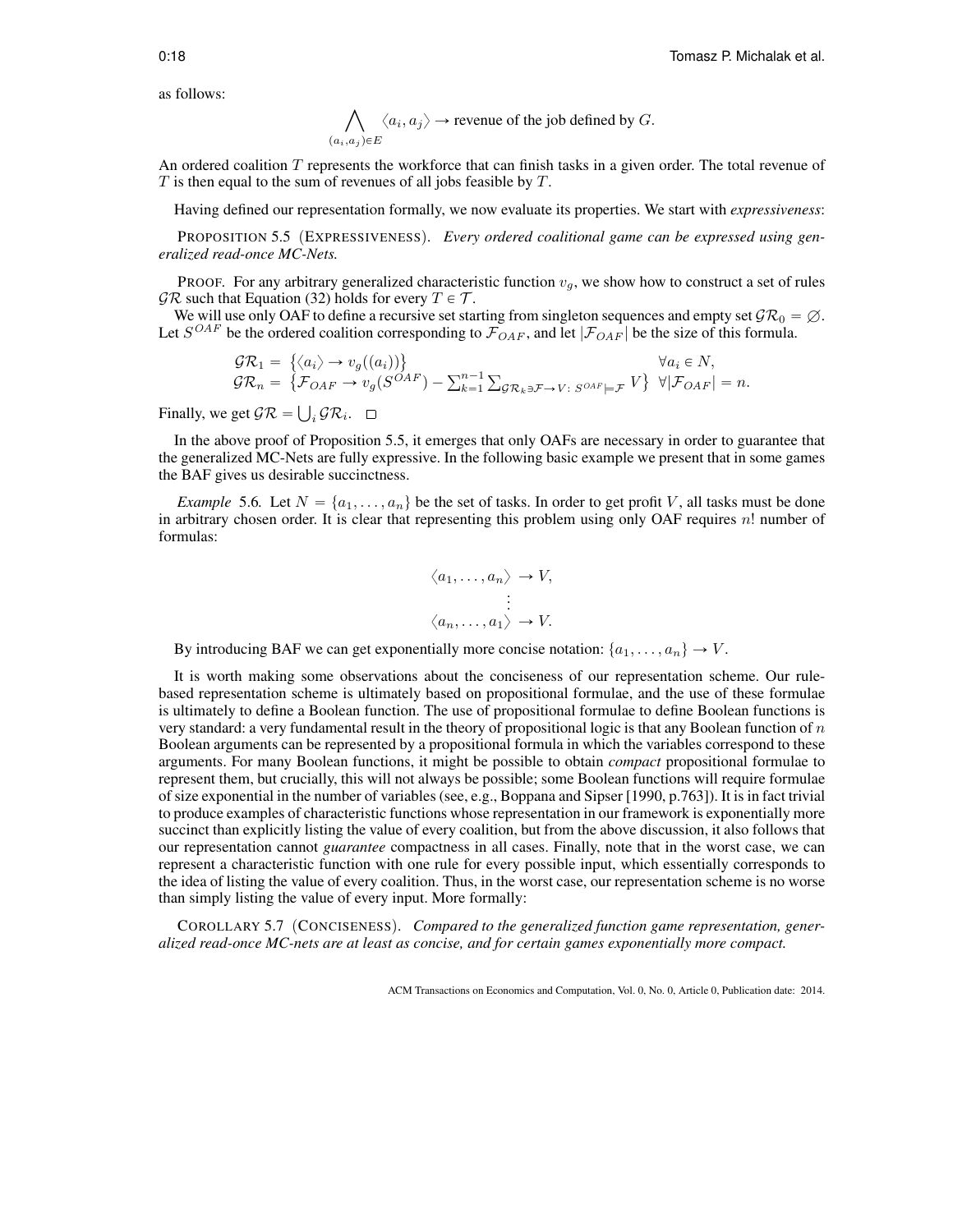as follows:

$$\bigwedge_{(a_i,a_j)\in E} \langle a_i, a_j \rangle \rightarrow \text{revenue of the job defined by } G.$$

An ordered coalition $T$ represents the workforce that can finish tasks in a given order. The total revenue of $T$ is then equal to the sum of revenues of all jobs feasible by $T$.

Having defined our representation formally, we now evaluate its properties. We start with *expressiveness*:

PROPOSITION 5.5 (EXPRESSIVENESS). *Every ordered coalitional game can be expressed using generalized read-once MC-Nets.*

PROOF. For any arbitrary generalized characteristic function $v_g$, we show how to construct a set of rules $\mathcal{GR}$ such that Equation (32) holds for every $T \in \mathcal{T}$.

We will use only OAF to define a recursive set starting from singleton sequences and empty set $\mathcal{GR}_0 = \emptyset$. Let $S^{OAF}$ be the ordered coalition corresponding to $\mathcal{F}_{OAF}$, and let $|\mathcal{F}_{OAF}|$ be the size of this formula.

$$\begin{aligned}
\mathcal{GR}_1 &= \{\langle a_i \rangle \rightarrow v_g((a_i))\} && \forall a_i \in N, \\
\mathcal{GR}_n &= \{\mathcal{F}_{OAF} \rightarrow v_g(S^{OAF}) - \textstyle\sum_{k=1}^{n-1} \sum_{\mathcal{GR}_k \ni \mathcal{F} \rightarrow V:\ S^{OAF} \models \mathcal{F}} V\} && \forall |\mathcal{F}_{OAF}| = n.
\end{aligned}$$

Finally, we get $\mathcal{GR} = \bigcup_i \mathcal{GR}_i$. □

In the above proof of Proposition 5.5, it emerges that only OAFs are necessary in order to guarantee that the generalized MC-Nets are fully expressive. In the following basic example we present that in some games the BAF gives us desirable succinctness.

*Example* 5.6. Let $N = \{a_1, \ldots, a_n\}$ be the set of tasks. In order to get profit $V$, all tasks must be done in arbitrary chosen order. It is clear that representing this problem using only OAF requires $n!$ number of formulas:

$$\begin{gathered}
\langle a_1, \ldots, a_n \rangle \rightarrow V, \\
\vdots \\
\langle a_n, \ldots, a_1 \rangle \rightarrow V.
\end{gathered}$$

By introducing BAF we can get exponentially more concise notation: $\{a_1, \ldots, a_n\} \rightarrow V$.

It is worth making some observations about the conciseness of our representation scheme. Our rule-based representation scheme is ultimately based on propositional formulae, and the use of these formulae is ultimately to define a Boolean function. The use of propositional formulae to define Boolean functions is very standard: a very fundamental result in the theory of propositional logic is that any Boolean function of $n$ Boolean arguments can be represented by a propositional formula in which the variables correspond to these arguments. For many Boolean functions, it might be possible to obtain *compact* propositional formulae to represent them, but crucially, this will not always be possible; some Boolean functions will require formulae of size exponential in the number of variables (see, e.g., Boppana and Sipser [1990, p.763]). It is in fact trivial to produce examples of characteristic functions whose representation in our framework is exponentially more succinct than explicitly listing the value of every coalition, but from the above discussion, it also follows that our representation cannot *guarantee* compactness in all cases. Finally, note that in the worst case, we can represent a characteristic function with one rule for every possible input, which essentially corresponds to the idea of listing the value of every coalition. Thus, in the worst case, our representation scheme is no worse than simply listing the value of every input. More formally:

COROLLARY 5.7 (CONCISENESS). *Compared to the generalized function game representation, generalized read-once MC-nets are at least as concise, and for certain games exponentially more compact.*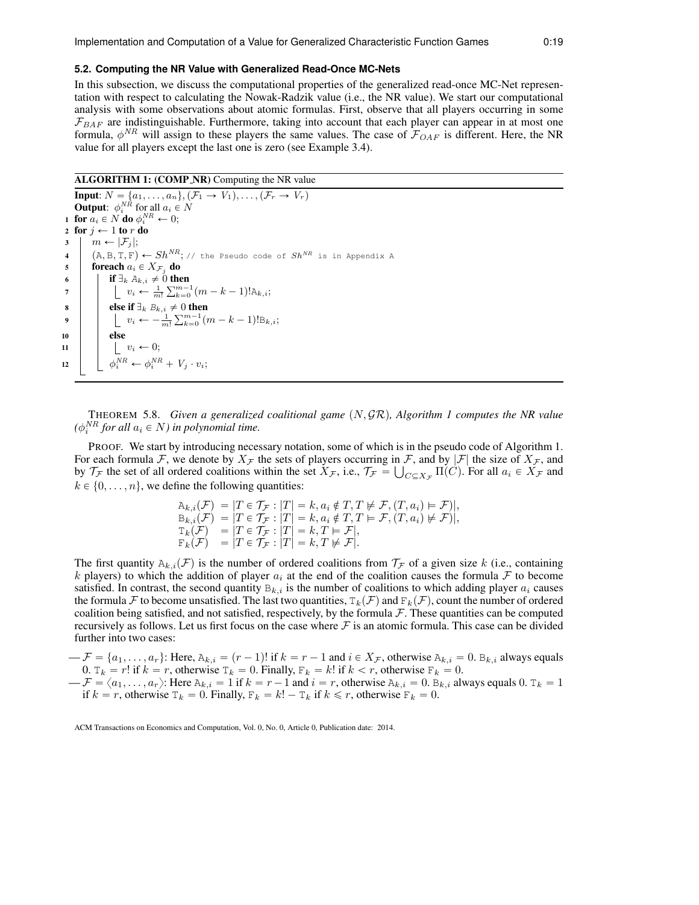### 5.2. Computing the NR Value with Generalized Read-Once MC-Nets

In this subsection, we discuss the computational properties of the generalized read-once MC-Net representation with respect to calculating the Nowak-Radzik value (i.e., the NR value). We start our computational analysis with some observations about atomic formulas. First, observe that all players occurring in some $\mathcal{F}_{BAF}$ are indistinguishable. Furthermore, taking into account that each player can appear in at most one formula, $\phi^{NR}$ will assign to these players the same values. The case of $\mathcal{F}_{OAF}$ is different. Here, the NR value for all players except the last one is zero (see Example 3.4).

**ALGORITHM 1: (COMP_NR)** Computing the NR value

```
Input: N = {a_1, ..., a_n}, (F_1 → V_1), ..., (F_r → V_r)
Output: φ_i^NR for all a_i ∈ N
1  for a_i ∈ N do φ_i^NR ← 0;
2  for j ← 1 to r do
3      m ← |F_j|;
4      (A, B, T, F) ← Sh^NR; // the Pseudo code of Sh^NR is in Appendix A
5      foreach a_i ∈ X_{F_j} do
6          if ∃_k A_{k,i} ≠ 0 then
7              v_i ← (1/m!) Σ_{k=0}^{m-1} (m − k − 1)! A_{k,i};
8          else if ∃_k B_{k,i} ≠ 0 then
9              v_i ← −(1/m!) Σ_{k=0}^{m-1} (m − k − 1)! B_{k,i};
10         else
11             v_i ← 0;
12         φ_i^NR ← φ_i^NR + V_j · v_i;
```

THEOREM 5.8. *Given a generalized coalitional game $(N, \mathcal{GR})$, Algorithm 1 computes the NR value ($\phi_i^{NR}$ for all $a_i \in N$) in polynomial time.*

PROOF. We start by introducing necessary notation, some of which is in the pseudo code of Algorithm 1. For each formula $\mathcal{F}$, we denote by $X_{\mathcal{F}}$ the sets of players occurring in $\mathcal{F}$, and by $|\mathcal{F}|$ the size of $X_{\mathcal{F}}$, and by $\mathcal{T}_{\mathcal{F}}$ the set of all ordered coalitions within the set $X_{\mathcal{F}}$, i.e., $\mathcal{T}_{\mathcal{F}} = \bigcup_{C \subseteq X_{\mathcal{F}}} \Pi(C)$. For all $a_i \in X_{\mathcal{F}}$ and $k \in \{0, \ldots, n\}$, we define the following quantities:

$$
\begin{aligned}
\mathtt{A}_{k,i}(\mathcal{F}) &= |T \in \mathcal{T}_{\mathcal{F}} : |T| = k, a_i \notin T, T \not\models \mathcal{F}, (T, a_i) \models \mathcal{F})|, \\
\mathtt{B}_{k,i}(\mathcal{F}) &= |T \in \mathcal{T}_{\mathcal{F}} : |T| = k, a_i \notin T, T \models \mathcal{F}, (T, a_i) \not\models \mathcal{F})|, \\
\mathtt{T}_{k}(\mathcal{F}) &= |T \in \mathcal{T}_{\mathcal{F}} : |T| = k, T \models \mathcal{F}|, \\
\mathtt{F}_{k}(\mathcal{F}) &= |T \in \mathcal{T}_{\mathcal{F}} : |T| = k, T \not\models \mathcal{F}|.
\end{aligned}
$$

The first quantity $\mathtt{A}_{k,i}(\mathcal{F})$ is the number of ordered coalitions from $\mathcal{T}_{\mathcal{F}}$ of a given size $k$ (i.e., containing $k$ players) to which the addition of player $a_i$ at the end of the coalition causes the formula $\mathcal{F}$ to become satisfied. In contrast, the second quantity $\mathtt{B}_{k,i}$ is the number of coalitions to which adding player $a_i$ causes the formula $\mathcal{F}$ to become unsatisfied. The last two quantities, $\mathtt{T}_k(\mathcal{F})$ and $\mathtt{F}_k(\mathcal{F})$, count the number of ordered coalition being satisfied, and not satisfied, respectively, by the formula $\mathcal{F}$. These quantities can be computed recursively as follows. Let us first focus on the case where $\mathcal{F}$ is an atomic formula. This case can be divided further into two cases:

— $\mathcal{F} = \{a_1, \ldots, a_r\}$: Here, $\mathtt{A}_{k,i} = (r-1)!$ if $k = r-1$ and $i \in X_{\mathcal{F}}$, otherwise $\mathtt{A}_{k,i} = 0$. $\mathtt{B}_{k,i}$ always equals 0. $\mathtt{T}_k = r!$ if $k = r$, otherwise $\mathtt{T}_k = 0$. Finally, $\mathtt{F}_k = k!$ if $k < r$, otherwise $\mathtt{F}_k = 0$.

— $\mathcal{F} = \langle a_1, \ldots, a_r \rangle$: Here $\mathtt{A}_{k,i} = 1$ if $k = r-1$ and $i = r$, otherwise $\mathtt{A}_{k,i} = 0$. $\mathtt{B}_{k,i}$ always equals 0. $\mathtt{T}_k = 1$ if $k = r$, otherwise $\mathtt{T}_k = 0$. Finally, $\mathtt{F}_k = k! - \mathtt{T}_k$ if $k \leqslant r$, otherwise $\mathtt{F}_k = 0$.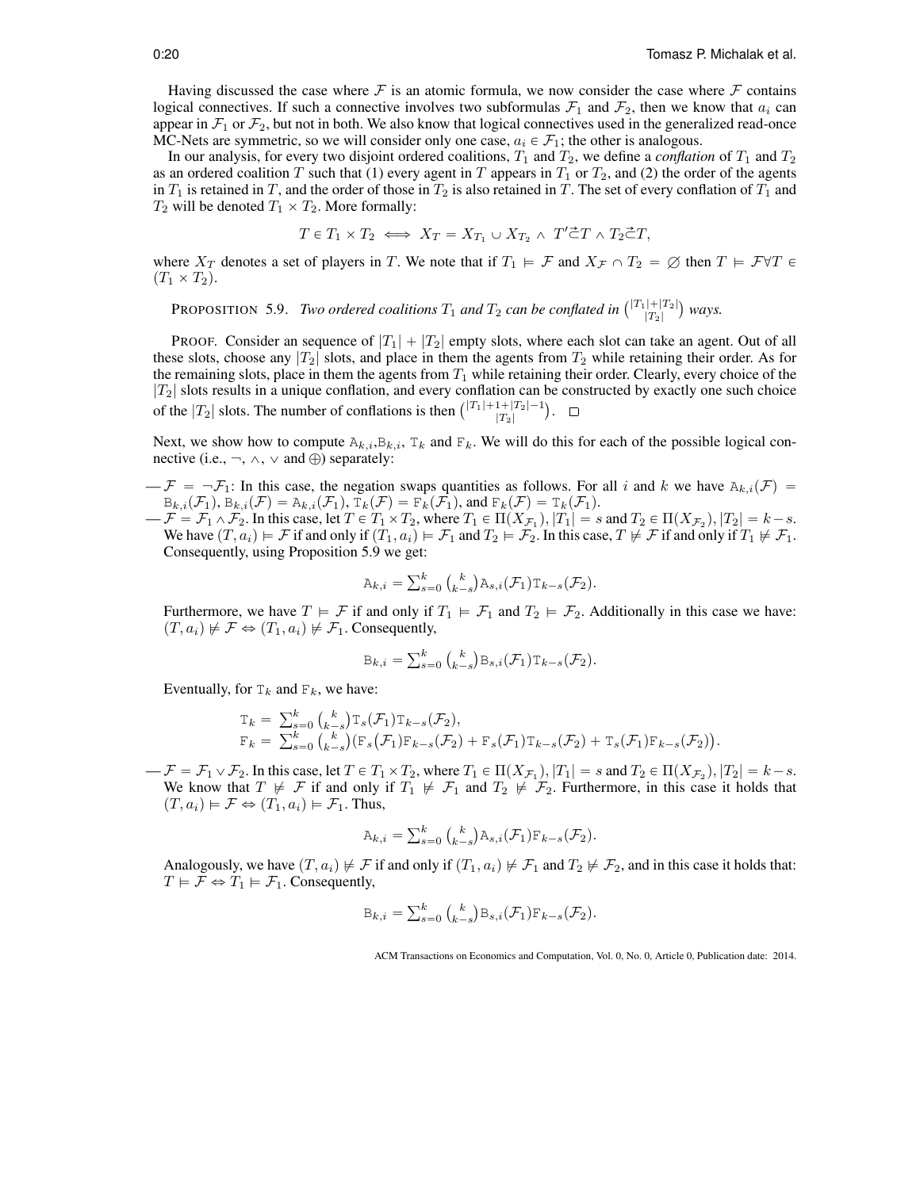Having discussed the case where $\mathcal{F}$ is an atomic formula, we now consider the case where $\mathcal{F}$ contains logical connectives. If such a connective involves two subformulas $\mathcal{F}_1$ and $\mathcal{F}_2$, then we know that $a_i$ can appear in $\mathcal{F}_1$ or $\mathcal{F}_2$, but not in both. We also know that logical connectives used in the generalized read-once MC-Nets are symmetric, so we will consider only one case, $a_i \in \mathcal{F}_1$; the other is analogous.

In our analysis, for every two disjoint ordered coalitions, $T_1$ and $T_2$, we define a *conflation* of $T_1$ and $T_2$ as an ordered coalition $T$ such that (1) every agent in $T$ appears in $T_1$ or $T_2$, and (2) the order of the agents in $T_1$ is retained in $T$, and the order of those in $T_2$ is also retained in $T$. The set of every conflation of $T_1$ and $T_2$ will be denoted $T_1 \times T_2$. More formally:

$$T \in T_1 \times T_2 \iff X_T = X_{T_1} \cup X_{T_2} \wedge T' \vec{\subset} T \wedge T_2 \vec{\subset} T,$$

where $X_T$ denotes a set of players in $T$. We note that if $T_1 \models \mathcal{F}$ and $X_\mathcal{F} \cap T_2 = \varnothing$ then $T \models \mathcal{F} \forall T \in (T_1 \times T_2)$.

PROPOSITION 5.9. *Two ordered coalitions $T_1$ and $T_2$ can be conflated in $\binom{|T_1|+|T_2|}{|T_2|}$ ways.*

PROOF. Consider an sequence of $|T_1| + |T_2|$ empty slots, where each slot can take an agent. Out of all these slots, choose any $|T_2|$ slots, and place in them the agents from $T_2$ while retaining their order. As for the remaining slots, place in them the agents from $T_1$ while retaining their order. Clearly, every choice of the $|T_2|$ slots results in a unique conflation, and every conflation can be constructed by exactly one such choice of the $|T_2|$ slots. The number of conflations is then $\binom{|T_1|+1+|T_2|-1}{|T_2|}$. □

Next, we show how to compute $\mathtt{A}_{k,i}$, $\mathtt{B}_{k,i}$, $\mathtt{T}_k$ and $\mathtt{F}_k$. We will do this for each of the possible logical connective (i.e., $\neg$, $\wedge$, $\vee$ and $\oplus$) separately:

— $\mathcal{F} = \neg\mathcal{F}_1$: In this case, the negation swaps quantities as follows. For all $i$ and $k$ we have $\mathtt{A}_{k,i}(\mathcal{F}) = \mathtt{B}_{k,i}(\mathcal{F}_1)$, $\mathtt{B}_{k,i}(\mathcal{F}) = \mathtt{A}_{k,i}(\mathcal{F}_1)$, $\mathtt{T}_k(\mathcal{F}) = \mathtt{F}_k(\mathcal{F}_1)$, and $\mathtt{F}_k(\mathcal{F}) = \mathtt{T}_k(\mathcal{F}_1)$.

— $\mathcal{F} = \mathcal{F}_1 \wedge \mathcal{F}_2$. In this case, let $T \in T_1 \times T_2$, where $T_1 \in \Pi(X_{\mathcal{F}_1})$, $|T_1| = s$ and $T_2 \in \Pi(X_{\mathcal{F}_2})$, $|T_2| = k - s$. We have $(T, a_i) \models \mathcal{F}$ if and only if $(T_1, a_i) \models \mathcal{F}_1$ and $T_2 \models \mathcal{F}_2$. In this case, $T \not\models \mathcal{F}$ if and only if $T_1 \not\models \mathcal{F}_1$. Consequently, using Proposition 5.9 we get:

$$\mathtt{A}_{k,i} = \textstyle\sum_{s=0}^{k} \binom{k}{k-s} \mathtt{A}_{s,i}(\mathcal{F}_1) \mathtt{T}_{k-s}(\mathcal{F}_2).$$

Furthermore, we have $T \models \mathcal{F}$ if and only if $T_1 \models \mathcal{F}_1$ and $T_2 \models \mathcal{F}_2$. Additionally in this case we have: $(T, a_i) \not\models \mathcal{F} \Leftrightarrow (T_1, a_i) \not\models \mathcal{F}_1$. Consequently,

$$\mathtt{B}_{k,i} = \textstyle\sum_{s=0}^{k} \binom{k}{k-s} \mathtt{B}_{s,i}(\mathcal{F}_1) \mathtt{T}_{k-s}(\mathcal{F}_2).$$

Eventually, for $\mathtt{T}_k$ and $\mathtt{F}_k$, we have:

$$\begin{aligned}
\mathtt{T}_k &= \textstyle\sum_{s=0}^{k} \binom{k}{k-s} \mathtt{T}_s(\mathcal{F}_1) \mathtt{T}_{k-s}(\mathcal{F}_2), \\
\mathtt{F}_k &= \textstyle\sum_{s=0}^{k} \binom{k}{k-s} \big( \mathtt{F}_s(\mathcal{F}_1) \mathtt{F}_{k-s}(\mathcal{F}_2) + \mathtt{F}_s(\mathcal{F}_1) \mathtt{T}_{k-s}(\mathcal{F}_2) + \mathtt{T}_s(\mathcal{F}_1) \mathtt{F}_{k-s}(\mathcal{F}_2) \big).
\end{aligned}$$

— $\mathcal{F} = \mathcal{F}_1 \vee \mathcal{F}_2$. In this case, let $T \in T_1 \times T_2$, where $T_1 \in \Pi(X_{\mathcal{F}_1})$, $|T_1| = s$ and $T_2 \in \Pi(X_{\mathcal{F}_2})$, $|T_2| = k - s$. We know that $T \not\models \mathcal{F}$ if and only if $T_1 \not\models \mathcal{F}_1$ and $T_2 \not\models \mathcal{F}_2$. Furthermore, in this case it holds that $(T, a_i) \models \mathcal{F} \Leftrightarrow (T_1, a_i) \models \mathcal{F}_1$. Thus,

$$\mathtt{A}_{k,i} = \textstyle\sum_{s=0}^{k} \binom{k}{k-s} \mathtt{A}_{s,i}(\mathcal{F}_1) \mathtt{F}_{k-s}(\mathcal{F}_2).$$

Analogously, we have $(T, a_i) \not\models \mathcal{F}$ if and only if $(T_1, a_i) \not\models \mathcal{F}_1$ and $T_2 \not\models \mathcal{F}_2$, and in this case it holds that: $T \models \mathcal{F} \Leftrightarrow T_1 \models \mathcal{F}_1$. Consequently,

$$\mathtt{B}_{k,i} = \textstyle\sum_{s=0}^{k} \binom{k}{k-s} \mathtt{B}_{s,i}(\mathcal{F}_1) \mathtt{F}_{k-s}(\mathcal{F}_2).$$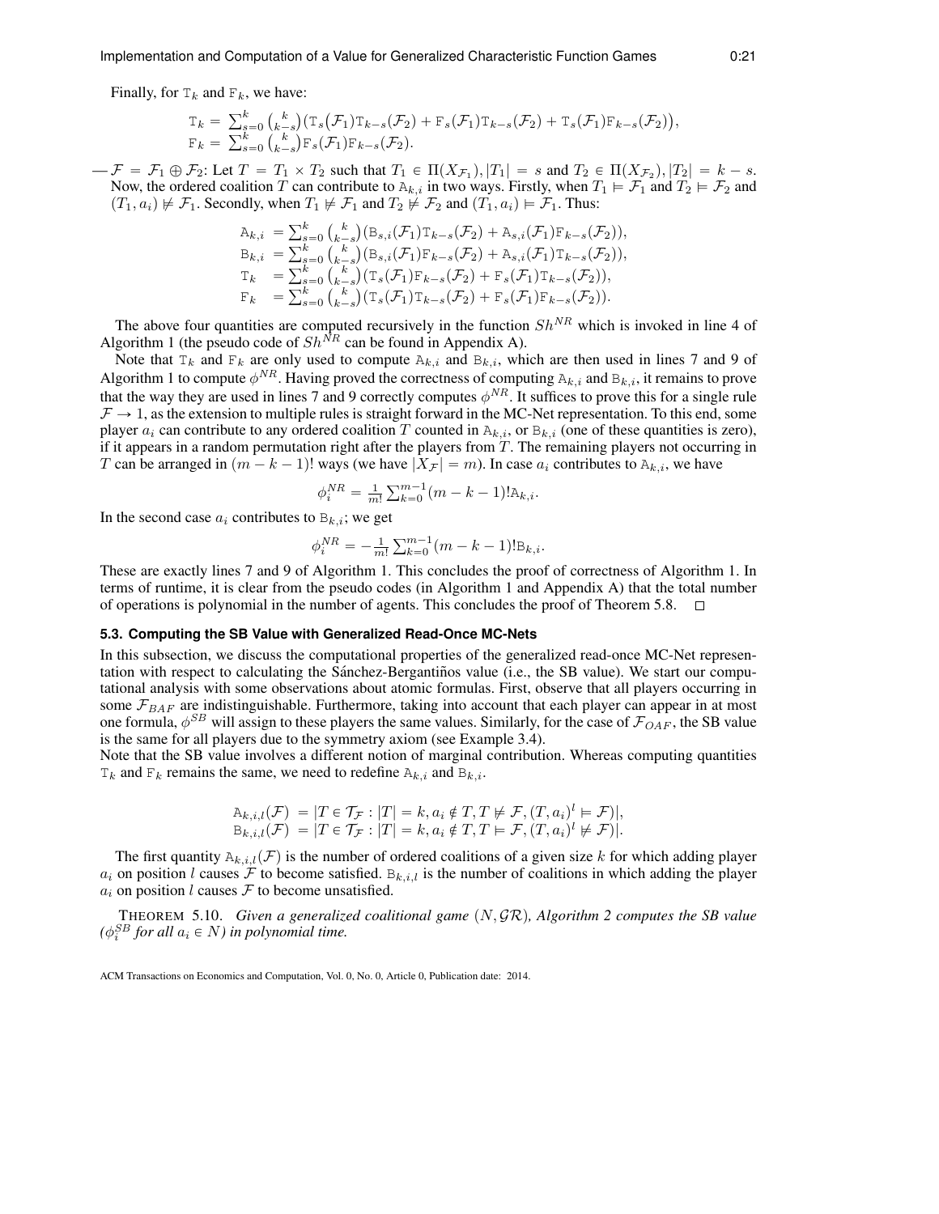Finally, for $\mathtt{T}_k$ and $\mathtt{F}_k$, we have:

$$
\begin{aligned}
\mathtt{T}_k &= \textstyle\sum_{s=0}^{k} \binom{k}{k-s} \big(\mathtt{T}_s(\mathcal{F}_1)\mathtt{T}_{k-s}(\mathcal{F}_2) + \mathtt{F}_s(\mathcal{F}_1)\mathtt{T}_{k-s}(\mathcal{F}_2) + \mathtt{T}_s(\mathcal{F}_1)\mathtt{F}_{k-s}(\mathcal{F}_2)\big),\\
\mathtt{F}_k &= \textstyle\sum_{s=0}^{k} \binom{k}{k-s} \mathtt{F}_s(\mathcal{F}_1)\mathtt{F}_{k-s}(\mathcal{F}_2).
\end{aligned}
$$

— $\mathcal{F} = \mathcal{F}_1 \oplus \mathcal{F}_2$: Let $T = T_1 \times T_2$ such that $T_1 \in \Pi(X_{\mathcal{F}_1}), |T_1| = s$ and $T_2 \in \Pi(X_{\mathcal{F}_2}), |T_2| = k - s$. Now, the ordered coalition $T$ can contribute to $\mathtt{A}_{k,i}$ in two ways. Firstly, when $T_1 \models \mathcal{F}_1$ and $T_2 \models \mathcal{F}_2$ and $(T_1, a_i) \not\models \mathcal{F}_1$. Secondly, when $T_1 \not\models \mathcal{F}_1$ and $T_2 \not\models \mathcal{F}_2$ and $(T_1, a_i) \models \mathcal{F}_1$. Thus:

$$
\begin{aligned}
\mathtt{A}_{k,i} &= \textstyle\sum_{s=0}^{k} \binom{k}{k-s} \big(\mathtt{B}_{s,i}(\mathcal{F}_1)\mathtt{T}_{k-s}(\mathcal{F}_2) + \mathtt{A}_{s,i}(\mathcal{F}_1)\mathtt{F}_{k-s}(\mathcal{F}_2)\big),\\
\mathtt{B}_{k,i} &= \textstyle\sum_{s=0}^{k} \binom{k}{k-s} \big(\mathtt{B}_{s,i}(\mathcal{F}_1)\mathtt{F}_{k-s}(\mathcal{F}_2) + \mathtt{A}_{s,i}(\mathcal{F}_1)\mathtt{T}_{k-s}(\mathcal{F}_2)\big),\\
\mathtt{T}_k &= \textstyle\sum_{s=0}^{k} \binom{k}{k-s} \big(\mathtt{T}_s(\mathcal{F}_1)\mathtt{F}_{k-s}(\mathcal{F}_2) + \mathtt{F}_s(\mathcal{F}_1)\mathtt{T}_{k-s}(\mathcal{F}_2)\big),\\
\mathtt{F}_k &= \textstyle\sum_{s=0}^{k} \binom{k}{k-s} \big(\mathtt{T}_s(\mathcal{F}_1)\mathtt{T}_{k-s}(\mathcal{F}_2) + \mathtt{F}_s(\mathcal{F}_1)\mathtt{F}_{k-s}(\mathcal{F}_2)\big).
\end{aligned}
$$

The above four quantities are computed recursively in the function $Sh^{NR}$ which is invoked in line 4 of Algorithm 1 (the pseudo code of $Sh^{NR}$ can be found in Appendix A).

Note that $\mathtt{T}_k$ and $\mathtt{F}_k$ are only used to compute $\mathtt{A}_{k,i}$ and $\mathtt{B}_{k,i}$, which are then used in lines 7 and 9 of Algorithm 1 to compute $\phi^{NR}$. Having proved the correctness of computing $\mathtt{A}_{k,i}$ and $\mathtt{B}_{k,i}$, it remains to prove that the way they are used in lines 7 and 9 correctly computes $\phi^{NR}$. It suffices to prove this for a single rule $\mathcal{F} \to 1$, as the extension to multiple rules is straight forward in the MC-Net representation. To this end, some player $a_i$ can contribute to any ordered coalition $T$ counted in $\mathtt{A}_{k,i}$, or $\mathtt{B}_{k,i}$ (one of these quantities is zero), if it appears in a random permutation right after the players from $T$. The remaining players not occurring in $T$ can be arranged in $(m - k - 1)!$ ways (we have $|X_{\mathcal{F}}| = m$). In case $a_i$ contributes to $\mathtt{A}_{k,i}$, we have

$$\phi_i^{NR} = \tfrac{1}{m!} \textstyle\sum_{k=0}^{m-1} (m - k - 1)! \mathtt{A}_{k,i}.$$

In the second case $a_i$ contributes to $\mathtt{B}_{k,i}$; we get

$$\phi_i^{NR} = -\tfrac{1}{m!} \textstyle\sum_{k=0}^{m-1} (m - k - 1)! \mathtt{B}_{k,i}.$$

These are exactly lines 7 and 9 of Algorithm 1. This concludes the proof of correctness of Algorithm 1. In terms of runtime, it is clear from the pseudo codes (in Algorithm 1 and Appendix A) that the total number of operations is polynomial in the number of agents. This concludes the proof of Theorem 5.8. □

### 5.3. Computing the SB Value with Generalized Read-Once MC-Nets

In this subsection, we discuss the computational properties of the generalized read-once MC-Net representation with respect to calculating the Sánchez-Bergantiños value (i.e., the SB value). We start our computational analysis with some observations about atomic formulas. First, observe that all players occurring in some $\mathcal{F}_{BAF}$ are indistinguishable. Furthermore, taking into account that each player can appear in at most one formula, $\phi^{SB}$ will assign to these players the same values. Similarly, for the case of $\mathcal{F}_{OAF}$, the SB value is the same for all players due to the symmetry axiom (see Example 3.4).

Note that the SB value involves a different notion of marginal contribution. Whereas computing quantities $\mathtt{T}_k$ and $\mathtt{F}_k$ remains the same, we need to redefine $\mathtt{A}_{k,i}$ and $\mathtt{B}_{k,i}$.

$$
\begin{aligned}
\mathtt{A}_{k,i,l}(\mathcal{F}) &= |T \in \mathcal{T}_{\mathcal{F}} : |T| = k, a_i \notin T, T \not\models \mathcal{F}, (T, a_i)^l \models \mathcal{F})|,\\
\mathtt{B}_{k,i,l}(\mathcal{F}) &= |T \in \mathcal{T}_{\mathcal{F}} : |T| = k, a_i \notin T, T \models \mathcal{F}, (T, a_i)^l \not\models \mathcal{F})|.
\end{aligned}
$$

The first quantity $\mathtt{A}_{k,i,l}(\mathcal{F})$ is the number of ordered coalitions of a given size $k$ for which adding player $a_i$ on position $l$ causes $\mathcal{F}$ to become satisfied. $\mathtt{B}_{k,i,l}$ is the number of coalitions in which adding the player $a_i$ on position $l$ causes $\mathcal{F}$ to become unsatisfied.

THEOREM 5.10. *Given a generalized coalitional game $(N, \mathcal{GR})$, Algorithm 2 computes the SB value ($\phi_i^{SB}$ for all $a_i \in N$) in polynomial time.*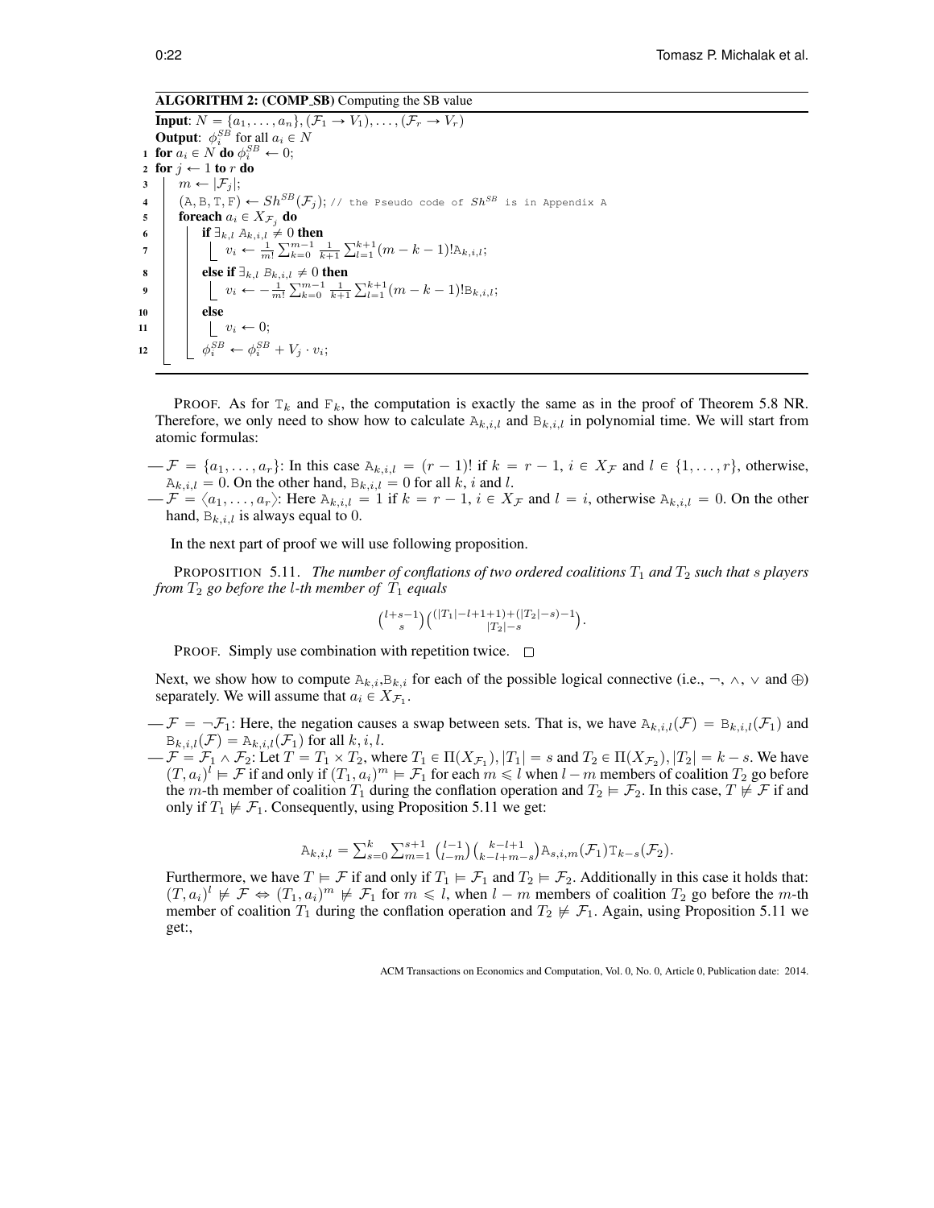**ALGORITHM 2: (COMP_SB)** Computing the SB value

```
Input: N = {a_1, ..., a_n}, (F_1 → V_1), ..., (F_r → V_r)
Output: φ_i^SB for all a_i ∈ N
1  for a_i ∈ N do φ_i^SB ← 0;
2  for j ← 1 to r do
3      m ← |F_j|;
4      (A, B, T, F) ← Sh^SB(F_j); // the Pseudo code of Sh^SB is in Appendix A
5      foreach a_i ∈ X_{F_j} do
6          if ∃_{k,l} A_{k,i,l} ≠ 0 then
7              v_i ← (1/m!) Σ_{k=0}^{m-1} (1/(k+1)) Σ_{l=1}^{k+1} (m-k-1)! A_{k,i,l};
8          else if ∃_{k,l} B_{k,i,l} ≠ 0 then
9              v_i ← -(1/m!) Σ_{k=0}^{m-1} (1/(k+1)) Σ_{l=1}^{k+1} (m-k-1)! B_{k,i,l};
10         else
11             v_i ← 0;
12         φ_i^SB ← φ_i^SB + V_j · v_i;
```

PROOF. As for $\mathtt{T}_k$ and $\mathtt{F}_k$, the computation is exactly the same as in the proof of Theorem 5.8 NR. Therefore, we only need to show how to calculate $\mathbb{A}_{k,i,l}$ and $\mathbb{B}_{k,i,l}$ in polynomial time. We will start from atomic formulas:

— $\mathcal{F} = \{a_1, \ldots, a_r\}$: In this case $\mathbb{A}_{k,i,l} = (r-1)!$ if $k = r-1$, $i \in X_\mathcal{F}$ and $l \in \{1, \ldots, r\}$, otherwise, $\mathbb{A}_{k,i,l} = 0$. On the other hand, $\mathbb{B}_{k,i,l} = 0$ for all $k$, $i$ and $l$.

— $\mathcal{F} = \langle a_1, \ldots, a_r \rangle$: Here $\mathbb{A}_{k,i,l} = 1$ if $k = r-1$, $i \in X_\mathcal{F}$ and $l = i$, otherwise $\mathbb{A}_{k,i,l} = 0$. On the other hand, $\mathbb{B}_{k,i,l}$ is always equal to 0.

In the next part of proof we will use following proposition.

PROPOSITION 5.11. *The number of conflations of two ordered coalitions $T_1$ and $T_2$ such that $s$ players from $T_2$ go before the $l$-th member of $T_1$ equals*

$$\binom{l+s-1}{s}\binom{(|T_1|-l+1+1)+(|T_2|-s)-1}{|T_2|-s}.$$

PROOF. Simply use combination with repetition twice. □

Next, we show how to compute $\mathbb{A}_{k,i}$,$\mathbb{B}_{k,i}$ for each of the possible logical connective (i.e., $\neg$, $\wedge$, $\vee$ and $\oplus$) separately. We will assume that $a_i \in X_{\mathcal{F}_1}$.

— $\mathcal{F} = \neg\mathcal{F}_1$: Here, the negation causes a swap between sets. That is, we have $\mathbb{A}_{k,i,l}(\mathcal{F}) = \mathbb{B}_{k,i,l}(\mathcal{F}_1)$ and $\mathbb{B}_{k,i,l}(\mathcal{F}) = \mathbb{A}_{k,i,l}(\mathcal{F}_1)$ for all $k, i, l$.

— $\mathcal{F} = \mathcal{F}_1 \wedge \mathcal{F}_2$: Let $T = T_1 \times T_2$, where $T_1 \in \Pi(X_{\mathcal{F}_1}), |T_1| = s$ and $T_2 \in \Pi(X_{\mathcal{F}_2}), |T_2| = k - s$. We have $(T, a_i)^l \models \mathcal{F}$ if and only if $(T_1, a_i)^m \models \mathcal{F}_1$ for each $m \leqslant l$ when $l - m$ members of coalition $T_2$ go before the $m$-th member of coalition $T_1$ during the conflation operation and $T_2 \models \mathcal{F}_2$. In this case, $T \not\models \mathcal{F}$ if and only if $T_1 \not\models \mathcal{F}_1$. Consequently, using Proposition 5.11 we get:

$$\mathbb{A}_{k,i,l} = \sum_{s=0}^{k}\sum_{m=1}^{s+1}\binom{l-1}{l-m}\binom{k-l+1}{k-l+m-s}\mathbb{A}_{s,i,m}(\mathcal{F}_1)\mathtt{T}_{k-s}(\mathcal{F}_2).$$

Furthermore, we have $T \models \mathcal{F}$ if and only if $T_1 \models \mathcal{F}_1$ and $T_2 \models \mathcal{F}_2$. Additionally in this case it holds that: $(T, a_i)^l \not\models \mathcal{F} \Leftrightarrow (T_1, a_i)^m \not\models \mathcal{F}_1$ for $m \leqslant l$, when $l - m$ members of coalition $T_2$ go before the $m$-th member of coalition $T_1$ during the conflation operation and $T_2 \not\models \mathcal{F}_1$. Again, using Proposition 5.11 we get:,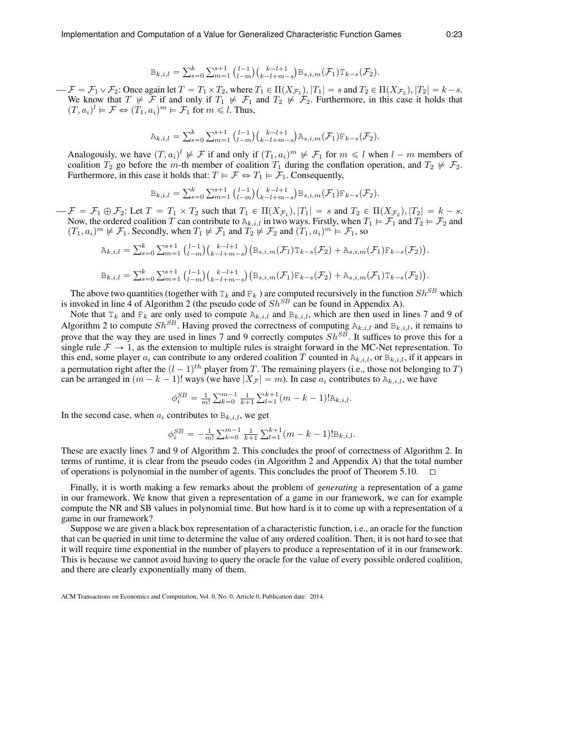$$\mathbb{B}_{k,i,l} = \sum_{s=0}^{k} \sum_{m=1}^{s+1} \binom{l-1}{l-m}\binom{k-l+1}{k-l+m-s} \mathbb{B}_{s,i,m}(\mathcal{F}_1)\mathbb{T}_{k-s}(\mathcal{F}_2).$$

— $\mathcal{F} = \mathcal{F}_1 \vee \mathcal{F}_2$: Once again let $T = T_1 \times T_2$, where $T_1 \in \Pi(X_{\mathcal{F}_1}), |T_1| = s$ and $T_2 \in \Pi(X_{\mathcal{F}_2}), |T_2| = k-s$. We know that $T \not\models \mathcal{F}$ if and only if $T_1 \not\models \mathcal{F}_1$ and $T_2 \not\models \mathcal{F}_2$. Furthermore, in this case it holds that $(T, a_i)^l \models \mathcal{F} \Leftrightarrow (T_1, a_i)^m \models \mathcal{F}_1$ for $m \leqslant l$. Thus,

$$\mathbb{A}_{k,i,l} = \sum_{s=0}^{k} \sum_{m=1}^{s+1} \binom{l-1}{l-m}\binom{k-l+1}{k-l+m-s} \mathbb{A}_{s,i,m}(\mathcal{F}_1)\mathbb{F}_{k-s}(\mathcal{F}_2).$$

Analogously, we have $(T, a_i)^l \not\models \mathcal{F}$ if and only if $(T_1, a_i)^m \not\models \mathcal{F}_1$ for $m \leqslant l$ when $l-m$ members of coalition $T_2$ go before the $m$-th member of coalition $T_1$ during the conflation operation, and $T_2 \not\models \mathcal{F}_2$. Furthermore, in this case it holds that: $T \models \mathcal{F} \Leftrightarrow T_1 \models \mathcal{F}_1$. Consequently,

$$\mathbb{B}_{k,i,l} = \sum_{s=0}^{k} \sum_{m=1}^{s+1} \binom{l-1}{l-m}\binom{k-l+1}{k-l+m-s} \mathbb{B}_{s,i,m}(\mathcal{F}_1)\mathbb{F}_{k-s}(\mathcal{F}_2).$$

— $\mathcal{F} = \mathcal{F}_1 \oplus \mathcal{F}_2$: Let $T = T_1 \times T_2$ such that $T_1 \in \Pi(X_{\mathcal{F}_1}), |T_1| = s$ and $T_2 \in \Pi(X_{\mathcal{F}_2}), |T_2| = k-s$. Now, the ordered coalition $T$ can contribute to $\mathbb{A}_{k,i,l}$ in two ways. Firstly, when $T_1 \models \mathcal{F}_1$ and $T_2 \models \mathcal{F}_2$ and $(T_1, a_i)^m \not\models \mathcal{F}_1$. Secondly, when $T_1 \not\models \mathcal{F}_1$ and $T_2 \not\models \mathcal{F}_2$ and $(T_1, a_i)^m \models \mathcal{F}_1$, so

$$\mathbb{A}_{k,i,l} = \sum_{s=0}^{k} \sum_{m=1}^{s+1} \binom{l-1}{l-m}\binom{k-l+1}{k-l+m-s} \big(\mathbb{B}_{s,i,m}(\mathcal{F}_1)\mathbb{T}_{k-s}(\mathcal{F}_2) + \mathbb{A}_{s,i,m}(\mathcal{F}_1)\mathbb{F}_{k-s}(\mathcal{F}_2)\big).$$

$$\mathbb{B}_{k,i,l} = \sum_{s=0}^{k} \sum_{m=1}^{s+1} \binom{l-1}{l-m}\binom{k-l+1}{k-l+m-s} \big(\mathbb{B}_{s,i,m}(\mathcal{F}_1)\mathbb{F}_{k-s}(\mathcal{F}_2) + \mathbb{A}_{s,i,m}(\mathcal{F}_1)\mathbb{T}_{k-s}(\mathcal{F}_2)\big).$$

The above two quantities (together with $\mathbb{T}_k$ and $\mathbb{F}_k$ ) are computed recursively in the function $Sh^{SB}$ which is invoked in line 4 of Algorithm 2 (the pseudo code of $Sh^{SB}$ can be found in Appendix A).

Note that $\mathbb{T}_k$ and $\mathbb{F}_k$ are only used to compute $\mathbb{A}_{k,i,l}$ and $\mathbb{B}_{k,i,l}$, which are then used in lines 7 and 9 of Algorithm 2 to compute $Sh^{SB}$. Having proved the correctness of computing $\mathbb{A}_{k,i,l}$ and $\mathbb{B}_{k,i,l}$, it remains to prove that the way they are used in lines 7 and 9 correctly computes $Sh^{SB}$. It suffices to prove this for a single rule $\mathcal{F} \to 1$, as the extension to multiple rules is straight forward in the MC-Net representation. To this end, some player $a_i$ can contribute to any ordered coalition $T$ counted in $\mathbb{A}_{k,i,l}$, or $\mathbb{B}_{k,i,l}$, if it appears in a permutation right after the $(l-1)^{th}$ player from $T$. The remaining players (i.e., those not belonging to $T$) can be arranged in $(m-k-1)!$ ways (we have $|X_{\mathcal{F}}| = m$). In case $a_i$ contributes to $\mathbb{A}_{k,i,l}$, we have

$$\phi_i^{SB} = \tfrac{1}{m!}\sum_{k=0}^{m-1} \tfrac{1}{k+1} \sum_{l=1}^{k+1} (m-k-1)!\mathbb{A}_{k,i,l}.$$

In the second case, when $a_i$ contributes to $\mathbb{B}_{k,i,l}$, we get

$$\phi_i^{SB} = -\tfrac{1}{m!}\sum_{k=0}^{m-1} \tfrac{1}{k+1} \sum_{l=1}^{k+1} (m-k-1)!\mathbb{B}_{k,i,l}.$$

These are exactly lines 7 and 9 of Algorithm 2. This concludes the proof of correctness of Algorithm 2. In terms of runtime, it is clear from the pseudo codes (in Algorithm 2 and Appendix A) that the total number of operations is polynomial in the number of agents. This concludes the proof of Theorem 5.10. □

Finally, it is worth making a few remarks about the problem of *generating* a representation of a game in our framework. We know that given a representation of a game in our framework, we can for example compute the NR and SB values in polynomial time. But how hard is it to come up with a representation of a game in our framework?

Suppose we are given a black box representation of a characteristic function, i.e., an oracle for the function that can be queried in unit time to determine the value of any ordered coalition. Then, it is not hard to see that it will require time exponential in the number of players to produce a representation of it in our framework. This is because we cannot avoid having to query the oracle for the value of every possible ordered coalition, and there are clearly exponentially many of them.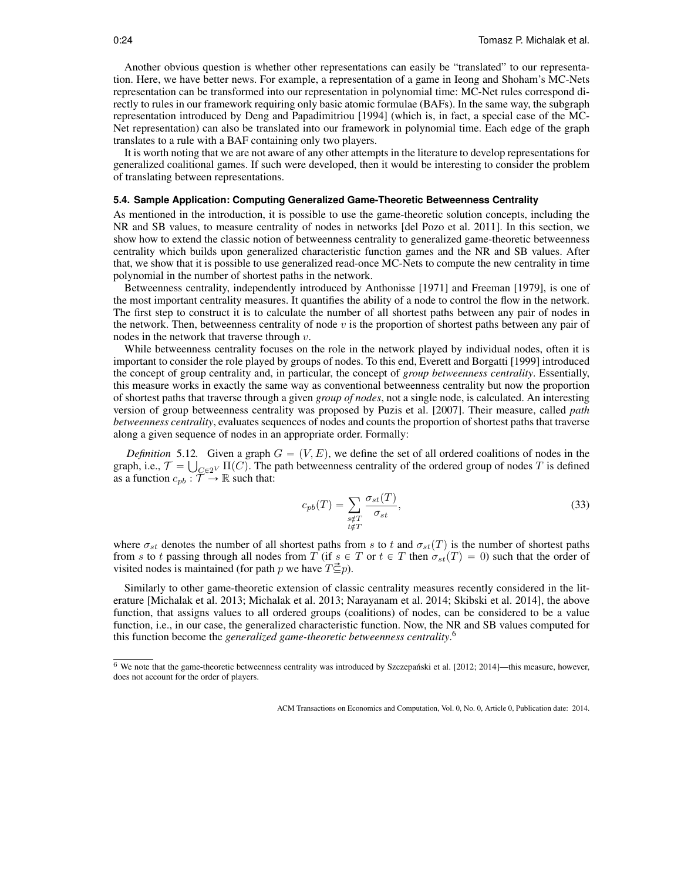Another obvious question is whether other representations can easily be "translated" to our representation. Here, we have better news. For example, a representation of a game in Ieong and Shoham's MC-Nets representation can be transformed into our representation in polynomial time: MC-Net rules correspond directly to rules in our framework requiring only basic atomic formulae (BAFs). In the same way, the subgraph representation introduced by Deng and Papadimitriou [1994] (which is, in fact, a special case of the MC-Net representation) can also be translated into our framework in polynomial time. Each edge of the graph translates to a rule with a BAF containing only two players.

It is worth noting that we are not aware of any other attempts in the literature to develop representations for generalized coalitional games. If such were developed, then it would be interesting to consider the problem of translating between representations.

### 5.4. Sample Application: Computing Generalized Game-Theoretic Betweenness Centrality

As mentioned in the introduction, it is possible to use the game-theoretic solution concepts, including the NR and SB values, to measure centrality of nodes in networks [del Pozo et al. 2011]. In this section, we show how to extend the classic notion of betweenness centrality to generalized game-theoretic betweenness centrality which builds upon generalized characteristic function games and the NR and SB values. After that, we show that it is possible to use generalized read-once MC-Nets to compute the new centrality in time polynomial in the number of shortest paths in the network.

Betweenness centrality, independently introduced by Anthonisse [1971] and Freeman [1979], is one of the most important centrality measures. It quantifies the ability of a node to control the flow in the network. The first step to construct it is to calculate the number of all shortest paths between any pair of nodes in the network. Then, betweenness centrality of node $v$ is the proportion of shortest paths between any pair of nodes in the network that traverse through $v$.

While betweenness centrality focuses on the role in the network played by individual nodes, often it is important to consider the role played by groups of nodes. To this end, Everett and Borgatti [1999] introduced the concept of group centrality and, in particular, the concept of *group betweenness centrality*. Essentially, this measure works in exactly the same way as conventional betweenness centrality but now the proportion of shortest paths that traverse through a given *group of nodes*, not a single node, is calculated. An interesting version of group betweenness centrality was proposed by Puzis et al. [2007]. Their measure, called *path betweenness centrality*, evaluates sequences of nodes and counts the proportion of shortest paths that traverse along a given sequence of nodes in an appropriate order. Formally:

*Definition* 5.12. Given a graph $G = (V, E)$, we define the set of all ordered coalitions of nodes in the graph, i.e., $\mathcal{T} = \bigcup_{C \in 2^V} \Pi(C)$. The path betweenness centrality of the ordered group of nodes $T$ is defined as a function $c_{pb} : \mathcal{T} \to \mathbb{R}$ such that:

$$c_{pb}(T) = \sum_{\substack{s \notin T \\ t \notin T}} \frac{\sigma_{st}(T)}{\sigma_{st}}, \tag{33}$$

where $\sigma_{st}$ denotes the number of all shortest paths from $s$ to $t$ and $\sigma_{st}(T)$ is the number of shortest paths from $s$ to $t$ passing through all nodes from $T$ (if $s \in T$ or $t \in T$ then $\sigma_{st}(T) = 0$) such that the order of visited nodes is maintained (for path $p$ we have $T \vec{\subseteq} p$).

Similarly to other game-theoretic extension of classic centrality measures recently considered in the literature [Michalak et al. 2013; Michalak et al. 2013; Narayanam et al. 2014; Skibski et al. 2014], the above function, that assigns values to all ordered groups (coalitions) of nodes, can be considered to be a value function, i.e., in our case, the generalized characteristic function. Now, the NR and SB values computed for this function become the *generalized game-theoretic betweenness centrality*.[6]

[6] We note that the game-theoretic betweenness centrality was introduced by Szczepański et al. [2012; 2014]—this measure, however, does not account for the order of players.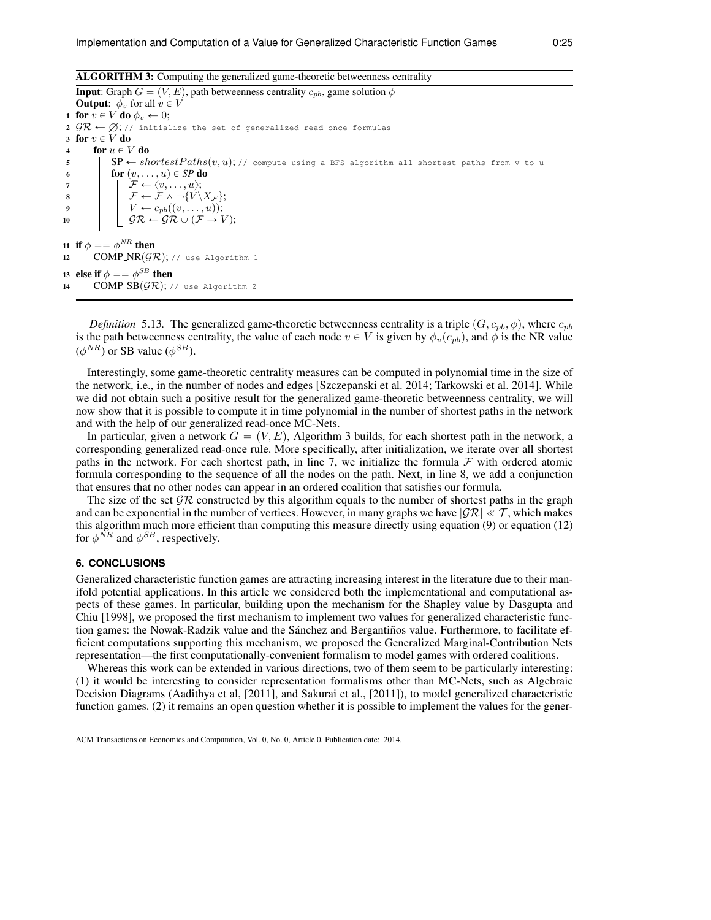**ALGORITHM 3:** Computing the generalized game-theoretic betweenness centrality

```
Input: Graph G = (V, E), path betweenness centrality c_pb, game solution φ
Output: φ_v for all v ∈ V
1  for v ∈ V do φ_v ← 0;
2  GR ← ∅; // initialize the set of generalized read-once formulas
3  for v ∈ V do
4      for u ∈ V do
5          SP ← shortestPaths(v, u); // compute using a BFS algorithm all shortest paths from v to u
6          for (v, ..., u) ∈ SP do
7              F ← ⟨v, ..., u⟩;
8              F ← F ∧ ¬{V \ X_F};
9              V ← c_pb((v, ..., u));
10             GR ← GR ∪ (F → V);
11 if φ == φ^NR then
12     COMP_NR(GR); // use Algorithm 1
13 else if φ == φ^SB then
14     COMP_SB(GR); // use Algorithm 2
```

*Definition* 5.13. The generalized game-theoretic betweenness centrality is a triple $(G, c_{pb}, \phi)$, where $c_{pb}$ is the path betweenness centrality, the value of each node $v \in V$ is given by $\phi_v(c_{pb})$, and $\phi$ is the NR value ($\phi^{NR}$) or SB value ($\phi^{SB}$).

Interestingly, some game-theoretic centrality measures can be computed in polynomial time in the size of the network, i.e., in the number of nodes and edges [Szczepanski et al. 2014; Tarkowski et al. 2014]. While we did not obtain such a positive result for the generalized game-theoretic betweenness centrality, we will now show that it is possible to compute it in time polynomial in the number of shortest paths in the network and with the help of our generalized read-once MC-Nets.

In particular, given a network $G = (V, E)$, Algorithm 3 builds, for each shortest path in the network, a corresponding generalized read-once rule. More specifically, after initialization, we iterate over all shortest paths in the network. For each shortest path, in line 7, we initialize the formula $\mathcal{F}$ with ordered atomic formula corresponding to the sequence of all the nodes on the path. Next, in line 8, we add a conjunction that ensures that no other nodes can appear in an ordered coalition that satisfies our formula.

The size of the set $\mathcal{GR}$ constructed by this algorithm equals to the number of shortest paths in the graph and can be exponential in the number of vertices. However, in many graphs we have $|\mathcal{GR}| \ll \mathcal{T}$, which makes this algorithm much more efficient than computing this measure directly using equation (9) or equation (12) for $\phi^{NR}$ and $\phi^{SB}$, respectively.

## 6. CONCLUSIONS

Generalized characteristic function games are attracting increasing interest in the literature due to their manifold potential applications. In this article we considered both the implementational and computational aspects of these games. In particular, building upon the mechanism for the Shapley value by Dasgupta and Chiu [1998], we proposed the first mechanism to implement two values for generalized characteristic function games: the Nowak-Radzik value and the Sánchez and Bergantiños value. Furthermore, to facilitate efficient computations supporting this mechanism, we proposed the Generalized Marginal-Contribution Nets representation—the first computationally-convenient formalism to model games with ordered coalitions.

Whereas this work can be extended in various directions, two of them seem to be particularly interesting: (1) it would be interesting to consider representation formalisms other than MC-Nets, such as Algebraic Decision Diagrams (Aadithya et al, [2011], and Sakurai et al., [2011]), to model generalized characteristic function games. (2) it remains an open question whether it is possible to implement the values for the gener-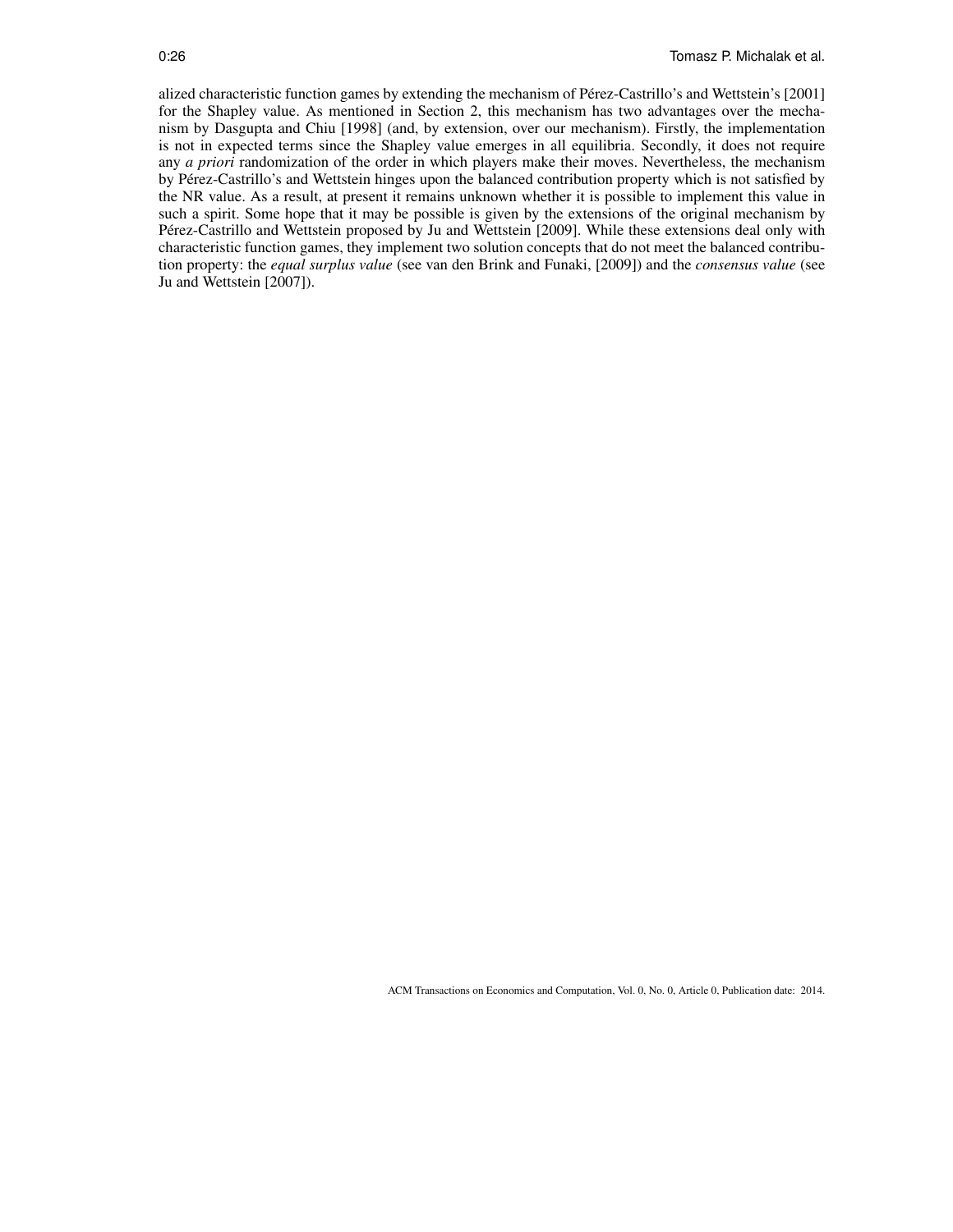alized characteristic function games by extending the mechanism of Pérez-Castrillo's and Wettstein's [2001] for the Shapley value. As mentioned in Section 2, this mechanism has two advantages over the mechanism by Dasgupta and Chiu [1998] (and, by extension, over our mechanism). Firstly, the implementation is not in expected terms since the Shapley value emerges in all equilibria. Secondly, it does not require any *a priori* randomization of the order in which players make their moves. Nevertheless, the mechanism by Pérez-Castrillo's and Wettstein hinges upon the balanced contribution property which is not satisfied by the NR value. As a result, at present it remains unknown whether it is possible to implement this value in such a spirit. Some hope that it may be possible is given by the extensions of the original mechanism by Pérez-Castrillo and Wettstein proposed by Ju and Wettstein [2009]. While these extensions deal only with characteristic function games, they implement two solution concepts that do not meet the balanced contribution property: the *equal surplus value* (see van den Brink and Funaki, [2009]) and the *consensus value* (see Ju and Wettstein [2007]).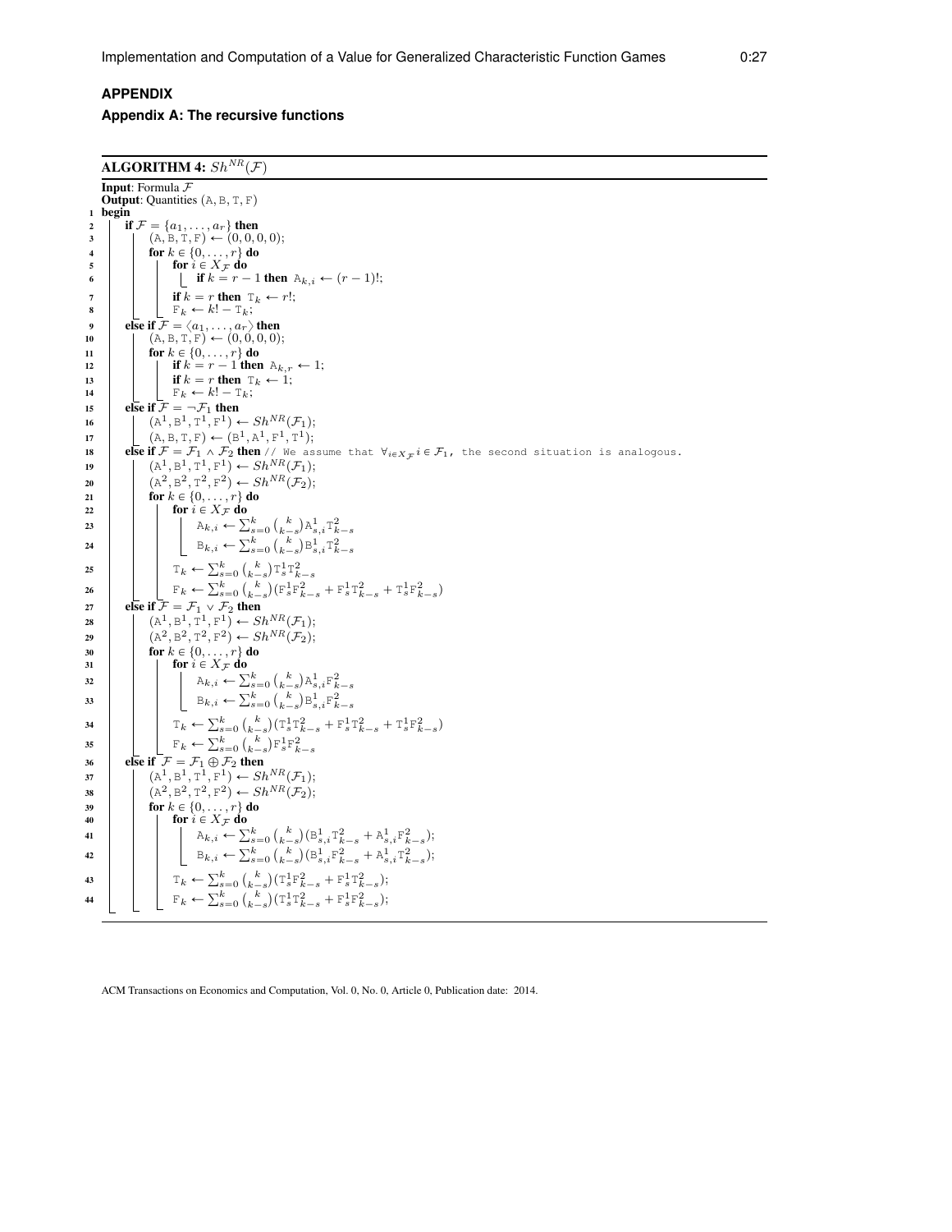## APPENDIX

### Appendix A: The recursive functions

**ALGORITHM 4:** $Sh^{NR}(\mathcal{F})$

```
Input: Formula F
Output: Quantities (A, B, T, F)
1  begin
2      if F = {a_1, ..., a_r} then
3          (A, B, T, F) ← (0, 0, 0, 0);
4          for k ∈ {0, ..., r} do
5              for i ∈ X_F do
6                  if k = r − 1 then A_{k,i} ← (r − 1)!;
7              if k = r then T_k ← r!;
8              F_k ← k! − T_k;
9      else if F = ⟨a_1, ..., a_r⟩ then
10         (A, B, T, F) ← (0, 0, 0, 0);
11         for k ∈ {0, ..., r} do
12             if k = r − 1 then A_{k,r} ← 1;
13             if k = r then T_k ← 1;
14             F_k ← k! − T_k;
15     else if F = ¬F_1 then
16         (A^1, B^1, T^1, F^1) ← Sh^{NR}(F_1);
17         (A, B, T, F) ← (B^1, A^1, F^1, T^1);
18     else if F = F_1 ∧ F_2 then // We assume that ∀_{i∈X_F} i ∈ F_1, the second situation is analogous.
19         (A^1, B^1, T^1, F^1) ← Sh^{NR}(F_1);
20         (A^2, B^2, T^2, F^2) ← Sh^{NR}(F_2);
21         for k ∈ {0, ..., r} do
22             for i ∈ X_F do
23                 A_{k,i} ← Σ_{s=0}^{k} C(k, k−s) A^1_{s,i} T^2_{k−s}
24                 B_{k,i} ← Σ_{s=0}^{k} C(k, k−s) B^1_{s,i} T^2_{k−s}
25             T_k ← Σ_{s=0}^{k} C(k, k−s) T^1_s T^2_{k−s}
26             F_k ← Σ_{s=0}^{k} C(k, k−s) (F^1_s F^2_{k−s} + F^1_s T^2_{k−s} + T^1_s F^2_{k−s})
27     else if F = F_1 ∨ F_2 then
28         (A^1, B^1, T^1, F^1) ← Sh^{NR}(F_1);
29         (A^2, B^2, T^2, F^2) ← Sh^{NR}(F_2);
30         for k ∈ {0, ..., r} do
31             for i ∈ X_F do
32                 A_{k,i} ← Σ_{s=0}^{k} C(k, k−s) A^1_{s,i} F^2_{k−s}
33                 B_{k,i} ← Σ_{s=0}^{k} C(k, k−s) B^1_{s,i} F^2_{k−s}
34             T_k ← Σ_{s=0}^{k} C(k, k−s) (T^1_s T^2_{k−s} + F^1_s T^2_{k−s} + T^1_s F^2_{k−s})
35             F_k ← Σ_{s=0}^{k} C(k, k−s) F^1_s F^2_{k−s}
36     else if F = F_1 ⊕ F_2 then
37         (A^1, B^1, T^1, F^1) ← Sh^{NR}(F_1);
38         (A^2, B^2, T^2, F^2) ← Sh^{NR}(F_2);
39         for k ∈ {0, ..., r} do
40             for i ∈ X_F do
41                 A_{k,i} ← Σ_{s=0}^{k} C(k, k−s) (B^1_{s,i} T^2_{k−s} + A^1_{s,i} F^2_{k−s});
42                 B_{k,i} ← Σ_{s=0}^{k} C(k, k−s) (B^1_{s,i} F^2_{k−s} + A^1_{s,i} T^2_{k−s});
43             T_k ← Σ_{s=0}^{k} C(k, k−s) (T^1_s F^2_{k−s} + F^1_s T^2_{k−s});
44             F_k ← Σ_{s=0}^{k} C(k, k−s) (T^1_s T^2_{k−s} + F^1_s F^2_{k−s});
```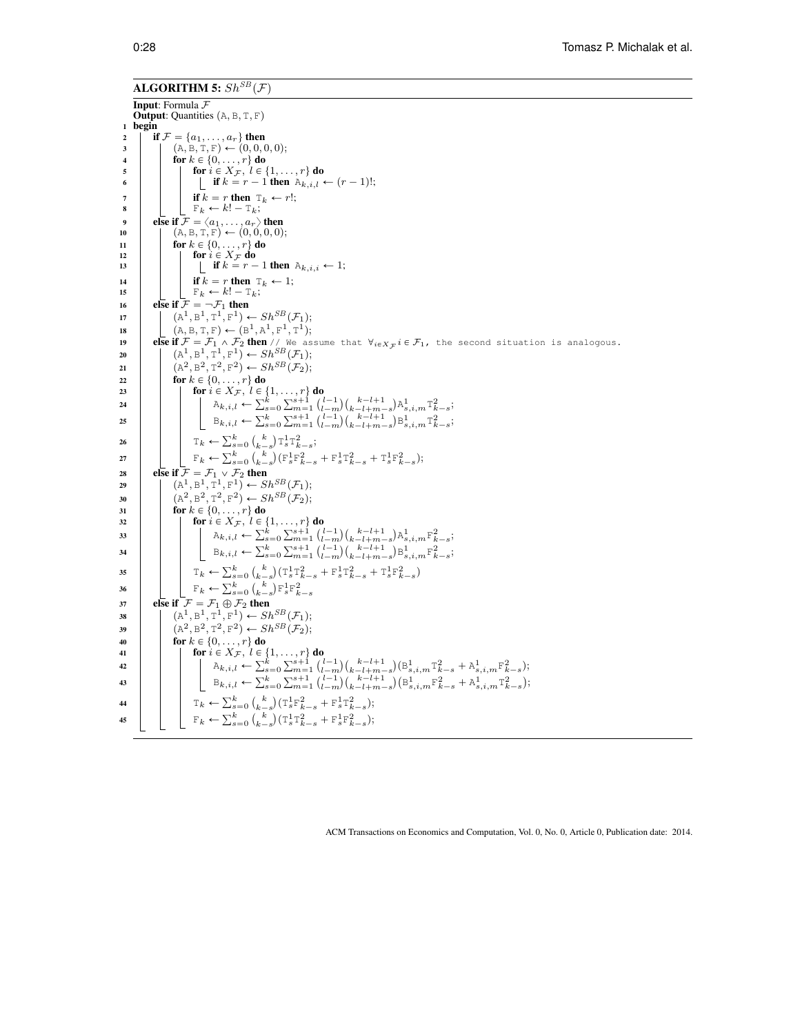**ALGORITHM 5:** $Sh^{SB}(\mathcal{F})$

**Input**: Formula $\mathcal{F}$
**Output**: Quantities $(\mathtt{A}, \mathtt{B}, \mathtt{T}, \mathtt{F})$

```
1  begin
2    if F = {a_1, ..., a_r} then
3      (A, B, T, F) ← (0, 0, 0, 0);
4      for k ∈ {0, ..., r} do
5        for i ∈ X_F, l ∈ {1, ..., r} do
6          if k = r − 1 then A_{k,i,l} ← (r − 1)!;
7        if k = r then T_k ← r!;
8        F_k ← k! − T_k;
9    else if F = ⟨a_1, ..., a_r⟩ then
10     (A, B, T, F) ← (0, 0, 0, 0);
11     for k ∈ {0, ..., r} do
12       for i ∈ X_F do
13         if k = r − 1 then A_{k,i,i} ← 1;
14       if k = r then T_k ← 1;
15       F_k ← k! − T_k;
16   else if F = ¬F_1 then
17     (A^1, B^1, T^1, F^1) ← Sh^SB(F_1);
18     (A, B, T, F) ← (B^1, A^1, F^1, T^1);
19   else if F = F_1 ∧ F_2 then // We assume that ∀_{i∈X_F} i ∈ F_1, the second situation is analogous.
20     (A^1, B^1, T^1, F^1) ← Sh^SB(F_1);
21     (A^2, B^2, T^2, F^2) ← Sh^SB(F_2);
22     for k ∈ {0, ..., r} do
23       for i ∈ X_F, l ∈ {1, ..., r} do
24         A_{k,i,l} ← Σ_{s=0}^{k} Σ_{m=1}^{s+1} C(l−1, l−m) C(k−l+1, k−l+m−s) A^1_{s,i,m} T^2_{k−s};
25         B_{k,i,l} ← Σ_{s=0}^{k} Σ_{m=1}^{s+1} C(l−1, l−m) C(k−l+1, k−l+m−s) B^1_{s,i,m} T^2_{k−s};
26       T_k ← Σ_{s=0}^{k} C(k, k−s) T^1_s T^2_{k−s};
27       F_k ← Σ_{s=0}^{k} C(k, k−s) (F^1_s F^2_{k−s} + F^1_s T^2_{k−s} + T^1_s F^2_{k−s});
28   else if F = F_1 ∨ F_2 then
29     (A^1, B^1, T^1, F^1) ← Sh^SB(F_1);
30     (A^2, B^2, T^2, F^2) ← Sh^SB(F_2);
31     for k ∈ {0, ..., r} do
32       for i ∈ X_F, l ∈ {1, ..., r} do
33         A_{k,i,l} ← Σ_{s=0}^{k} Σ_{m=1}^{s+1} C(l−1, l−m) C(k−l+1, k−l+m−s) A^1_{s,i,m} F^2_{k−s};
34         B_{k,i,l} ← Σ_{s=0}^{k} Σ_{m=1}^{s+1} C(l−1, l−m) C(k−l+1, k−l+m−s) B^1_{s,i,m} F^2_{k−s};
35       T_k ← Σ_{s=0}^{k} C(k, k−s) (T^1_s T^2_{k−s} + F^1_s T^2_{k−s} + T^1_s F^2_{k−s})
36       F_k ← Σ_{s=0}^{k} C(k, k−s) F^1_s F^2_{k−s}
37   else if F = F_1 ⊕ F_2 then
38     (A^1, B^1, T^1, F^1) ← Sh^SB(F_1);
39     (A^2, B^2, T^2, F^2) ← Sh^SB(F_2);
40     for k ∈ {0, ..., r} do
41       for i ∈ X_F, l ∈ {1, ..., r} do
42         A_{k,i,l} ← Σ_{s=0}^{k} Σ_{m=1}^{s+1} C(l−1, l−m) C(k−l+1, k−l+m−s) (B^1_{s,i,m} T^2_{k−s} + A^1_{s,i,m} F^2_{k−s});
43         B_{k,i,l} ← Σ_{s=0}^{k} Σ_{m=1}^{s+1} C(l−1, l−m) C(k−l+1, k−l+m−s) (B^1_{s,i,m} F^2_{k−s} + A^1_{s,i,m} T^2_{k−s});
44       T_k ← Σ_{s=0}^{k} C(k, k−s) (T^1_s F^2_{k−s} + F^1_s T^2_{k−s});
45       F_k ← Σ_{s=0}^{k} C(k, k−s) (T^1_s T^2_{k−s} + F^1_s F^2_{k−s});
```

Where $C(n, m)$ denotes the binomial coefficient $\binom{n}{m}$. For example, line 24 reads:

$$\mathtt{A}_{k,i,l} \leftarrow \sum_{s=0}^{k}\sum_{m=1}^{s+1}\binom{l-1}{l-m}\binom{k-l+1}{k-l+m-s}\mathtt{A}^1_{s,i,m}\mathtt{T}^2_{k-s};$$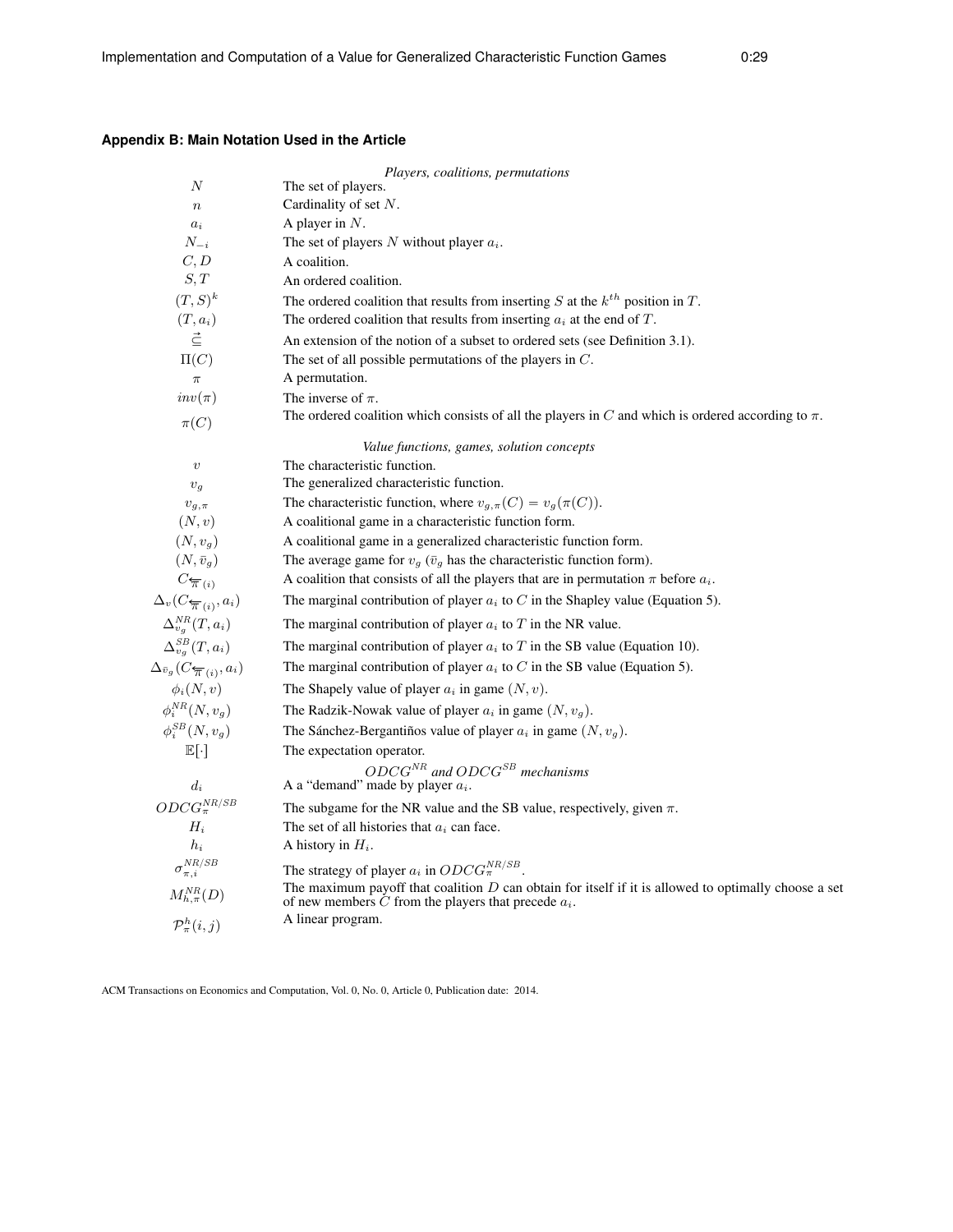### Appendix B: Main Notation Used in the Article

| | |
|---|---|
| | *Players, coalitions, permutations* |
| $N$ | The set of players. |
| $n$ | Cardinality of set $N$. |
| $a_i$ | A player in $N$. |
| $N_{-i}$ | The set of players $N$ without player $a_i$. |
| $C, D$ | A coalition. |
| $S, T$ | An ordered coalition. |
| $(T, S)^k$ | The ordered coalition that results from inserting $S$ at the $k^{th}$ position in $T$. |
| $(T, a_i)$ | The ordered coalition that results from inserting $a_i$ at the end of $T$. |
| $\vec{\subseteq}$ | An extension of the notion of a subset to ordered sets (see Definition 3.1). |
| $\Pi(C)$ | The set of all possible permutations of the players in $C$. |
| $\pi$ | A permutation. |
| $inv(\pi)$ | The inverse of $\pi$. |
| $\pi(C)$ | The ordered coalition which consists of all the players in $C$ and which is ordered according to $\pi$. |
| | *Value functions, games, solution concepts* |
| $v$ | The characteristic function. |
| $v_g$ | The generalized characteristic function. |
| $v_{g,\pi}$ | The characteristic function, where $v_{g,\pi}(C) = v_g(\pi(C))$. |
| $(N, v)$ | A coalitional game in a characteristic function form. |
| $(N, v_g)$ | A coalitional game in a generalized characteristic function form. |
| $(N, \bar{v}_g)$ | The average game for $v_g$ ($\bar{v}_g$ has the characteristic function form). |
| $C_{\overleftarrow{\pi}(i)}$ | A coalition that consists of all the players that are in permutation $\pi$ before $a_i$. |
| $\Delta_v(C_{\overleftarrow{\pi}(i)}, a_i)$ | The marginal contribution of player $a_i$ to $C$ in the Shapley value (Equation 5). |
| $\Delta^{NR}_{v_g}(T, a_i)$ | The marginal contribution of player $a_i$ to $T$ in the NR value. |
| $\Delta^{SB}_{v_g}(T, a_i)$ | The marginal contribution of player $a_i$ to $T$ in the SB value (Equation 10). |
| $\Delta_{\bar{v}_g}(C_{\overleftarrow{\pi}(i)}, a_i)$ | The marginal contribution of player $a_i$ to $C$ in the SB value (Equation 5). |
| $\phi_i(N, v)$ | The Shapely value of player $a_i$ in game $(N, v)$. |
| $\phi^{NR}_i(N, v_g)$ | The Radzik-Nowak value of player $a_i$ in game $(N, v_g)$. |
| $\phi^{SB}_i(N, v_g)$ | The Sánchez-Bergantiños value of player $a_i$ in game $(N, v_g)$. |
| $\mathbb{E}[\cdot]$ | The expectation operator. |
| | *$ODCG^{NR}$ and $ODCG^{SB}$ mechanisms* |
| $d_i$ | A a "demand" made by player $a_i$. |
| $ODCG^{NR/SB}_{\pi}$ | The subgame for the NR value and the SB value, respectively, given $\pi$. |
| $H_i$ | The set of all histories that $a_i$ can face. |
| $h_i$ | A history in $H_i$. |
| $\sigma^{NR/SB}_{\pi,i}$ | The strategy of player $a_i$ in $ODCG^{NR/SB}_{\pi}$. |
| $M^{NR}_{h,\pi}(D)$ | The maximum payoff that coalition $D$ can obtain for itself if it is allowed to optimally choose a set of new members $C$ from the players that precede $a_i$. |
| $\mathcal{P}^h_{\pi}(i, j)$ | A linear program. |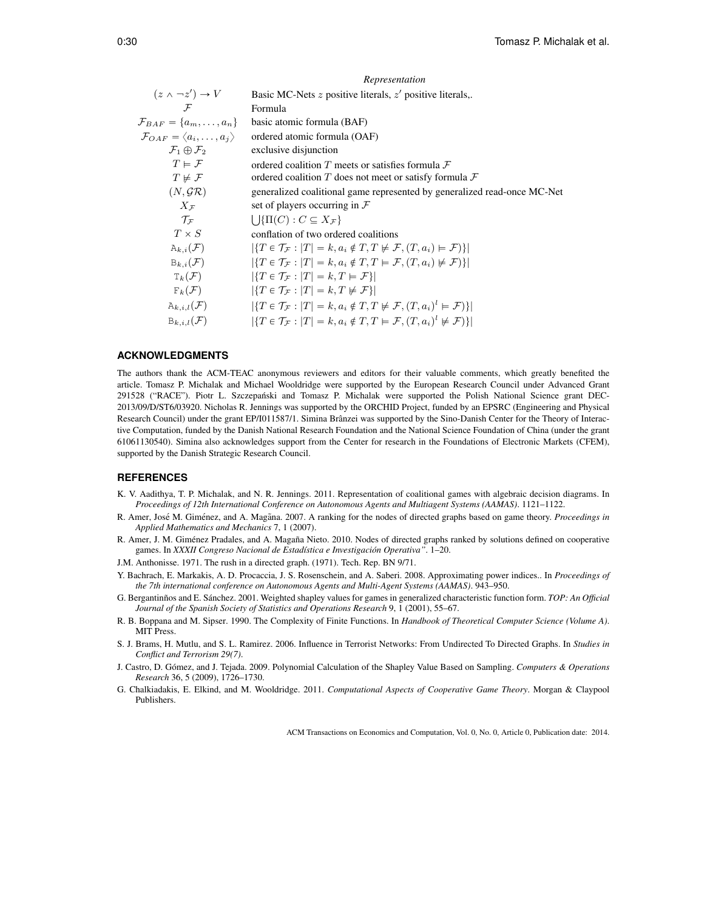| | *Representation* |
|---|---|
| $(z \wedge \neg z') \to V$ | Basic MC-Nets $z$ positive literals, $z'$ positive literals,. |
| $\mathcal{F}$ | Formula |
| $\mathcal{F}_{BAF} = \{a_m, \ldots, a_n\}$ | basic atomic formula (BAF) |
| $\mathcal{F}_{OAF} = \langle a_i, \ldots, a_j \rangle$ | ordered atomic formula (OAF) |
| $\mathcal{F}_1 \oplus \mathcal{F}_2$ | exclusive disjunction |
| $T \models \mathcal{F}$ | ordered coalition $T$ meets or satisfies formula $\mathcal{F}$ |
| $T \not\models \mathcal{F}$ | ordered coalition $T$ does not meet or satisfy formula $\mathcal{F}$ |
| $(N, \mathcal{GR})$ | generalized coalitional game represented by generalized read-once MC-Net |
| $X_{\mathcal{F}}$ | set of players occurring in $\mathcal{F}$ |
| $\mathcal{T}_{\mathcal{F}}$ | $\bigcup\{\Pi(C) : C \subseteq X_{\mathcal{F}}\}$ |
| $T \times S$ | conflation of two ordered coalitions |
| $\mathtt{A}_{k,i}(\mathcal{F})$ | $\lvert\{T \in \mathcal{T}_{\mathcal{F}} : \lvert T \rvert = k, a_i \notin T, T \not\models \mathcal{F}, (T, a_i) \models \mathcal{F})\}\rvert$ |
| $\mathtt{B}_{k,i}(\mathcal{F})$ | $\lvert\{T \in \mathcal{T}_{\mathcal{F}} : \lvert T \rvert = k, a_i \notin T, T \models \mathcal{F}, (T, a_i) \not\models \mathcal{F})\}\rvert$ |
| $\mathtt{T}_k(\mathcal{F})$ | $\lvert\{T \in \mathcal{T}_{\mathcal{F}} : \lvert T \rvert = k, T \models \mathcal{F}\}\rvert$ |
| $\mathtt{F}_k(\mathcal{F})$ | $\lvert\{T \in \mathcal{T}_{\mathcal{F}} : \lvert T \rvert = k, T \not\models \mathcal{F}\}\rvert$ |
| $\mathtt{A}_{k,i,l}(\mathcal{F})$ | $\lvert\{T \in \mathcal{T}_{\mathcal{F}} : \lvert T \rvert = k, a_i \notin T, T \not\models \mathcal{F}, (T, a_i)^l \models \mathcal{F})\}\rvert$ |
| $\mathtt{B}_{k,i,l}(\mathcal{F})$ | $\lvert\{T \in \mathcal{T}_{\mathcal{F}} : \lvert T \rvert = k, a_i \notin T, T \models \mathcal{F}, (T, a_i)^l \not\models \mathcal{F})\}\rvert$ |

## ACKNOWLEDGMENTS

The authors thank the ACM-TEAC anonymous reviewers and editors for their valuable comments, which greatly benefited the article. Tomasz P. Michalak and Michael Wooldridge were supported by the European Research Council under Advanced Grant 291528 ("RACE"). Piotr L. Szczepański and Tomasz P. Michalak were supported the Polish National Science grant DEC-2013/09/D/ST6/03920. Nicholas R. Jennings was supported by the ORCHID Project, funded by an EPSRC (Engineering and Physical Research Council) under the grant EP/I011587/1. Simina Brânzei was supported by the Sino-Danish Center for the Theory of Interactive Computation, funded by the Danish National Research Foundation and the National Science Foundation of China (under the grant 61061130540). Simina also acknowledges support from the Center for research in the Foundations of Electronic Markets (CFEM), supported by the Danish Strategic Research Council.

## REFERENCES

K. V. Aadithya, T. P. Michalak, and N. R. Jennings. 2011. Representation of coalitional games with algebraic decision diagrams. In *Proceedings of 12th International Conference on Autonomous Agents and Multiagent Systems (AAMAS)*. 1121–1122.

R. Amer, José M. Giménez, and A. Magãna. 2007. A ranking for the nodes of directed graphs based on game theory. *Proceedings in Applied Mathematics and Mechanics* 7, 1 (2007).

R. Amer, J. M. Giménez Pradales, and A. Magaña Nieto. 2010. Nodes of directed graphs ranked by solutions defined on cooperative games. In *XXXII Congreso Nacional de Estadística e Investigación Operativa"*. 1–20.

J.M. Anthonisse. 1971. The rush in a directed graph. (1971). Tech. Rep. BN 9/71.

Y. Bachrach, E. Markakis, A. D. Procaccia, J. S. Rosenschein, and A. Saberi. 2008. Approximating power indices.. In *Proceedings of the 7th international conference on Autonomous Agents and Multi-Agent Systems (AAMAS)*. 943–950.

G. Bergantinños and E. Sánchez. 2001. Weighted shapley values for games in generalized characteristic function form. *TOP: An Official Journal of the Spanish Society of Statistics and Operations Research* 9, 1 (2001), 55–67.

R. B. Boppana and M. Sipser. 1990. The Complexity of Finite Functions. In *Handbook of Theoretical Computer Science (Volume A)*. MIT Press.

S. J. Brams, H. Mutlu, and S. L. Ramirez. 2006. Influence in Terrorist Networks: From Undirected To Directed Graphs. In *Studies in Conflict and Terrorism 29(7)*.

J. Castro, D. Gómez, and J. Tejada. 2009. Polynomial Calculation of the Shapley Value Based on Sampling. *Computers & Operations Research* 36, 5 (2009), 1726–1730.

G. Chalkiadakis, E. Elkind, and M. Wooldridge. 2011. *Computational Aspects of Cooperative Game Theory*. Morgan & Claypool Publishers.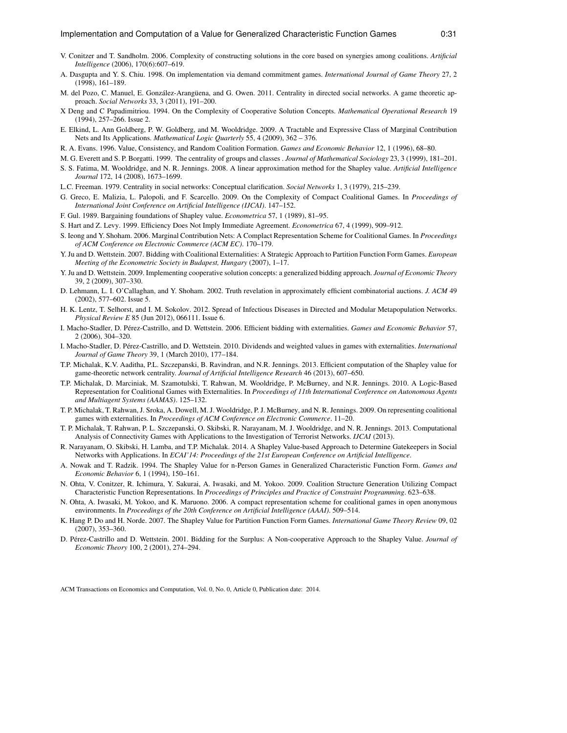V. Conitzer and T. Sandholm. 2006. Complexity of constructing solutions in the core based on synergies among coalitions. *Artificial Intelligence* (2006), 170(6):607–619.

A. Dasgupta and Y. S. Chiu. 1998. On implementation via demand commitment games. *International Journal of Game Theory* 27, 2 (1998), 161–189.

M. del Pozo, C. Manuel, E. González-Arangüena, and G. Owen. 2011. Centrality in directed social networks. A game theoretic approach. *Social Networks* 33, 3 (2011), 191–200.

X Deng and C Papadimitriou. 1994. On the Complexity of Cooperative Solution Concepts. *Mathematical Operational Research* 19 (1994), 257–266. Issue 2.

E. Elkind, L. Ann Goldberg, P. W. Goldberg, and M. Wooldridge. 2009. A Tractable and Expressive Class of Marginal Contribution Nets and Its Applications. *Mathematical Logic Quarterly* 55, 4 (2009), 362 – 376.

R. A. Evans. 1996. Value, Consistency, and Random Coalition Formation. *Games and Economic Behavior* 12, 1 (1996), 68–80.

M. G. Everett and S. P. Borgatti. 1999. The centrality of groups and classes . *Journal of Mathematical Sociology* 23, 3 (1999), 181–201.

S. S. Fatima, M. Wooldridge, and N. R. Jennings. 2008. A linear approximation method for the Shapley value. *Artificial Intelligence Journal* 172, 14 (2008), 1673–1699.

L.C. Freeman. 1979. Centrality in social networks: Conceptual clarification. *Social Networks* 1, 3 (1979), 215–239.

G. Greco, E. Malizia, L. Palopoli, and F. Scarcello. 2009. On the Complexity of Compact Coalitional Games. In *Proceedings of International Joint Conference on Artificial Intelligence (IJCAI)*. 147–152.

F. Gul. 1989. Bargaining foundations of Shapley value. *Econometrica* 57, 1 (1989), 81–95.

S. Hart and Z. Levy. 1999. Efficiency Does Not Imply Immediate Agreement. *Econometrica* 67, 4 (1999), 909–912.

S. Ieong and Y. Shoham. 2006. Marginal Contribution Nets: A Complact Representation Scheme for Coalitional Games. In *Proceedings of ACM Conference on Electronic Commerce (ACM EC)*. 170–179.

Y. Ju and D. Wettstein. 2007. Bidding with Coalitional Externalities: A Strategic Approach to Partition Function Form Games. *European Meeting of the Econometric Society in Budapest, Hungary* (2007), 1–17.

Y. Ju and D. Wettstein. 2009. Implementing cooperative solution concepts: a generalized bidding approach. *Journal of Economic Theory* 39, 2 (2009), 307–330.

D. Lehmann, L. I. O'Callaghan, and Y. Shoham. 2002. Truth revelation in approximately efficient combinatorial auctions. *J. ACM* 49 (2002), 577–602. Issue 5.

H. K. Lentz, T. Selhorst, and I. M. Sokolov. 2012. Spread of Infectious Diseases in Directed and Modular Metapopulation Networks. *Physical Review E* 85 (Jun 2012), 066111. Issue 6.

I. Macho-Stadler, D. Pérez-Castrillo, and D. Wettstein. 2006. Efficient bidding with externalities. *Games and Economic Behavior* 57, 2 (2006), 304–320.

I. Macho-Stadler, D. Pérez-Castrillo, and D. Wettstein. 2010. Dividends and weighted values in games with externalities. *International Journal of Game Theory* 39, 1 (March 2010), 177–184.

T.P. Michalak, K.V. Aaditha, P.L. Szczepanski, B. Ravindran, and N.R. Jennings. 2013. Efficient computation of the Shapley value for game-theoretic network centrality. *Journal of Artificial Intelligence Research* 46 (2013), 607–650.

T.P. Michalak, D. Marciniak, M. Szamotulski, T. Rahwan, M. Wooldridge, P. McBurney, and N.R. Jennings. 2010. A Logic-Based Representation for Coalitional Games with Externalities. In *Proceedings of 11th International Conference on Autonomous Agents and Multiagent Systems (AAMAS)*. 125–132.

T. P. Michalak, T. Rahwan, J. Sroka, A. Dowell, M. J. Wooldridge, P. J. McBurney, and N. R. Jennings. 2009. On representing coalitional games with externalities. In *Proceedings of ACM Conference on Electronic Commerce*. 11–20.

T. P. Michalak, T. Rahwan, P. L. Szczepanski, O. Skibski, R. Narayanam, M. J. Wooldridge, and N. R. Jennings. 2013. Computational Analysis of Connectivity Games with Applications to the Investigation of Terrorist Networks. *IJCAI* (2013).

R. Narayanam, O. Skibski, H. Lamba, and T.P. Michalak. 2014. A Shapley Value-based Approach to Determine Gatekeepers in Social Networks with Applications. In *ECAI'14: Proceedings of the 21st European Conference on Artificial Intelligence*.

A. Nowak and T. Radzik. 1994. The Shapley Value for n-Person Games in Generalized Characteristic Function Form. *Games and Economic Behavior* 6, 1 (1994), 150–161.

N. Ohta, V. Conitzer, R. Ichimura, Y. Sakurai, A. Iwasaki, and M. Yokoo. 2009. Coalition Structure Generation Utilizing Compact Characteristic Function Representations. In *Proceedings of Principles and Practice of Constraint Programming*. 623–638.

N. Ohta, A. Iwasaki, M. Yokoo, and K. Maruono. 2006. A compact representation scheme for coalitional games in open anonymous environments. In *Proceedings of the 20th Conference on Artificial Intelligence (AAAI)*. 509–514.

K. Hang P. Do and H. Norde. 2007. The Shapley Value for Partition Function Form Games. *International Game Theory Review* 09, 02 (2007), 353–360.

D. Pérez-Castrillo and D. Wettstein. 2001. Bidding for the Surplus: A Non-cooperative Approach to the Shapley Value. *Journal of Economic Theory* 100, 2 (2001), 274–294.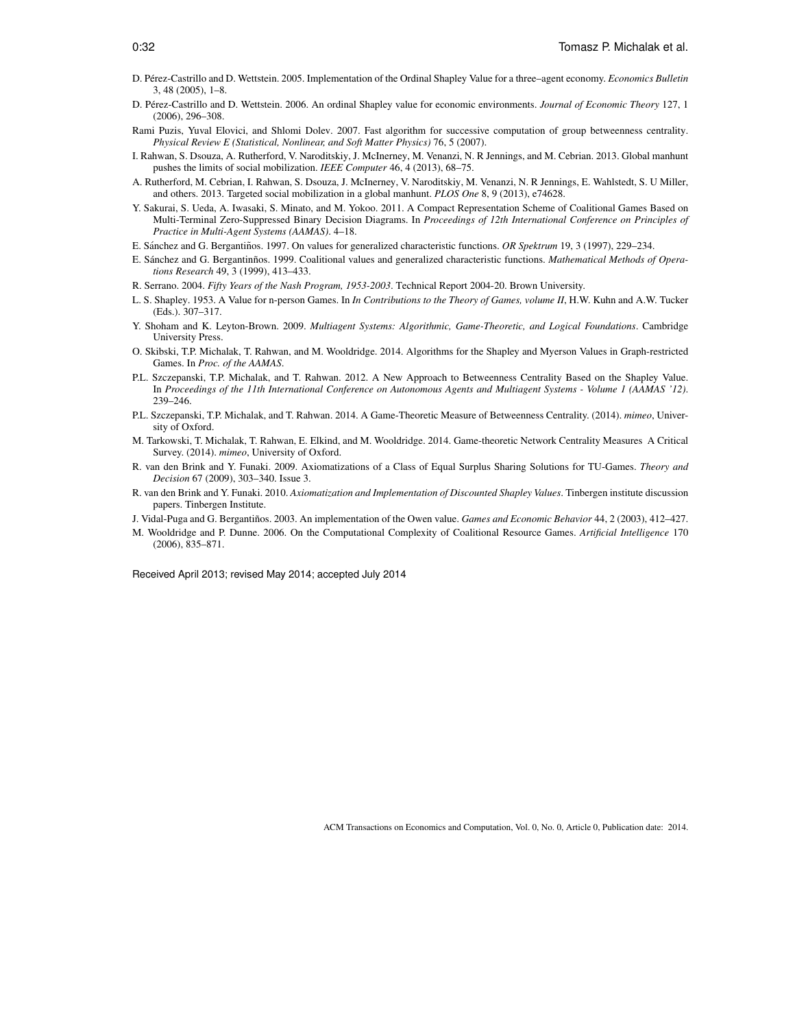D. Pérez-Castrillo and D. Wettstein. 2005. Implementation of the Ordinal Shapley Value for a three–agent economy. *Economics Bulletin* 3, 48 (2005), 1–8.

D. Pérez-Castrillo and D. Wettstein. 2006. An ordinal Shapley value for economic environments. *Journal of Economic Theory* 127, 1 (2006), 296–308.

Rami Puzis, Yuval Elovici, and Shlomi Dolev. 2007. Fast algorithm for successive computation of group betweenness centrality. *Physical Review E (Statistical, Nonlinear, and Soft Matter Physics)* 76, 5 (2007).

I. Rahwan, S. Dsouza, A. Rutherford, V. Naroditskiy, J. McInerney, M. Venanzi, N. R Jennings, and M. Cebrian. 2013. Global manhunt pushes the limits of social mobilization. *IEEE Computer* 46, 4 (2013), 68–75.

A. Rutherford, M. Cebrian, I. Rahwan, S. Dsouza, J. McInerney, V. Naroditskiy, M. Venanzi, N. R Jennings, E. Wahlstedt, S. U Miller, and others. 2013. Targeted social mobilization in a global manhunt. *PLOS One* 8, 9 (2013), e74628.

Y. Sakurai, S. Ueda, A. Iwasaki, S. Minato, and M. Yokoo. 2011. A Compact Representation Scheme of Coalitional Games Based on Multi-Terminal Zero-Suppressed Binary Decision Diagrams. In *Proceedings of 12th International Conference on Principles of Practice in Multi-Agent Systems (AAMAS)*. 4–18.

E. Sánchez and G. Bergantiños. 1997. On values for generalized characteristic functions. *OR Spektrum* 19, 3 (1997), 229–234.

E. Sánchez and G. Bergantinños. 1999. Coalitional values and generalized characteristic functions. *Mathematical Methods of Operations Research* 49, 3 (1999), 413–433.

R. Serrano. 2004. *Fifty Years of the Nash Program, 1953-2003*. Technical Report 2004-20. Brown University.

L. S. Shapley. 1953. A Value for n-person Games. In *In Contributions to the Theory of Games, volume II*, H.W. Kuhn and A.W. Tucker (Eds.). 307–317.

Y. Shoham and K. Leyton-Brown. 2009. *Multiagent Systems: Algorithmic, Game-Theoretic, and Logical Foundations*. Cambridge University Press.

O. Skibski, T.P. Michalak, T. Rahwan, and M. Wooldridge. 2014. Algorithms for the Shapley and Myerson Values in Graph-restricted Games. In *Proc. of the AAMAS*.

P.L. Szczepanski, T.P. Michalak, and T. Rahwan. 2012. A New Approach to Betweenness Centrality Based on the Shapley Value. In *Proceedings of the 11th International Conference on Autonomous Agents and Multiagent Systems - Volume 1 (AAMAS '12)*. 239–246.

P.L. Szczepanski, T.P. Michalak, and T. Rahwan. 2014. A Game-Theoretic Measure of Betweenness Centrality. (2014). *mimeo*, University of Oxford.

M. Tarkowski, T. Michalak, T. Rahwan, E. Elkind, and M. Wooldridge. 2014. Game-theoretic Network Centrality Measures A Critical Survey. (2014). *mimeo*, University of Oxford.

R. van den Brink and Y. Funaki. 2009. Axiomatizations of a Class of Equal Surplus Sharing Solutions for TU-Games. *Theory and Decision* 67 (2009), 303–340. Issue 3.

R. van den Brink and Y. Funaki. 2010. *Axiomatization and Implementation of Discounted Shapley Values*. Tinbergen institute discussion papers. Tinbergen Institute.

J. Vidal-Puga and G. Bergantiños. 2003. An implementation of the Owen value. *Games and Economic Behavior* 44, 2 (2003), 412–427.

M. Wooldridge and P. Dunne. 2006. On the Computational Complexity of Coalitional Resource Games. *Artificial Intelligence* 170 (2006), 835–871.

Received April 2013; revised May 2014; accepted July 2014